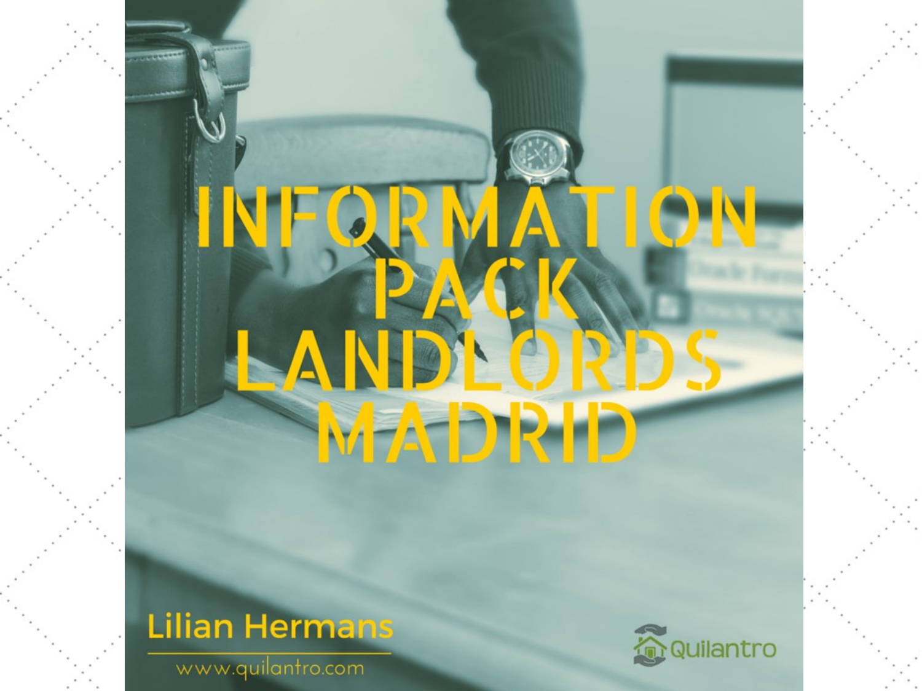# INFORMATION PACK LANDLORDS MADRID

Lilian Hermans

www.quilantro.com

Quilantro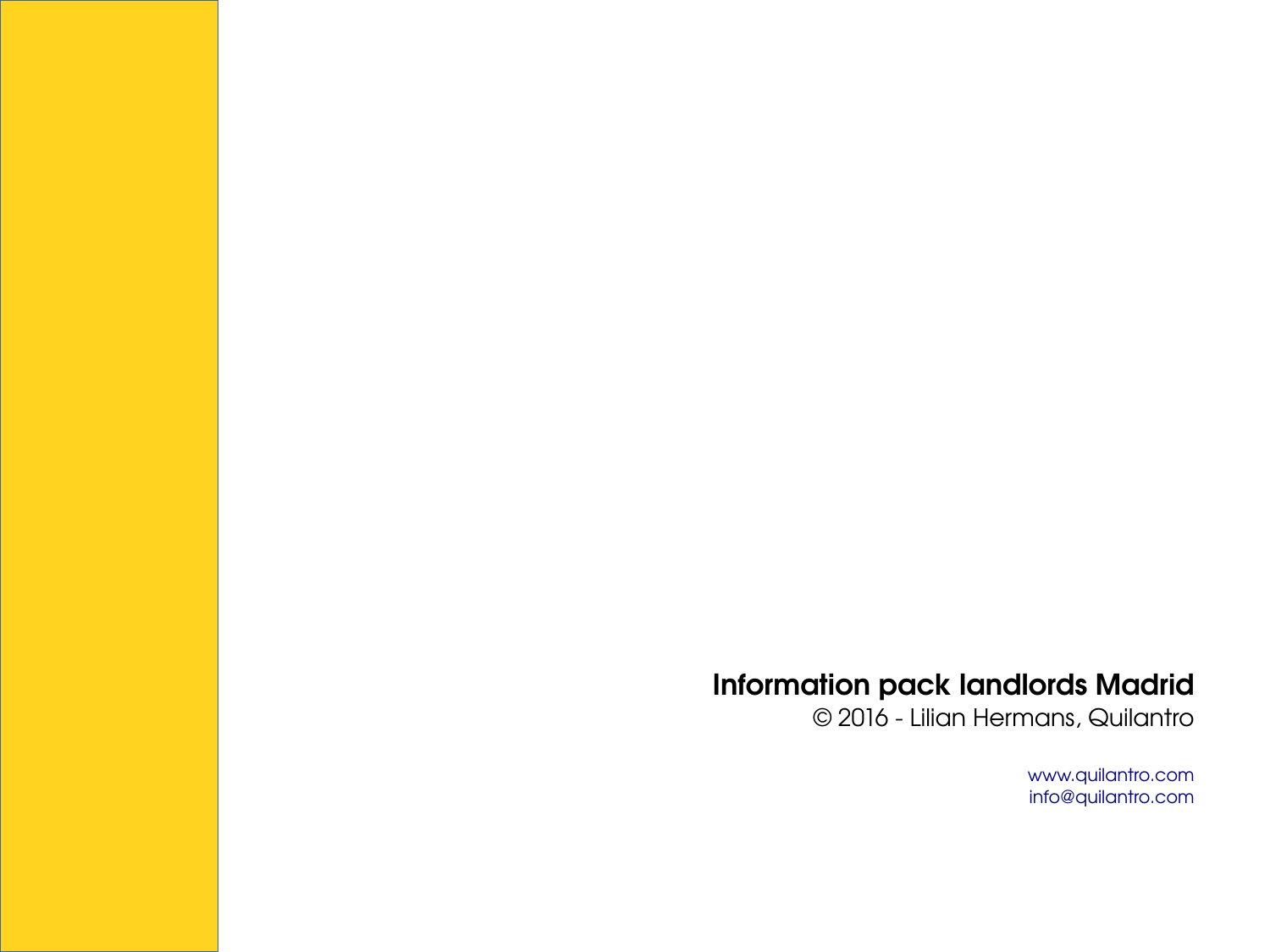# Information pack landlords Madrid

© 2016 - Lilian Hermans, Quilantro

www.quilantro.com
info@quilantro.com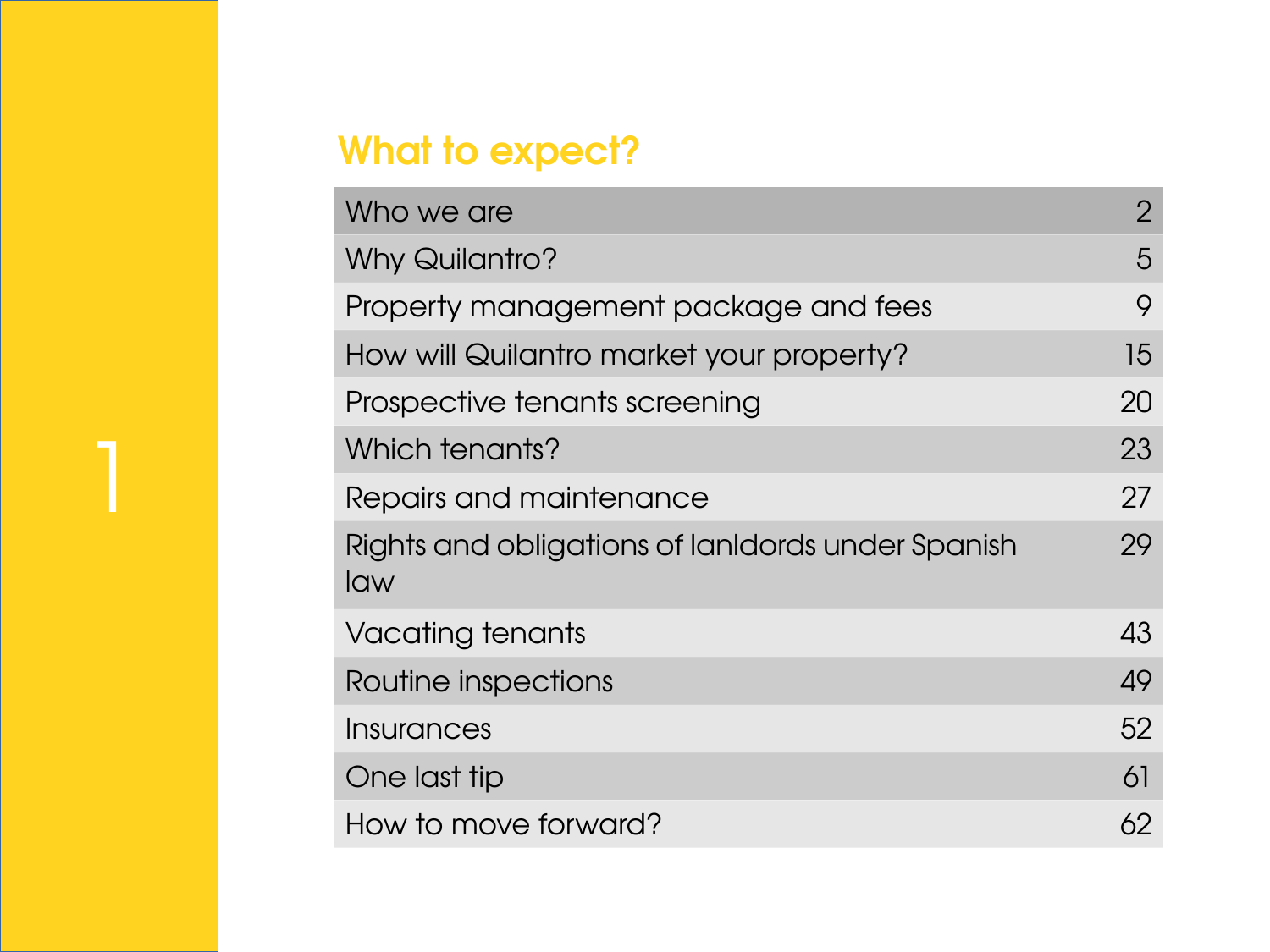## What to expect?

| | |
|---|---|
| Who we are | 2 |
| Why Quilantro? | 5 |
| Property management package and fees | 9 |
| How will Quilantro market your property? | 15 |
| Prospective tenants screening | 20 |
| Which tenants? | 23 |
| Repairs and maintenance | 27 |
| Rights and obligations of lanldords under Spanish law | 29 |
| Vacating tenants | 43 |
| Routine inspections | 49 |
| Insurances | 52 |
| One last tip | 61 |
| How to move forward? | 62 |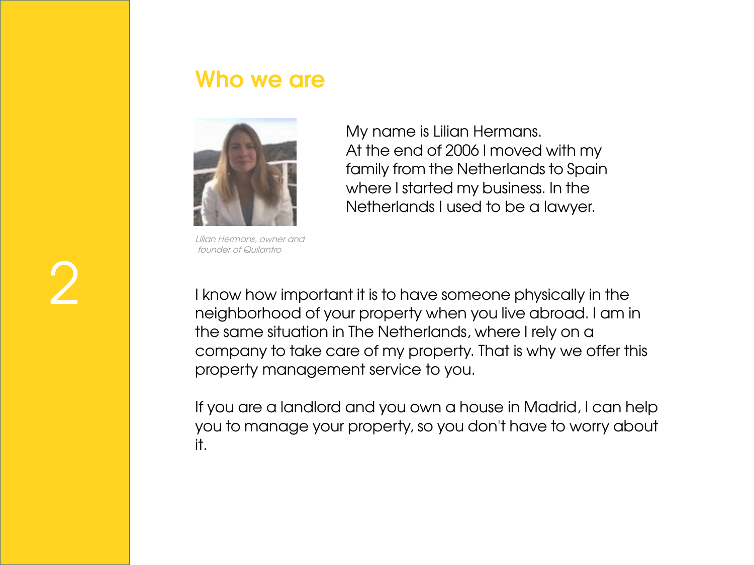## Who we are

*Lilian Hermans, owner and founder of Quilantro*

My name is Lilian Hermans.
At the end of 2006 I moved with my family from the Netherlands to Spain where I started my business. In the Netherlands I used to be a lawyer.

I know how important it is to have someone physically in the neighborhood of your property when you live abroad. I am in the same situation in The Netherlands, where I rely on a company to take care of my property. That is why we offer this property management service to you.

If you are a landlord and you own a house in Madrid, I can help you to manage your property, so you don't have to worry about it.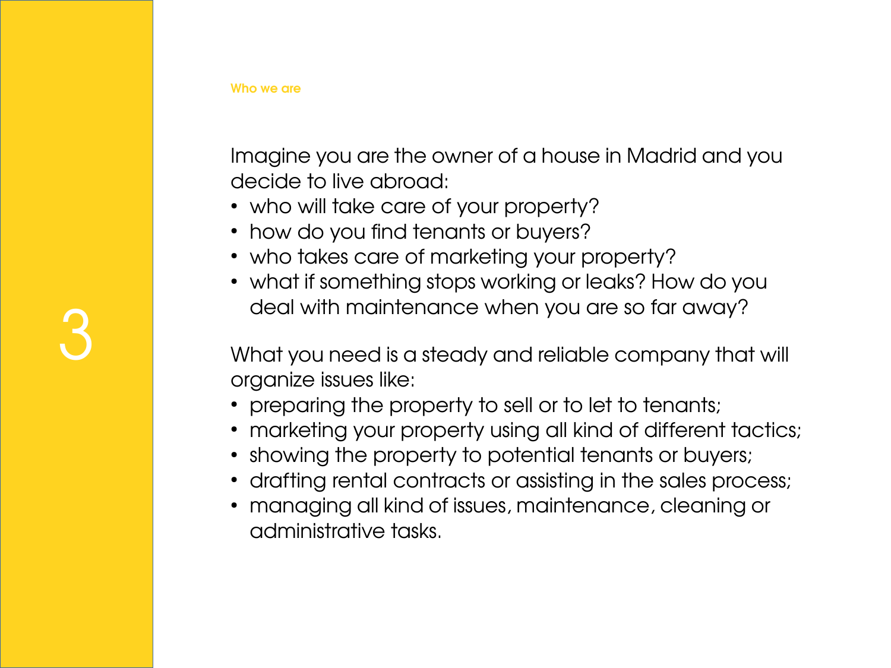## Who we are

Imagine you are the owner of a house in Madrid and you decide to live abroad:

- who will take care of your property?
- how do you find tenants or buyers?
- who takes care of marketing your property?
- what if something stops working or leaks? How do you deal with maintenance when you are so far away?

What you need is a steady and reliable company that will organize issues like:

- preparing the property to sell or to let to tenants;
- marketing your property using all kind of different tactics;
- showing the property to potential tenants or buyers;
- drafting rental contracts or assisting in the sales process;
- managing all kind of issues, maintenance, cleaning or administrative tasks.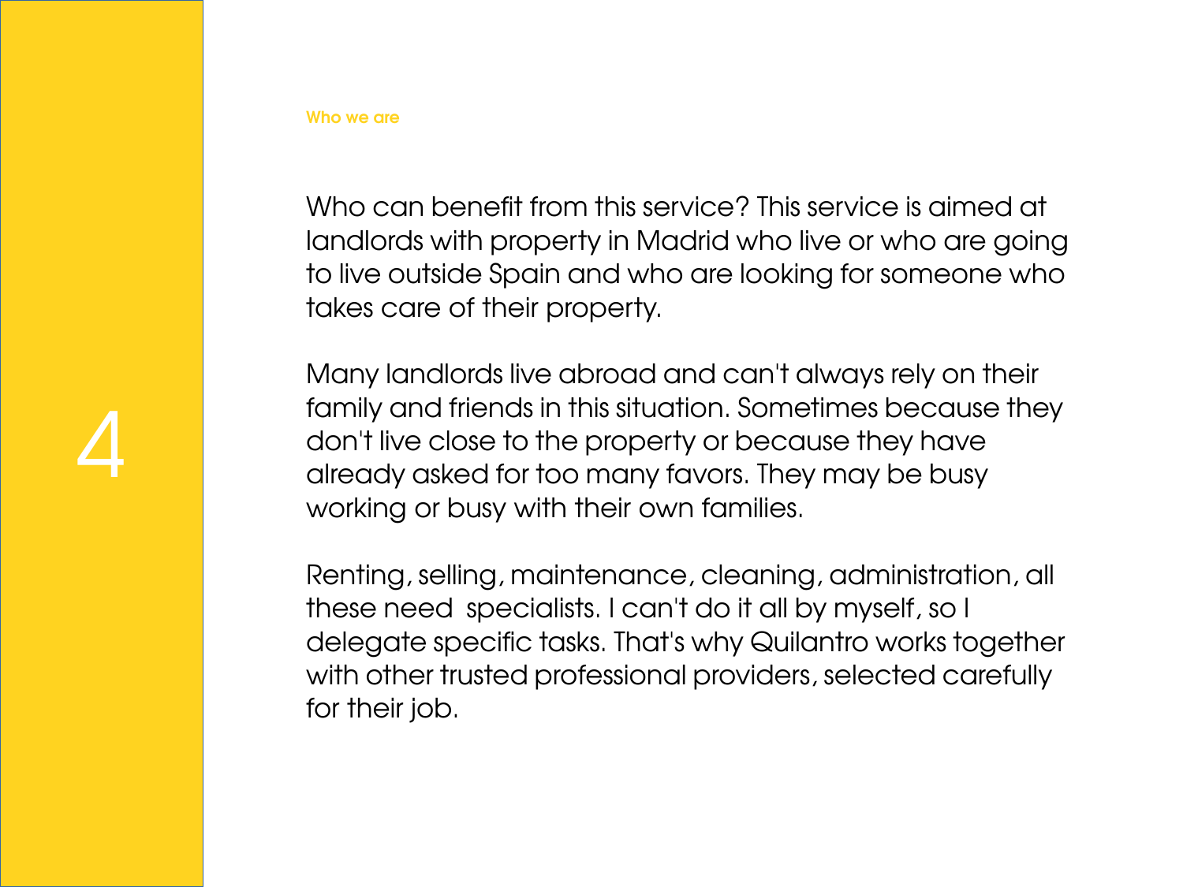## Who we are

Who can benefit from this service? This service is aimed at landlords with property in Madrid who live or who are going to live outside Spain and who are looking for someone who takes care of their property.

Many landlords live abroad and can't always rely on their family and friends in this situation. Sometimes because they don't live close to the property or because they have already asked for too many favors. They may be busy working or busy with their own families.

Renting, selling, maintenance, cleaning, administration, all these need specialists. I can't do it all by myself, so I delegate specific tasks. That's why Quilantro works together with other trusted professional providers, selected carefully for their job.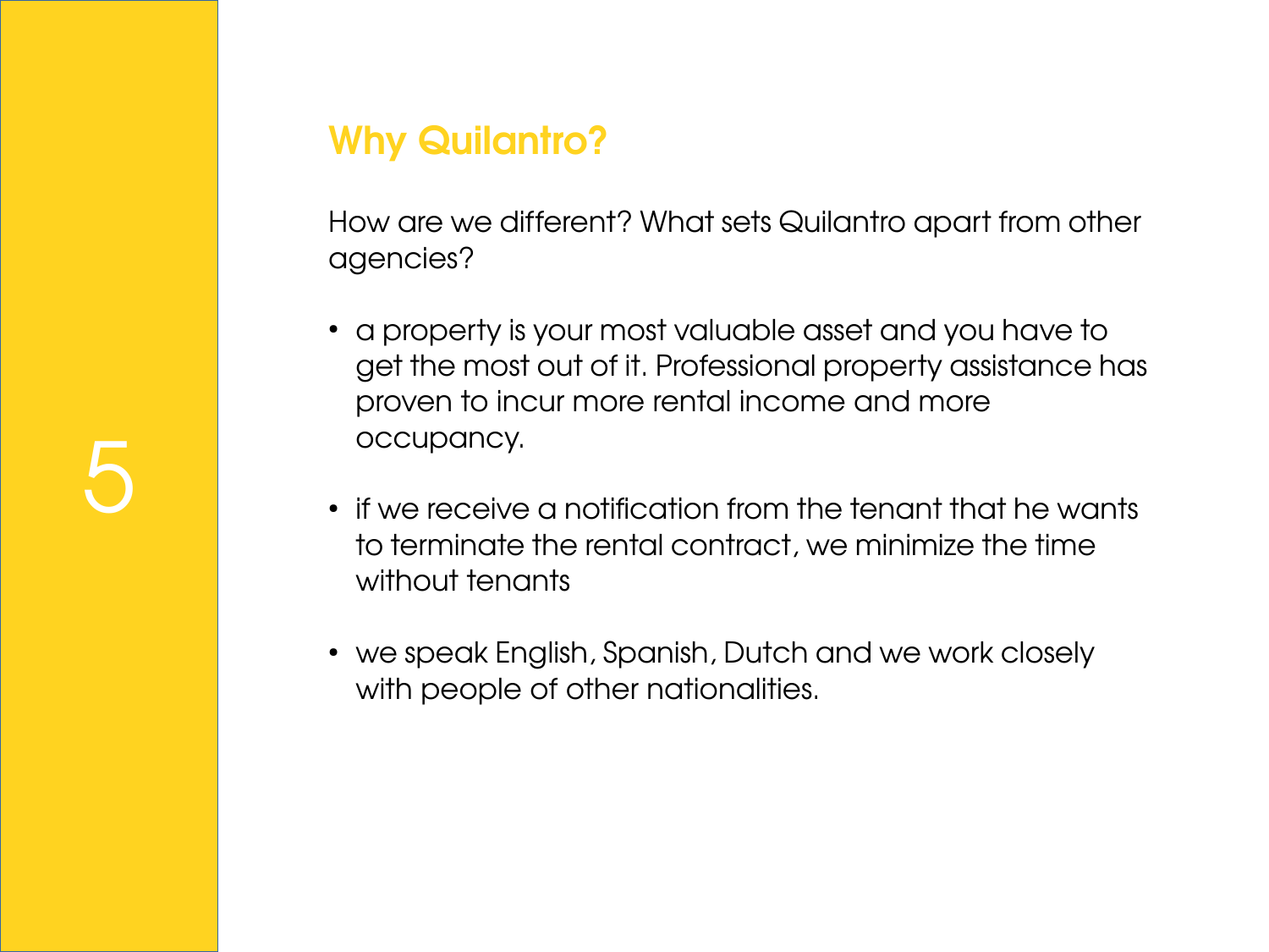## Why Quilantro?

How are we different? What sets Quilantro apart from other agencies?

- a property is your most valuable asset and you have to get the most out of it. Professional property assistance has proven to incur more rental income and more occupancy.
- if we receive a notification from the tenant that he wants to terminate the rental contract, we minimize the time without tenants
- we speak English, Spanish, Dutch and we work closely with people of other nationalities.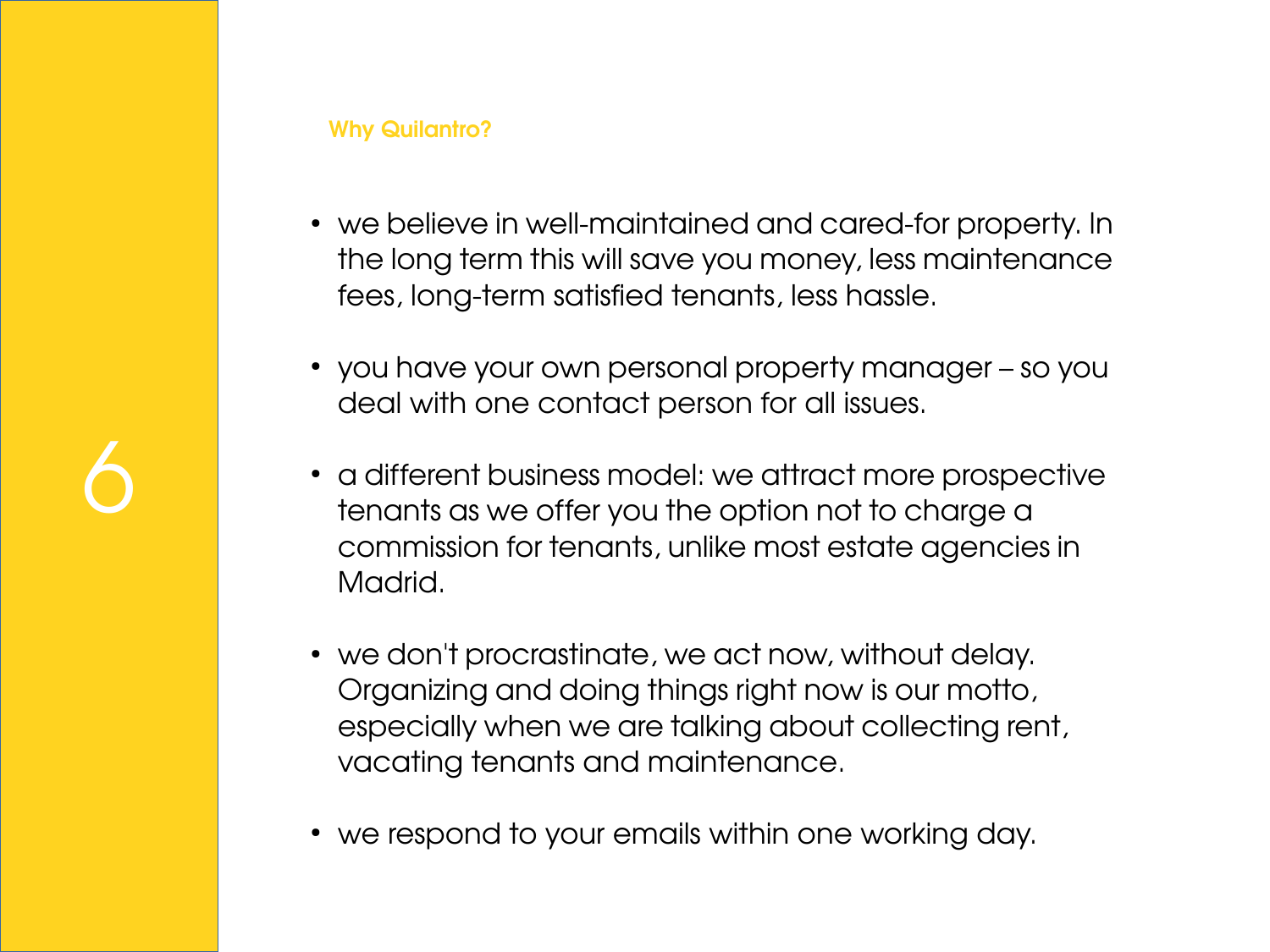## Why Quilantro?

- we believe in well-maintained and cared-for property. In the long term this will save you money, less maintenance fees, long-term satisfied tenants, less hassle.

- you have your own personal property manager – so you deal with one contact person for all issues.

- a different business model: we attract more prospective tenants as we offer you the option not to charge a commission for tenants, unlike most estate agencies in Madrid.

- we don't procrastinate, we act now, without delay. Organizing and doing things right now is our motto, especially when we are talking about collecting rent, vacating tenants and maintenance.

- we respond to your emails within one working day.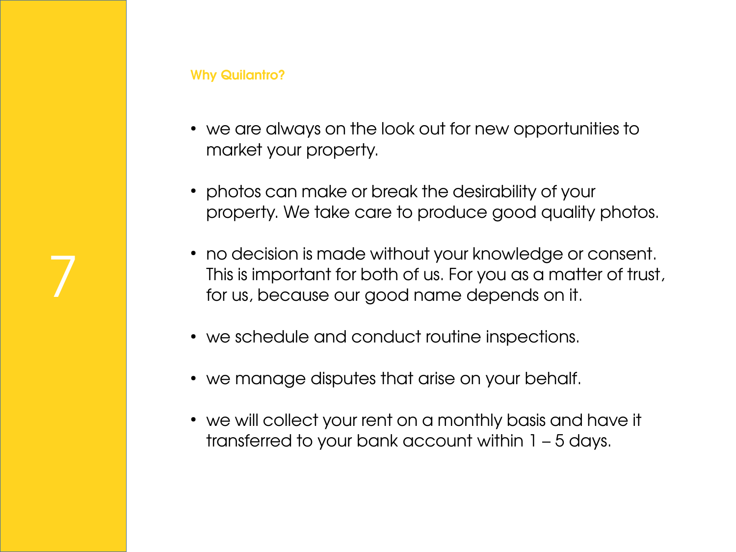## Why Quilantro?

- we are always on the look out for new opportunities to market your property.
- photos can make or break the desirability of your property. We take care to produce good quality photos.
- no decision is made without your knowledge or consent. This is important for both of us. For you as a matter of trust, for us, because our good name depends on it.
- we schedule and conduct routine inspections.
- we manage disputes that arise on your behalf.
- we will collect your rent on a monthly basis and have it transferred to your bank account within 1 – 5 days.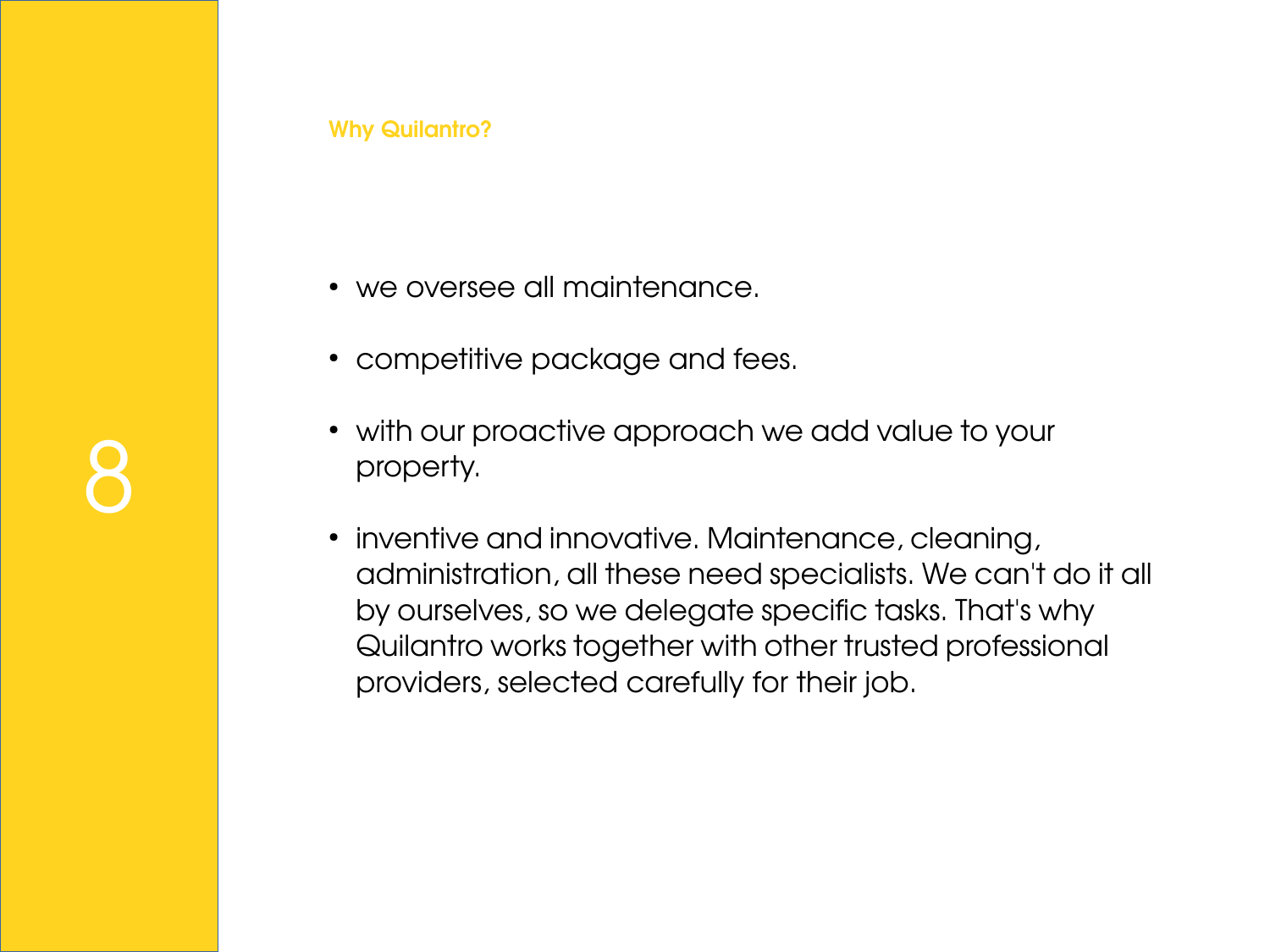## Why Quilantro?

- we oversee all maintenance.
- competitive package and fees.
- with our proactive approach we add value to your property.
- inventive and innovative. Maintenance, cleaning, administration, all these need specialists. We can't do it all by ourselves, so we delegate specific tasks. That's why Quilantro works together with other trusted professional providers, selected carefully for their job.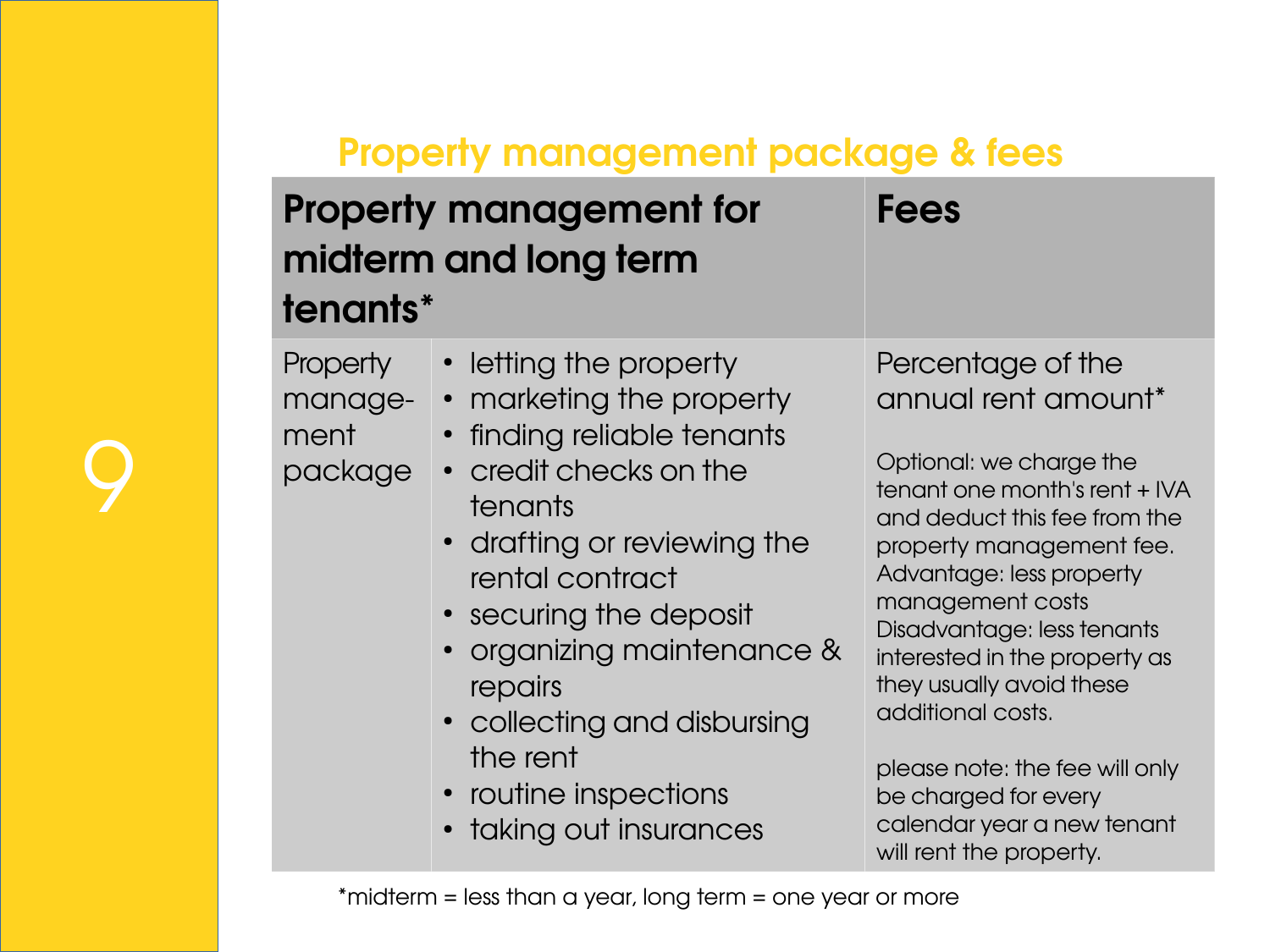## Property management package & fees

| Property management for midterm and long term tenants* | | Fees |
|---|---|---|
| Property manage-ment package | • letting the property<br>• marketing the property<br>• finding reliable tenants<br>• credit checks on the tenants<br>• drafting or reviewing the rental contract<br>• securing the deposit<br>• organizing maintenance & repairs<br>• collecting and disbursing the rent<br>• routine inspections<br>• taking out insurances | Percentage of the annual rent amount*<br><br>Optional: we charge the tenant one month's rent + IVA and deduct this fee from the property management fee.<br>Advantage: less property management costs<br>Disadvantage: less tenants interested in the property as they usually avoid these additional costs.<br><br>please note: the fee will only be charged for every calendar year a new tenant will rent the property. |

*midterm = less than a year, long term = one year or more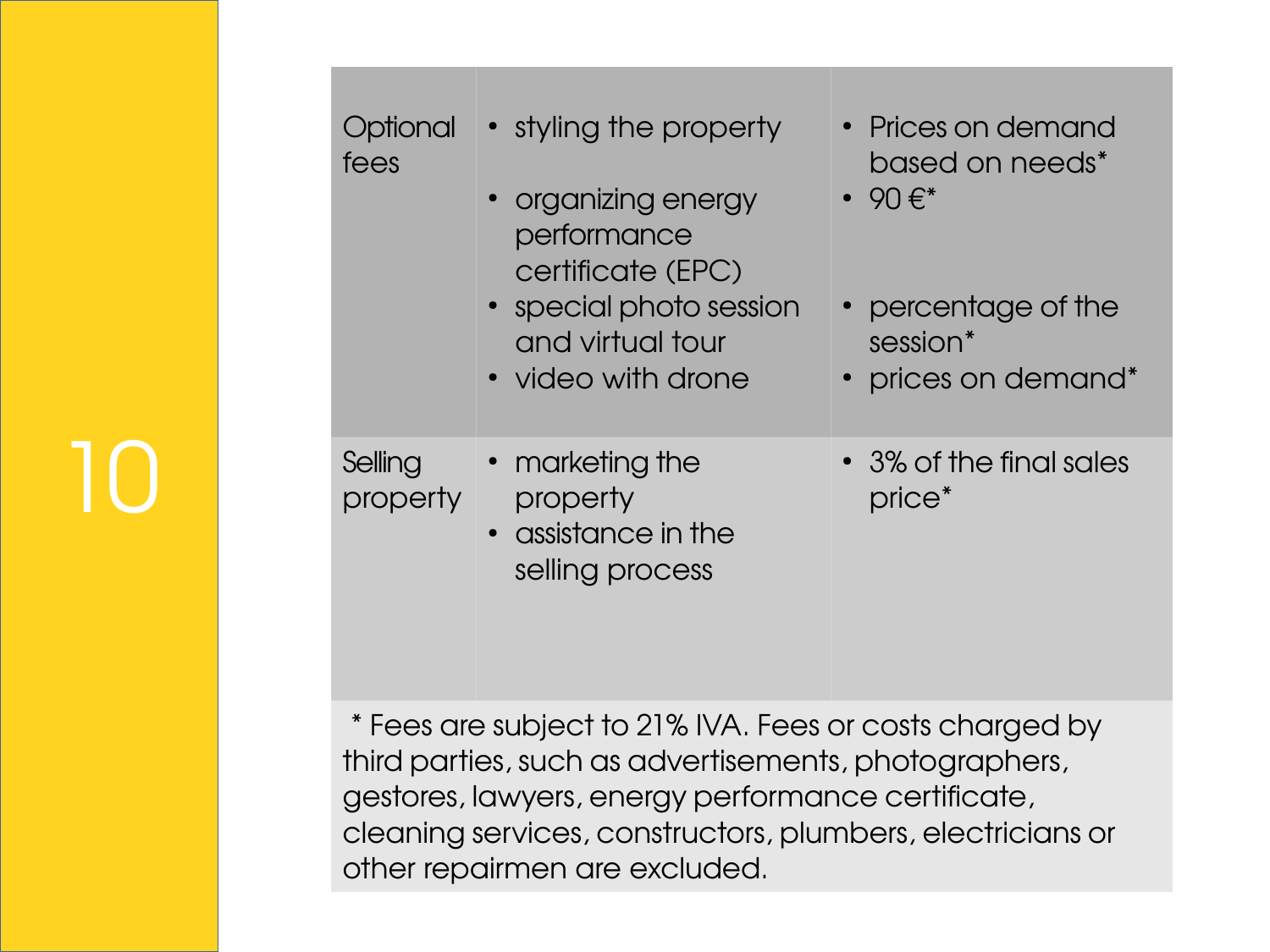| | | |
|---|---|---|
| Optional fees | • styling the property<br>• organizing energy performance certificate (EPC)<br>• special photo session and virtual tour<br>• video with drone | • Prices on demand based on needs*<br>• 90 €*<br>• percentage of the session*<br>• prices on demand* |
| Selling property | • marketing the property<br>• assistance in the selling process | • 3% of the final sales price* |

* Fees are subject to 21% IVA. Fees or costs charged by third parties, such as advertisements, photographers, gestores, lawyers, energy performance certificate, cleaning services, constructors, plumbers, electricians or other repairmen are excluded.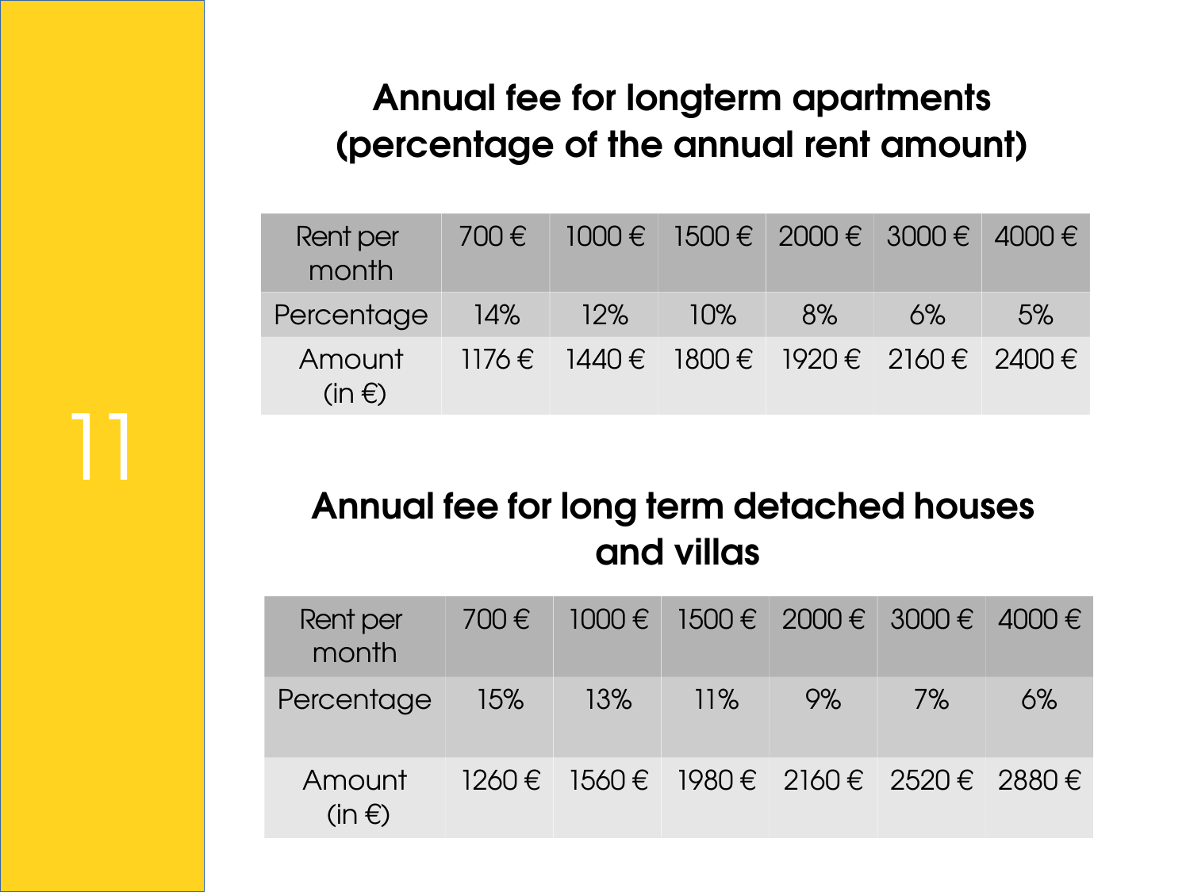## Annual fee for longterm apartments (percentage of the annual rent amount)

| Rent per month | 700 € | 1000 € | 1500 € | 2000 € | 3000 € | 4000 € |
|---|---|---|---|---|---|---|
| Percentage | 14% | 12% | 10% | 8% | 6% | 5% |
| Amount (in €) | 1176 € | 1440 € | 1800 € | 1920 € | 2160 € | 2400 € |

## Annual fee for long term detached houses and villas

| Rent per month | 700 € | 1000 € | 1500 € | 2000 € | 3000 € | 4000 € |
|---|---|---|---|---|---|---|
| Percentage | 15% | 13% | 11% | 9% | 7% | 6% |
| Amount (in €) | 1260 € | 1560 € | 1980 € | 2160 € | 2520 € | 2880 € |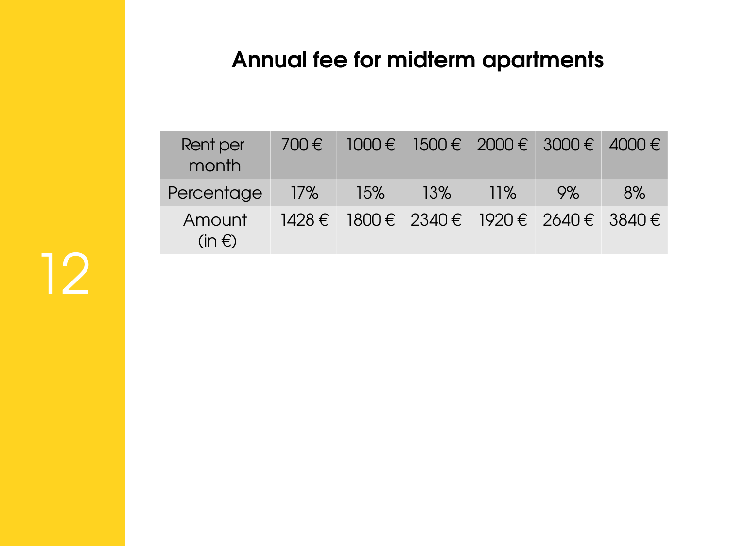# Annual fee for midterm apartments

| Rent per month | 700 € | 1000 € | 1500 € | 2000 € | 3000 € | 4000 € |
|---|---|---|---|---|---|---|
| Percentage | 17% | 15% | 13% | 11% | 9% | 8% |
| Amount (in €) | 1428 € | 1800 € | 2340 € | 1920 € | 2640 € | 3840 € |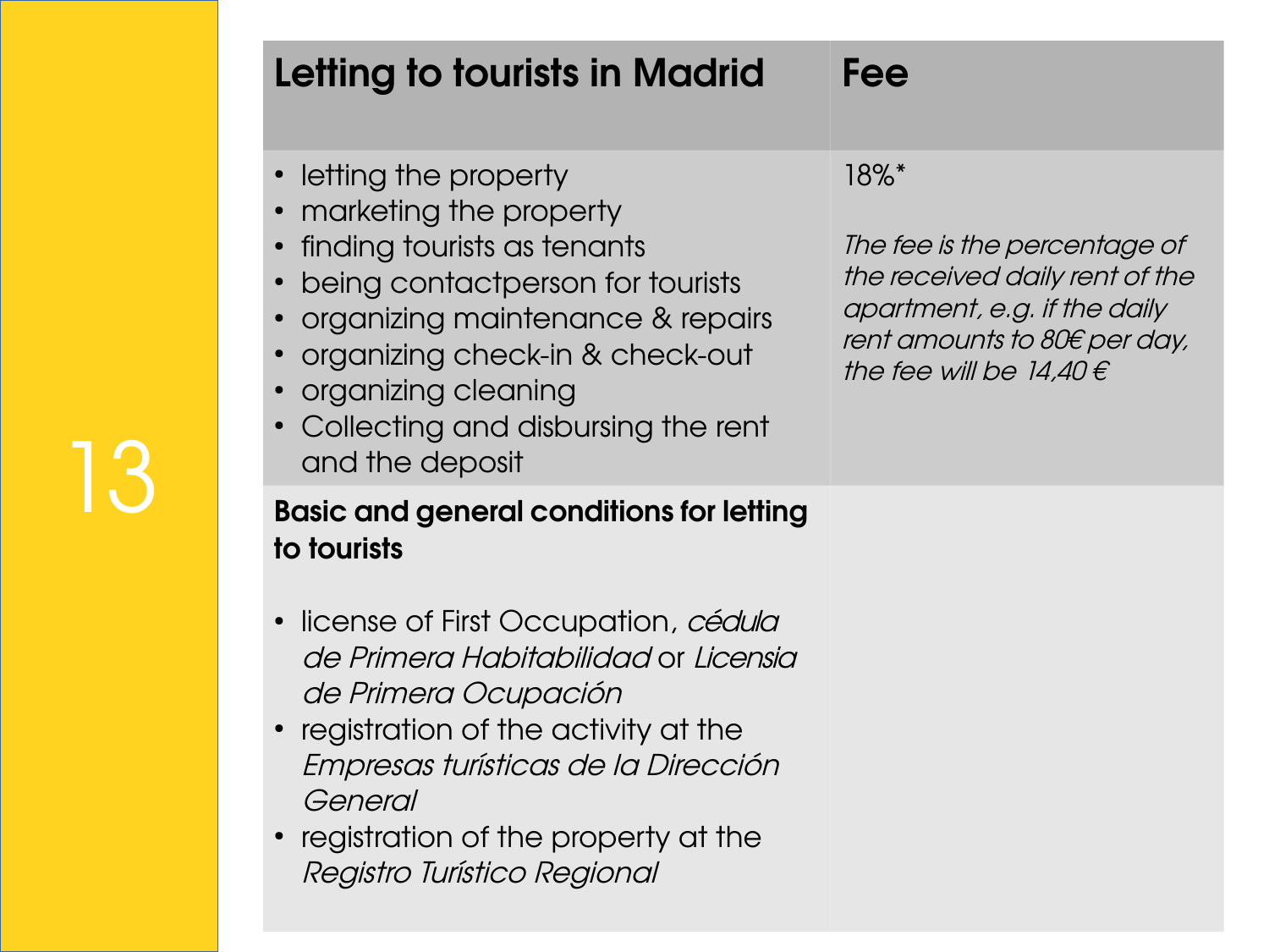| Letting to tourists in Madrid | Fee |
|---|---|
| • letting the property<br>• marketing the property<br>• finding tourists as tenants<br>• being contactperson for tourists<br>• organizing maintenance & repairs<br>• organizing check-in & check-out<br>• organizing cleaning<br>• Collecting and disbursing the rent and the deposit | 18%*<br><br>*The fee is the percentage of the received daily rent of the apartment, e.g. if the daily rent amounts to 80€ per day, the fee will be 14,40 €* |
| **Basic and general conditions for letting to tourists**<br><br>• license of First Occupation, *cédula de Primera Habitabilidad* or *Licensia de Primera Ocupación*<br>• registration of the activity at the *Empresas turísticas de la Dirección General*<br>• registration of the property at the *Registro Turístico Regional* | |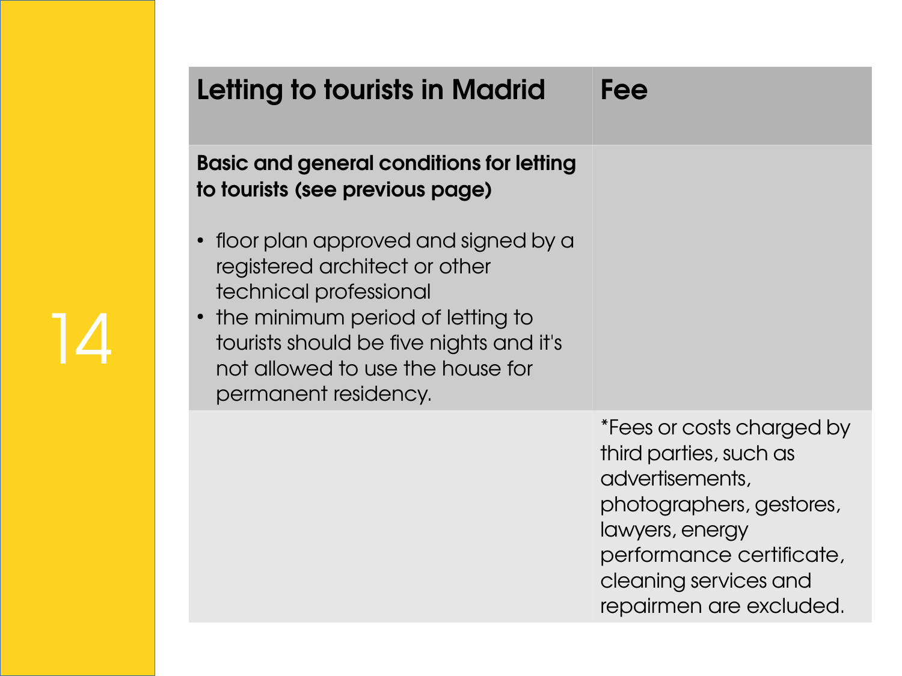| Letting to tourists in Madrid | Fee |
| --- | --- |
| **Basic and general conditions for letting to tourists (see previous page)**<br><br>• floor plan approved and signed by a registered architect or other technical professional<br>• the minimum period of letting to tourists should be five nights and it's not allowed to use the house for permanent residency. | |
| | *Fees or costs charged by third parties, such as advertisements, photographers, gestores, lawyers, energy performance certificate, cleaning services and repairmen are excluded. |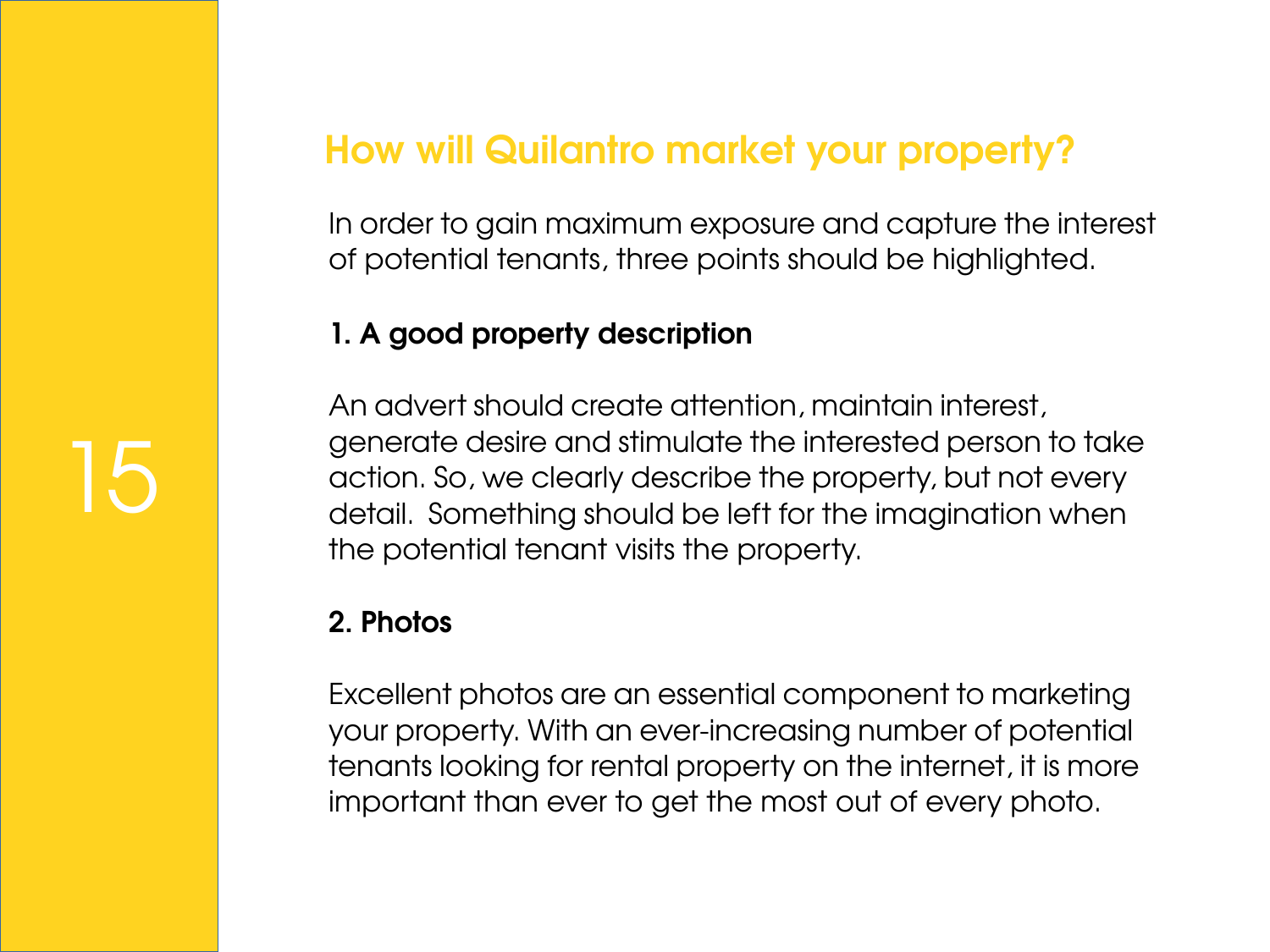## How will Quilantro market your property?

In order to gain maximum exposure and capture the interest of potential tenants, three points should be highlighted.

### 1. A good property description

An advert should create attention, maintain interest, generate desire and stimulate the interested person to take action. So, we clearly describe the property, but not every detail. Something should be left for the imagination when the potential tenant visits the property.

### 2. Photos

Excellent photos are an essential component to marketing your property. With an ever-increasing number of potential tenants looking for rental property on the internet, it is more important than ever to get the most out of every photo.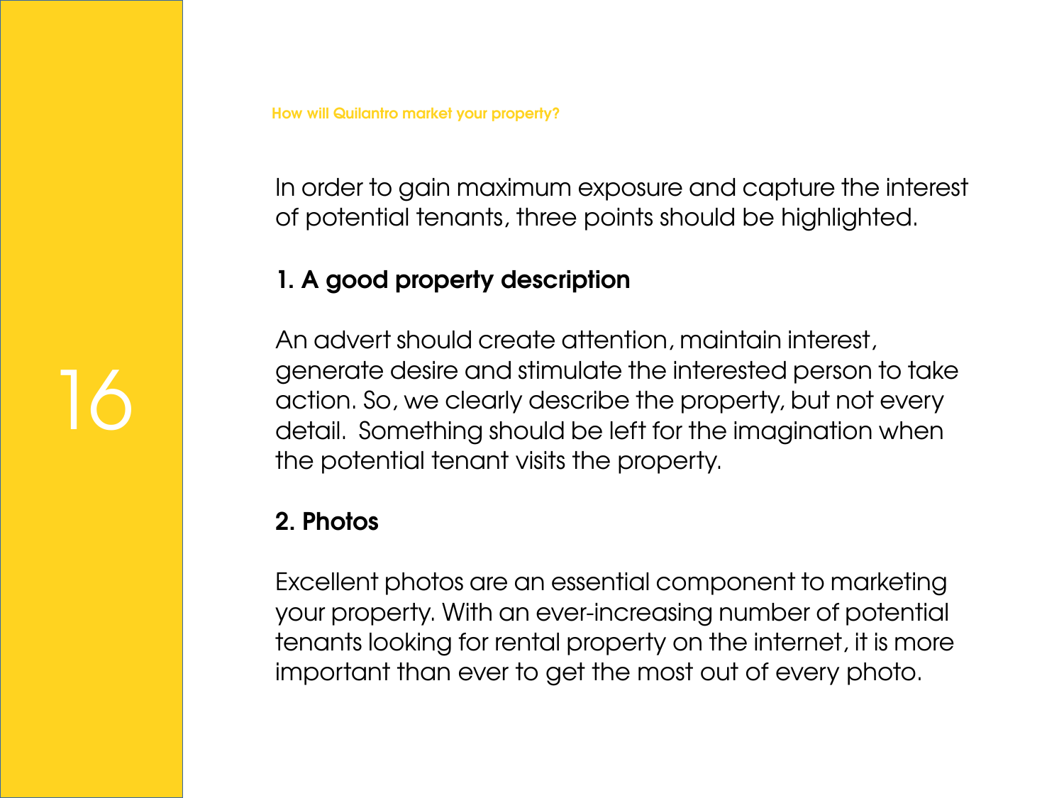How will Quilantro market your property?

In order to gain maximum exposure and capture the interest of potential tenants, three points should be highlighted.

## 1. A good property description

An advert should create attention, maintain interest, generate desire and stimulate the interested person to take action. So, we clearly describe the property, but not every detail. Something should be left for the imagination when the potential tenant visits the property.

## 2. Photos

Excellent photos are an essential component to marketing your property. With an ever-increasing number of potential tenants looking for rental property on the internet, it is more important than ever to get the most out of every photo.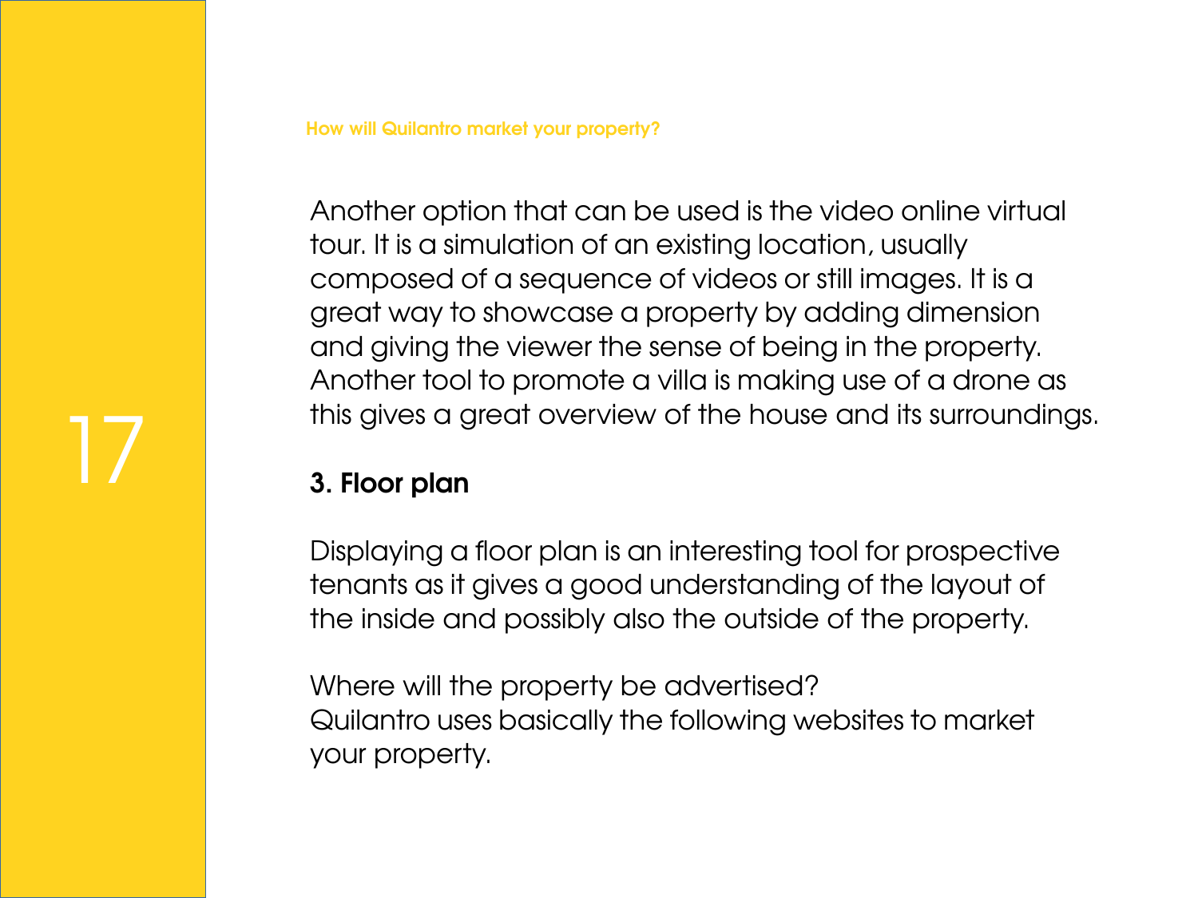How will Quilantro market your property?

Another option that can be used is the video online virtual tour. It is a simulation of an existing location, usually composed of a sequence of videos or still images. It is a great way to showcase a property by adding dimension and giving the viewer the sense of being in the property. Another tool to promote a villa is making use of a drone as this gives a great overview of the house and its surroundings.

**3. Floor plan**

Displaying a floor plan is an interesting tool for prospective tenants as it gives a good understanding of the layout of the inside and possibly also the outside of the property.

Where will the property be advertised?
Quilantro uses basically the following websites to market your property.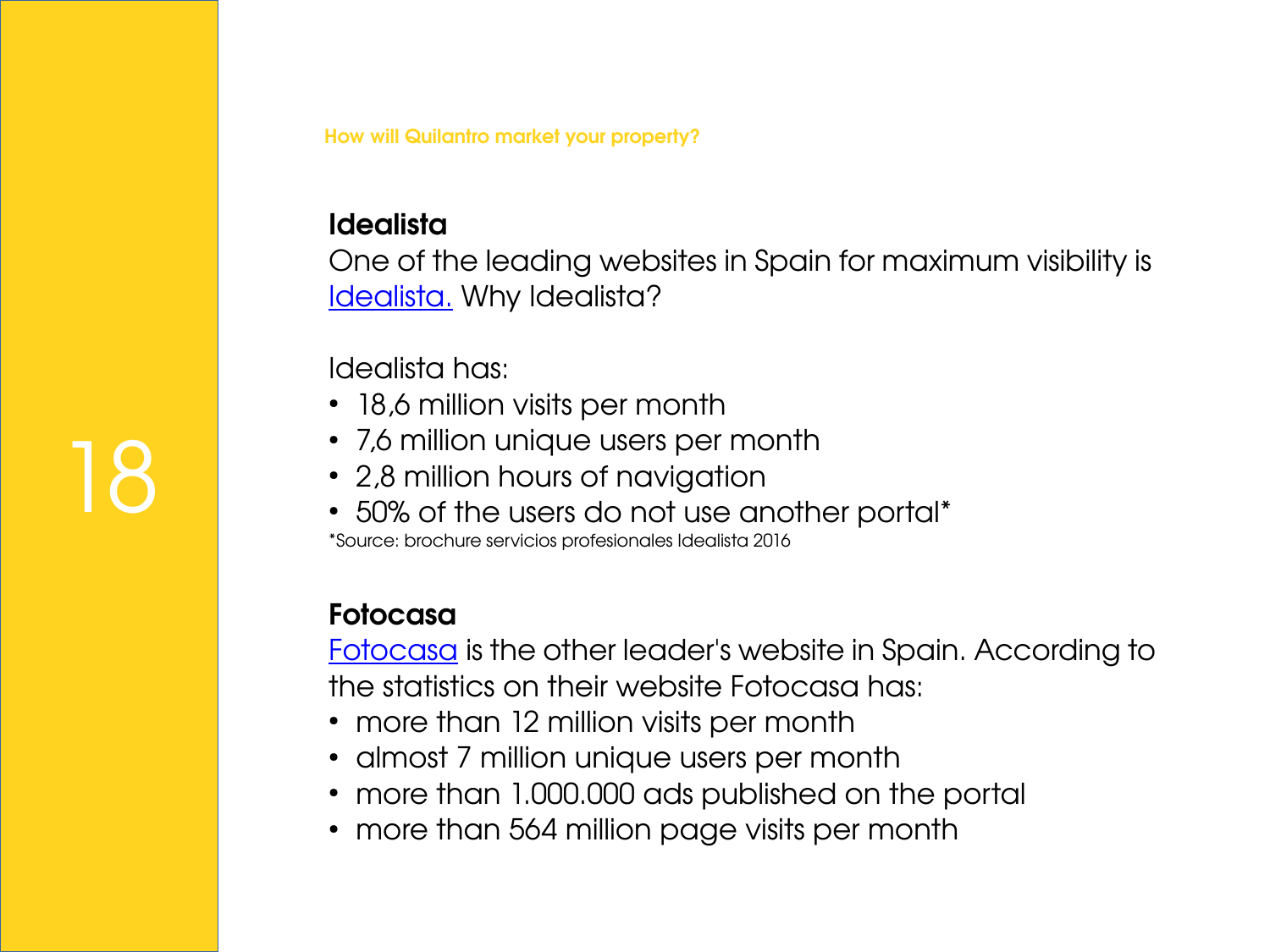How will Quilantro market your property?

### Idealista

One of the leading websites in Spain for maximum visibility is Idealista. Why Idealista?

Idealista has:

- 18,6 million visits per month
- 7,6 million unique users per month
- 2,8 million hours of navigation
- 50% of the users do not use another portal*

*Source: brochure servicios profesionales Idealista 2016

### Fotocasa

Fotocasa is the other leader's website in Spain. According to the statistics on their website Fotocasa has:

- more than 12 million visits per month
- almost 7 million unique users per month
- more than 1.000.000 ads published on the portal
- more than 564 million page visits per month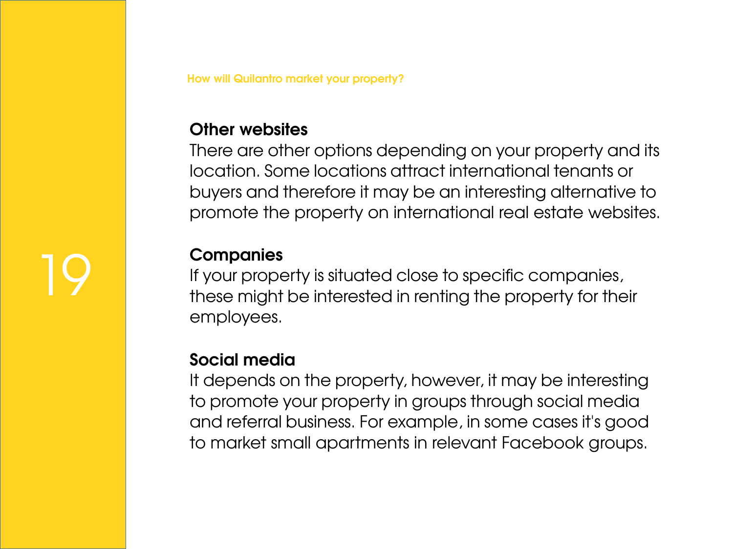How will Quilantro market your property?

### Other websites

There are other options depending on your property and its location. Some locations attract international tenants or buyers and therefore it may be an interesting alternative to promote the property on international real estate websites.

### Companies

If your property is situated close to specific companies, these might be interested in renting the property for their employees.

### Social media

It depends on the property, however, it may be interesting to promote your property in groups through social media and referral business. For example, in some cases it's good to market small apartments in relevant Facebook groups.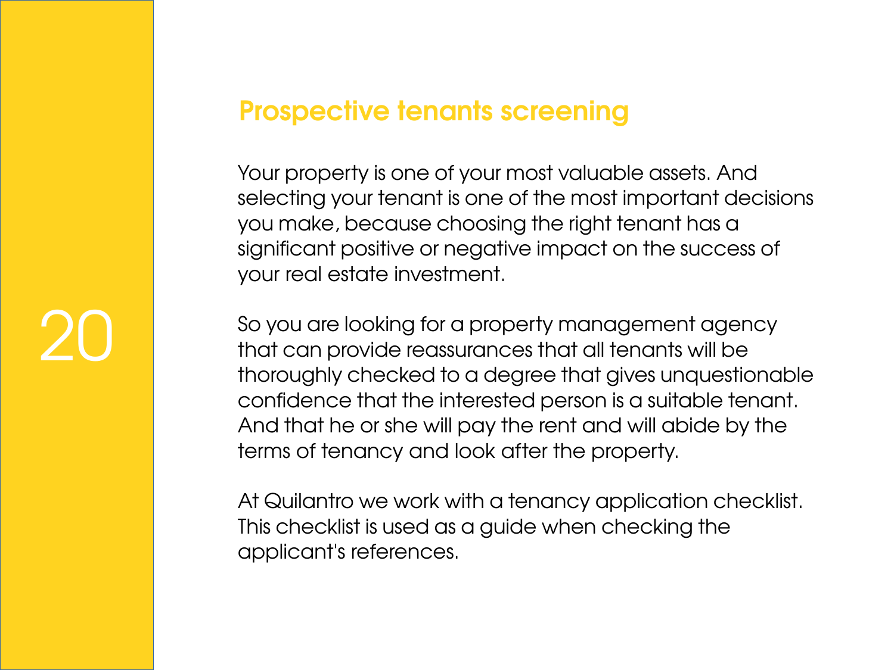## Prospective tenants screening

Your property is one of your most valuable assets. And selecting your tenant is one of the most important decisions you make, because choosing the right tenant has a significant positive or negative impact on the success of your real estate investment.

So you are looking for a property management agency that can provide reassurances that all tenants will be thoroughly checked to a degree that gives unquestionable confidence that the interested person is a suitable tenant. And that he or she will pay the rent and will abide by the terms of tenancy and look after the property.

At Quilantro we work with a tenancy application checklist. This checklist is used as a guide when checking the applicant's references.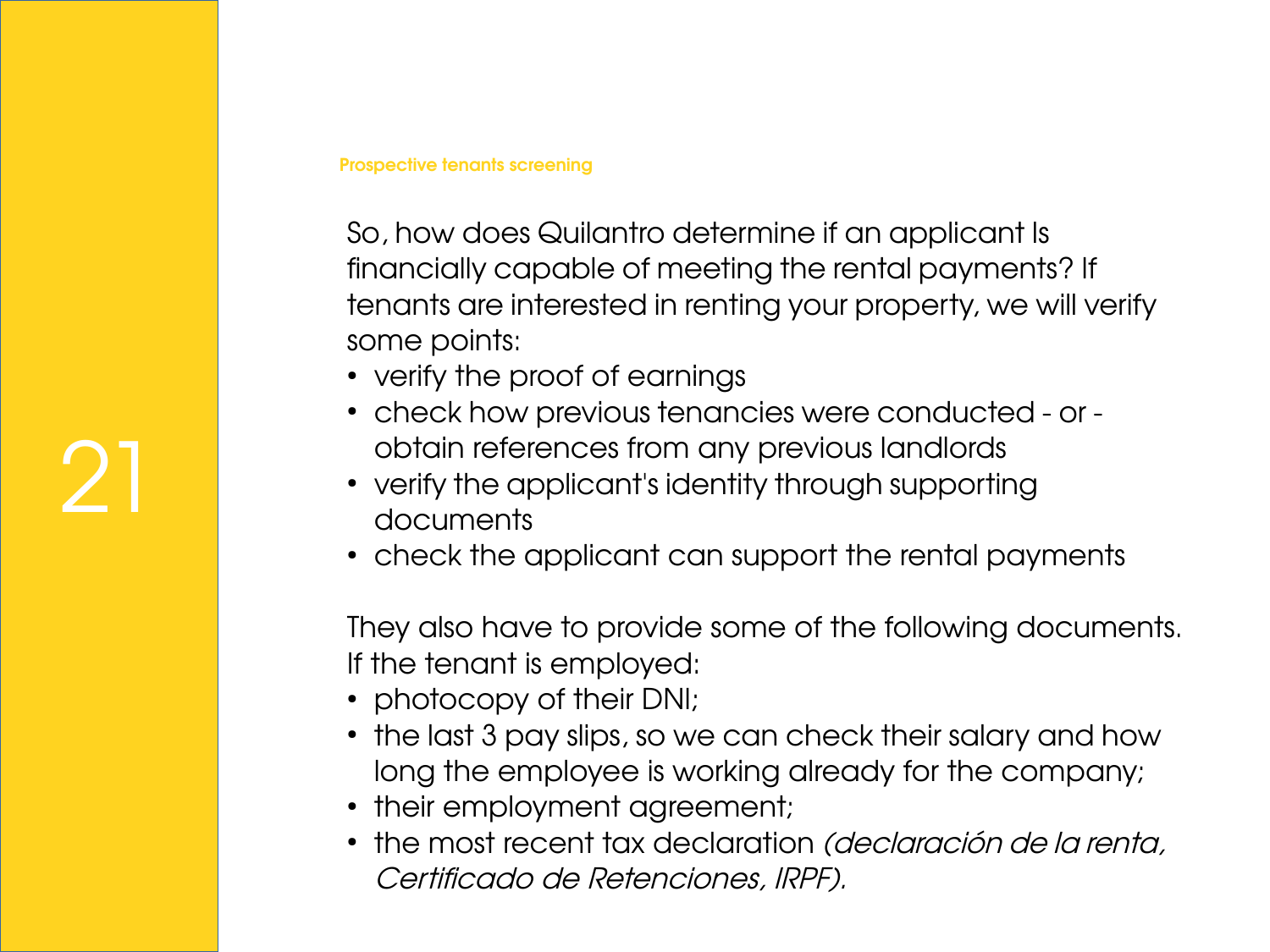### Prospective tenants screening

So, how does Quilantro determine if an applicant Is financially capable of meeting the rental payments? If tenants are interested in renting your property, we will verify some points:

- verify the proof of earnings
- check how previous tenancies were conducted - or - obtain references from any previous landlords
- verify the applicant's identity through supporting documents
- check the applicant can support the rental payments

They also have to provide some of the following documents. If the tenant is employed:

- photocopy of their DNI;
- the last 3 pay slips, so we can check their salary and how long the employee is working already for the company;
- their employment agreement;
- the most recent tax declaration *(declaración de la renta, Certificado de Retenciones, IRPF).*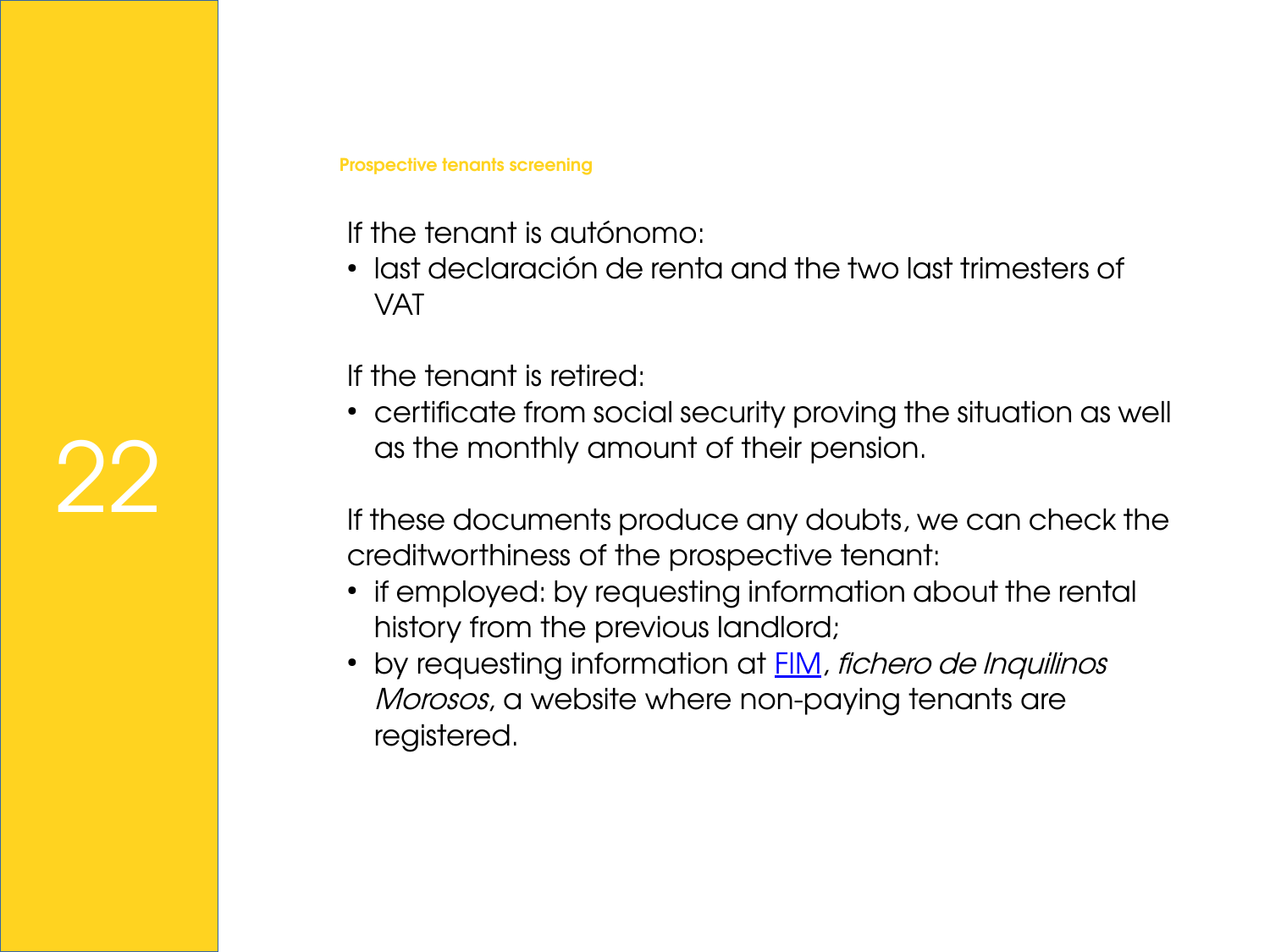Prospective tenants screening

If the tenant is autónomo:

- last declaración de renta and the two last trimesters of VAT

If the tenant is retired:

- certificate from social security proving the situation as well as the monthly amount of their pension.

If these documents produce any doubts, we can check the creditworthiness of the prospective tenant:

- if employed: by requesting information about the rental history from the previous landlord;
- by requesting information at FIM, *fichero de Inquilinos Morosos*, a website where non-paying tenants are registered.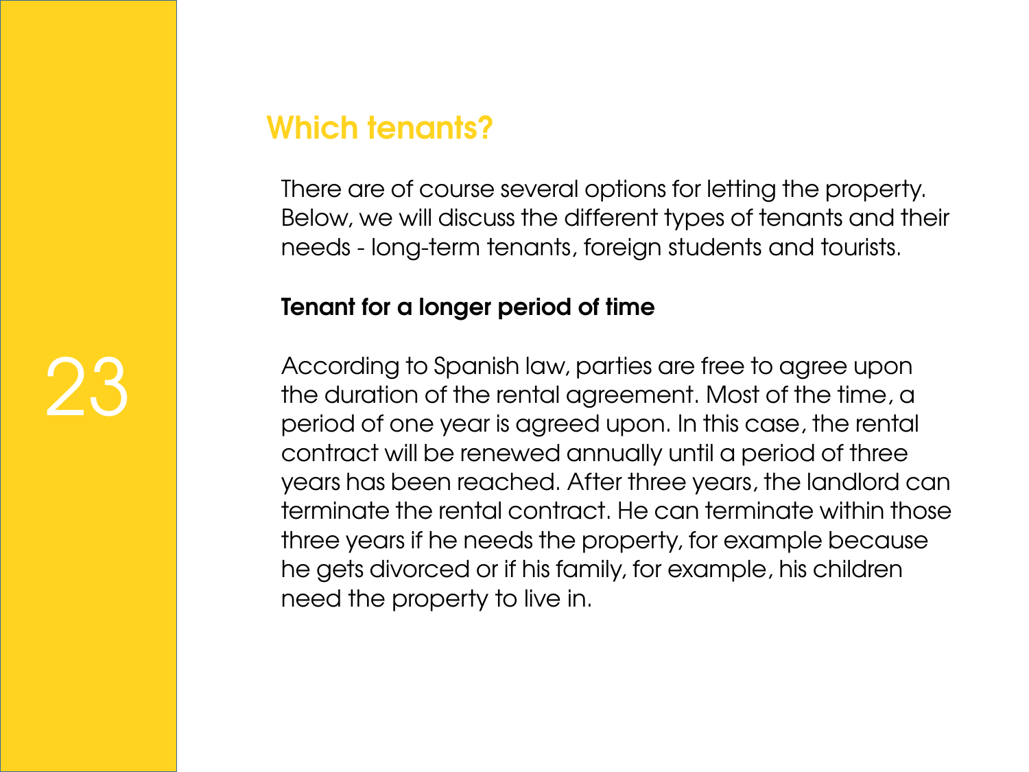## Which tenants?

There are of course several options for letting the property. Below, we will discuss the different types of tenants and their needs - long-term tenants, foreign students and tourists.

### Tenant for a longer period of time

According to Spanish law, parties are free to agree upon the duration of the rental agreement. Most of the time, a period of one year is agreed upon. In this case, the rental contract will be renewed annually until a period of three years has been reached. After three years, the landlord can terminate the rental contract. He can terminate within those three years if he needs the property, for example because he gets divorced or if his family, for example, his children need the property to live in.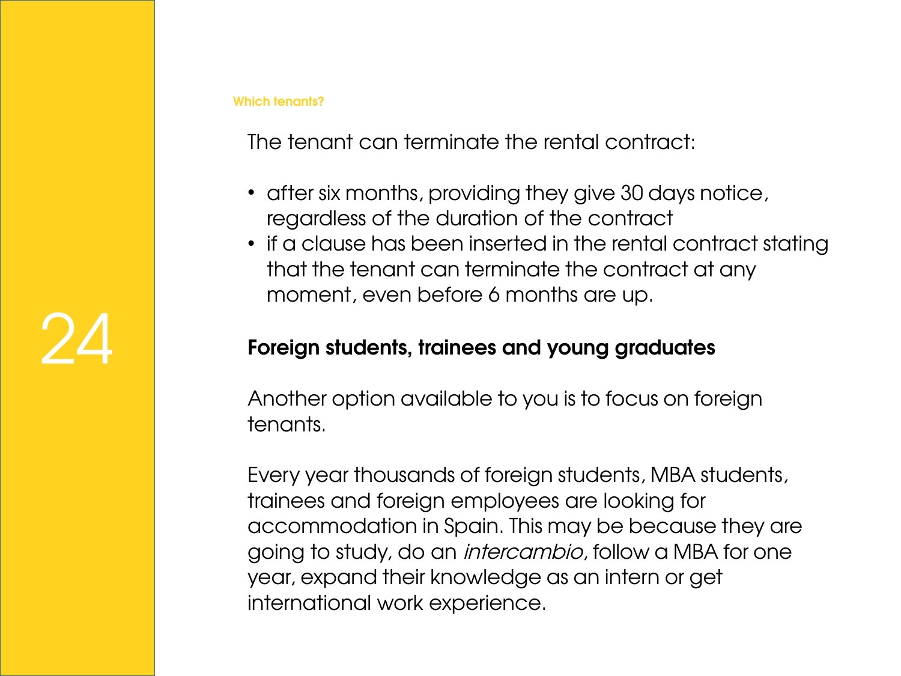The tenant can terminate the rental contract:

- after six months, providing they give 30 days notice, regardless of the duration of the contract
- if a clause has been inserted in the rental contract stating that the tenant can terminate the contract at any moment, even before 6 months are up.

## Foreign students, trainees and young graduates

Another option available to you is to focus on foreign tenants.

Every year thousands of foreign students, MBA students, trainees and foreign employees are looking for accommodation in Spain. This may be because they are going to study, do an *intercambio*, follow a MBA for one year, expand their knowledge as an intern or get international work experience.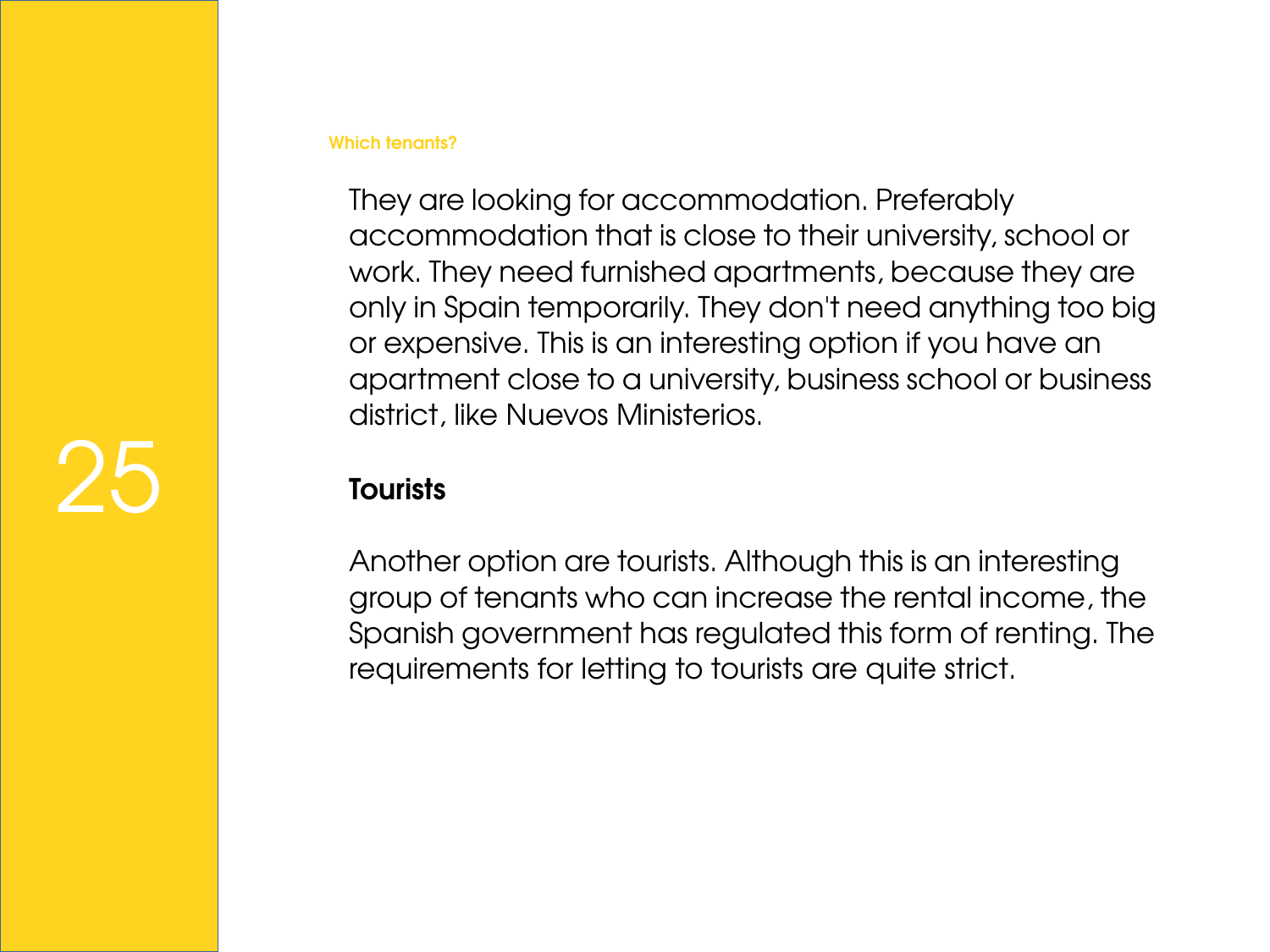Which tenants?

They are looking for accommodation. Preferably accommodation that is close to their university, school or work. They need furnished apartments, because they are only in Spain temporarily. They don't need anything too big or expensive. This is an interesting option if you have an apartment close to a university, business school or business district, like Nuevos Ministerios.

**Tourists**

Another option are tourists. Although this is an interesting group of tenants who can increase the rental income, the Spanish government has regulated this form of renting. The requirements for letting to tourists are quite strict.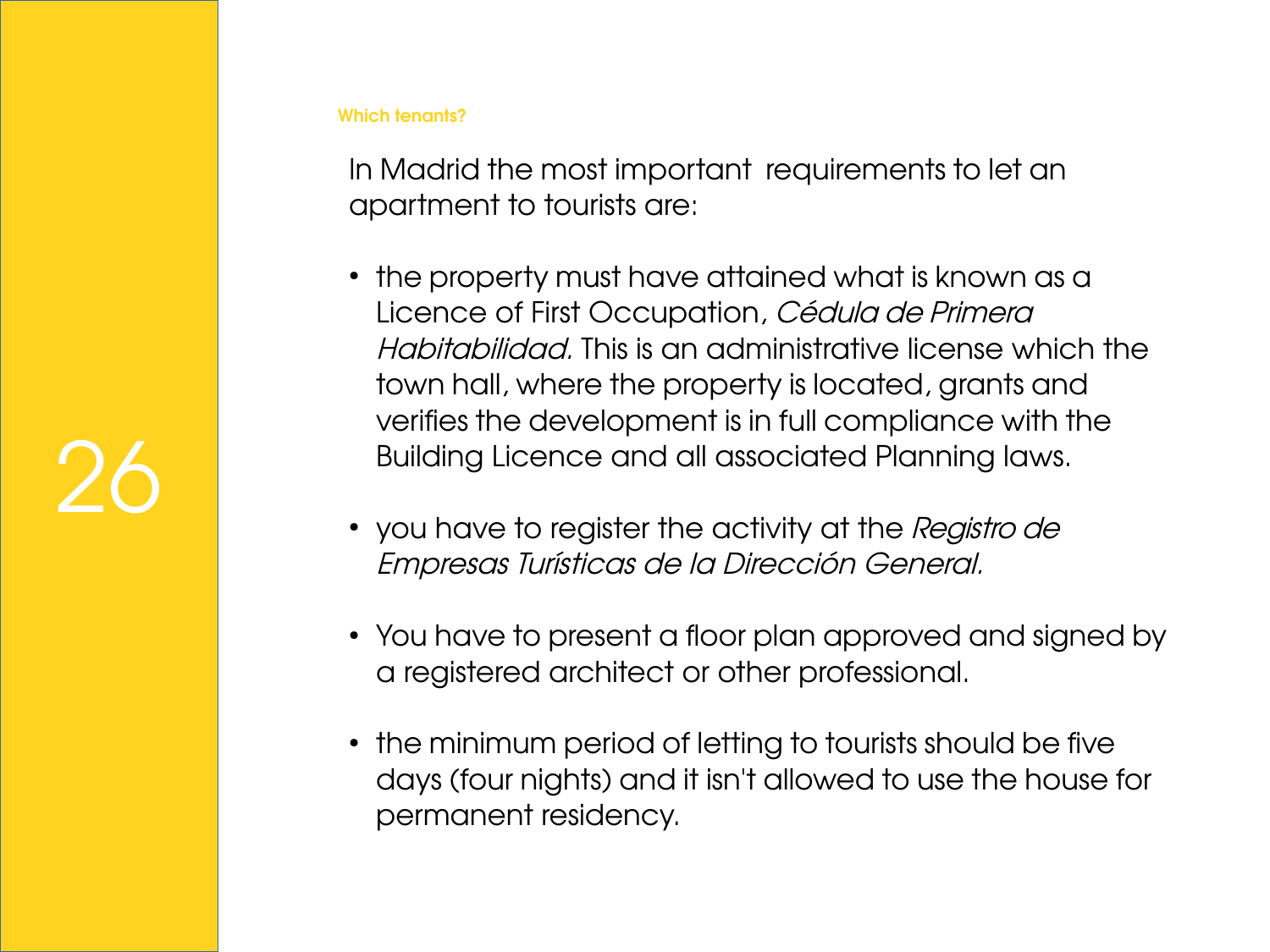### Which tenants?

In Madrid the most important  requirements to let an apartment to tourists are:

- the property must have attained what is known as a Licence of First Occupation, *Cédula de Primera Habitabilidad.* This is an administrative license which the town hall, where the property is located, grants and verifies the development is in full compliance with the Building Licence and all associated Planning laws.

- you have to register the activity at the *Registro de Empresas Turísticas de la Dirección General.*

- You have to present a floor plan approved and signed by a registered architect or other professional.

- the minimum period of letting to tourists should be five days (four nights) and it isn't allowed to use the house for permanent residency.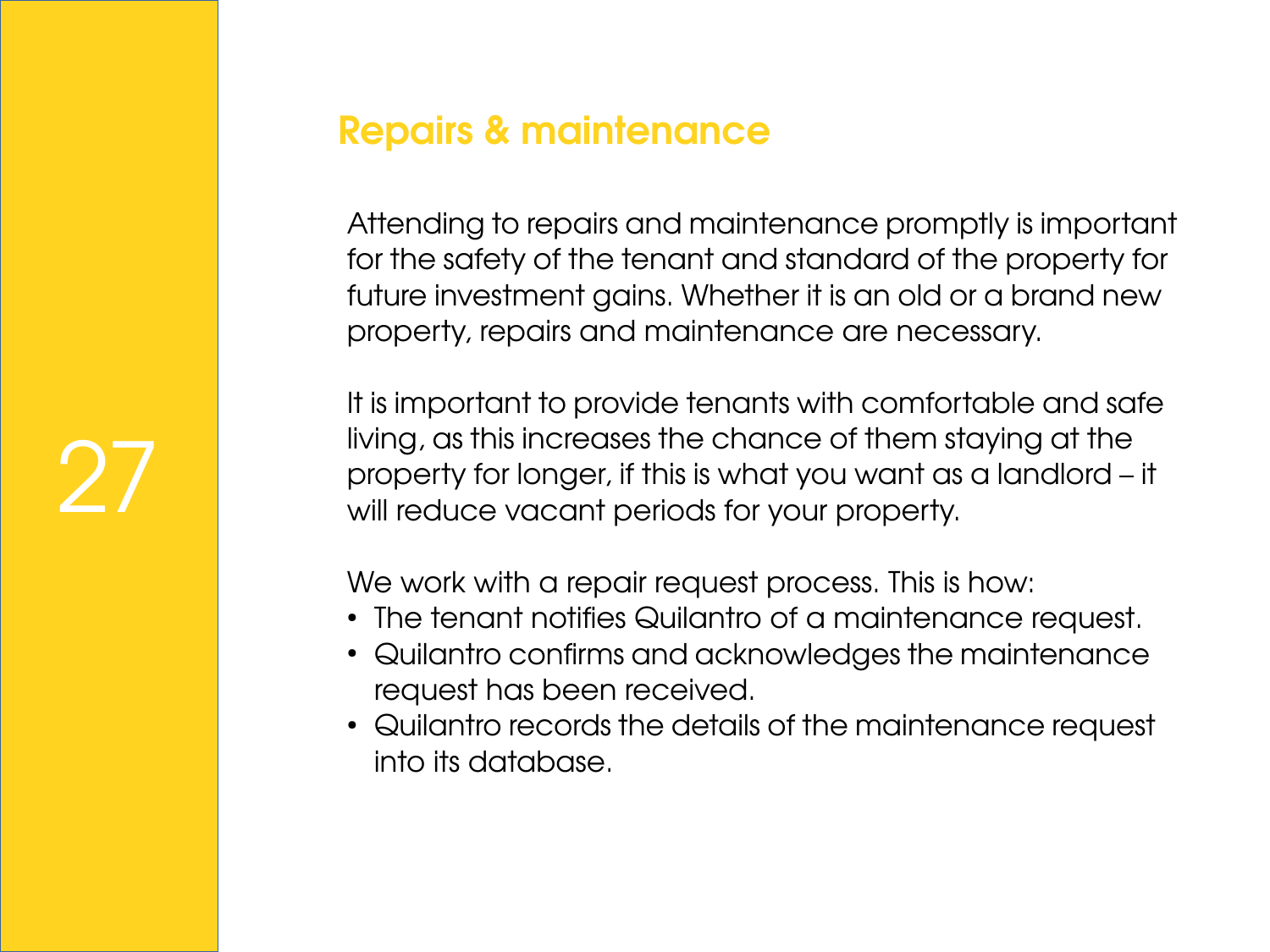## Repairs & maintenance

Attending to repairs and maintenance promptly is important for the safety of the tenant and standard of the property for future investment gains. Whether it is an old or a brand new property, repairs and maintenance are necessary.

It is important to provide tenants with comfortable and safe living, as this increases the chance of them staying at the property for longer, if this is what you want as a landlord – it will reduce vacant periods for your property.

We work with a repair request process. This is how:

- The tenant notifies Quilantro of a maintenance request.
- Quilantro confirms and acknowledges the maintenance request has been received.
- Quilantro records the details of the maintenance request into its database.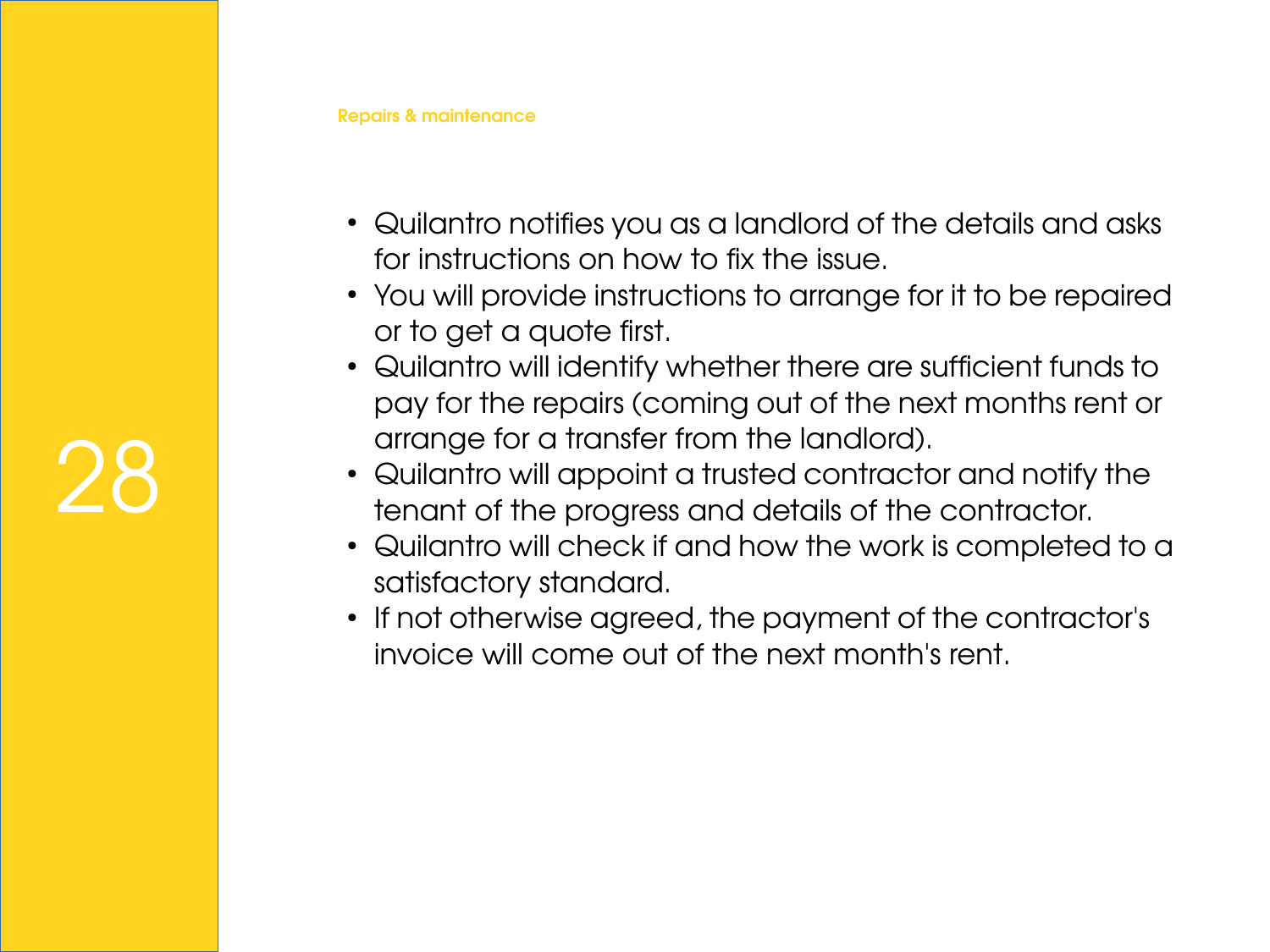Repairs & maintenance

- Quilantro notifies you as a landlord of the details and asks for instructions on how to fix the issue.
- You will provide instructions to arrange for it to be repaired or to get a quote first.
- Quilantro will identify whether there are sufficient funds to pay for the repairs (coming out of the next months rent or arrange for a transfer from the landlord).
- Quilantro will appoint a trusted contractor and notify the tenant of the progress and details of the contractor.
- Quilantro will check if and how the work is completed to a satisfactory standard.
- If not otherwise agreed, the payment of the contractor's invoice will come out of the next month's rent.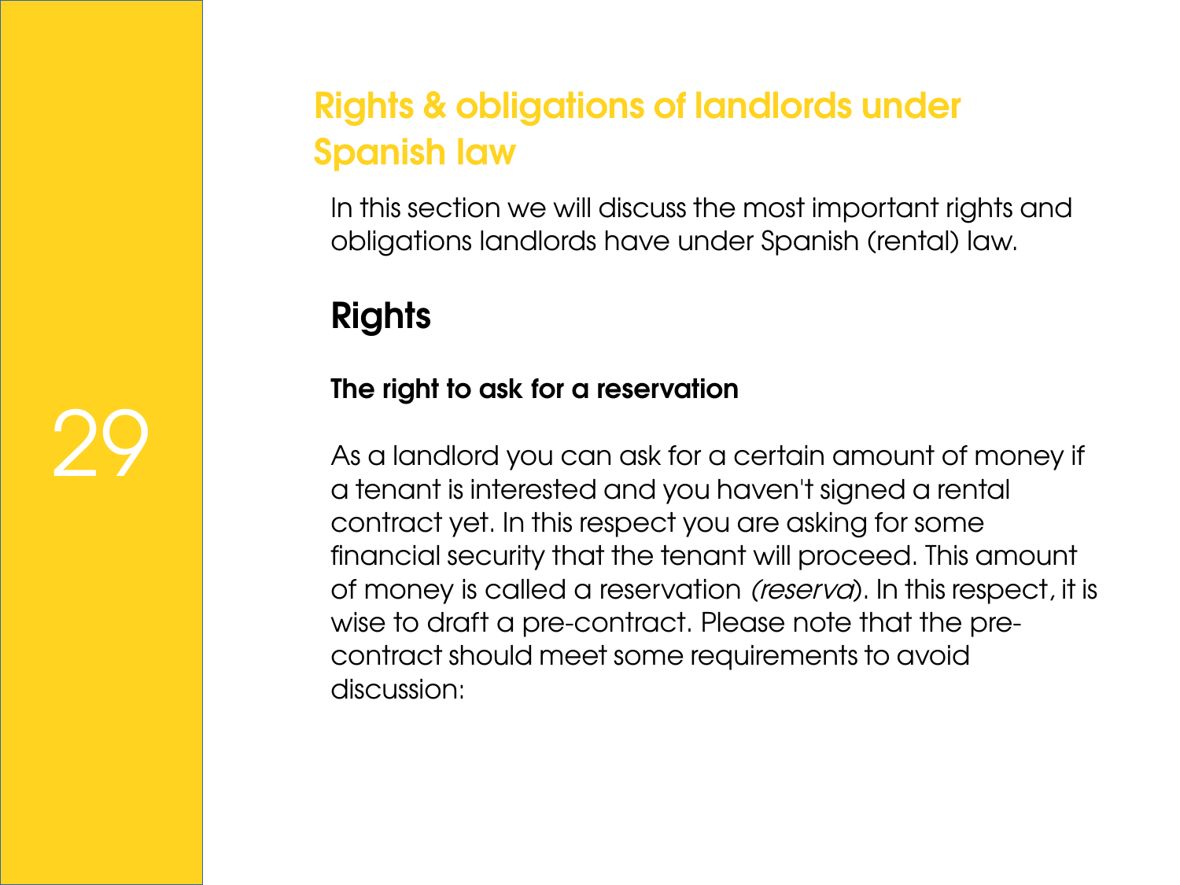## Rights & obligations of landlords under Spanish law

In this section we will discuss the most important rights and obligations landlords have under Spanish (rental) law.

### Rights

#### The right to ask for a reservation

As a landlord you can ask for a certain amount of money if a tenant is interested and you haven't signed a rental contract yet. In this respect you are asking for some financial security that the tenant will proceed. This amount of money is called a reservation *(reserva)*. In this respect, it is wise to draft a pre-contract. Please note that the pre-contract should meet some requirements to avoid discussion: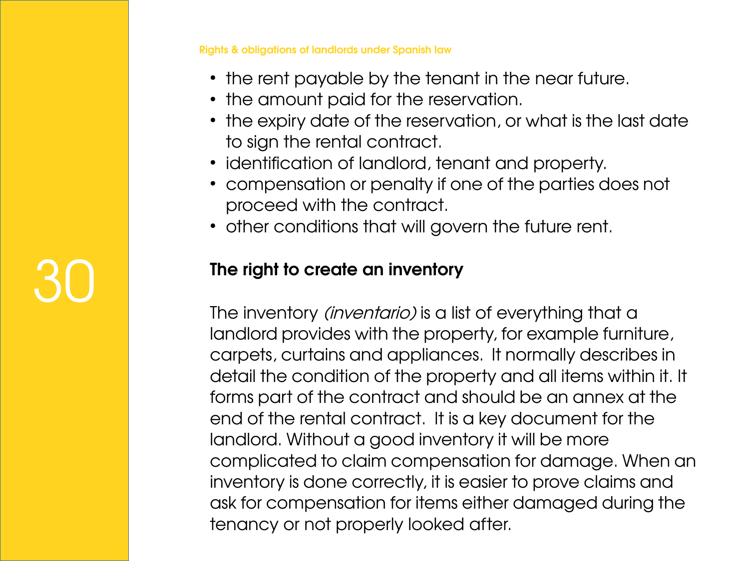- the rent payable by the tenant in the near future.
- the amount paid for the reservation.
- the expiry date of the reservation, or what is the last date to sign the rental contract.
- identification of landlord, tenant and property.
- compensation or penalty if one of the parties does not proceed with the contract.
- other conditions that will govern the future rent.

## The right to create an inventory

The inventory *(inventario)* is a list of everything that a landlord provides with the property, for example furniture, carpets, curtains and appliances.  It normally describes in detail the condition of the property and all items within it. It forms part of the contract and should be an annex at the end of the rental contract.  It is a key document for the landlord. Without a good inventory it will be more complicated to claim compensation for damage. When an inventory is done correctly, it is easier to prove claims and ask for compensation for items either damaged during the tenancy or not properly looked after.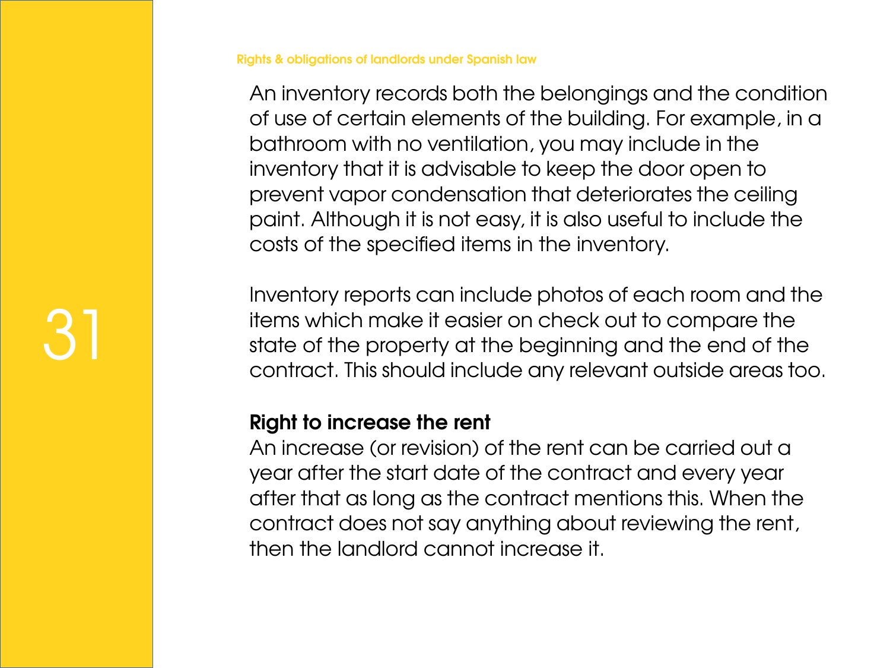An inventory records both the belongings and the condition of use of certain elements of the building. For example, in a bathroom with no ventilation, you may include in the inventory that it is advisable to keep the door open to prevent vapor condensation that deteriorates the ceiling paint. Although it is not easy, it is also useful to include the costs of the specified items in the inventory.

Inventory reports can include photos of each room and the items which make it easier on check out to compare the state of the property at the beginning and the end of the contract. This should include any relevant outside areas too.

**Right to increase the rent**

An increase (or revision) of the rent can be carried out a year after the start date of the contract and every year after that as long as the contract mentions this. When the contract does not say anything about reviewing the rent, then the landlord cannot increase it.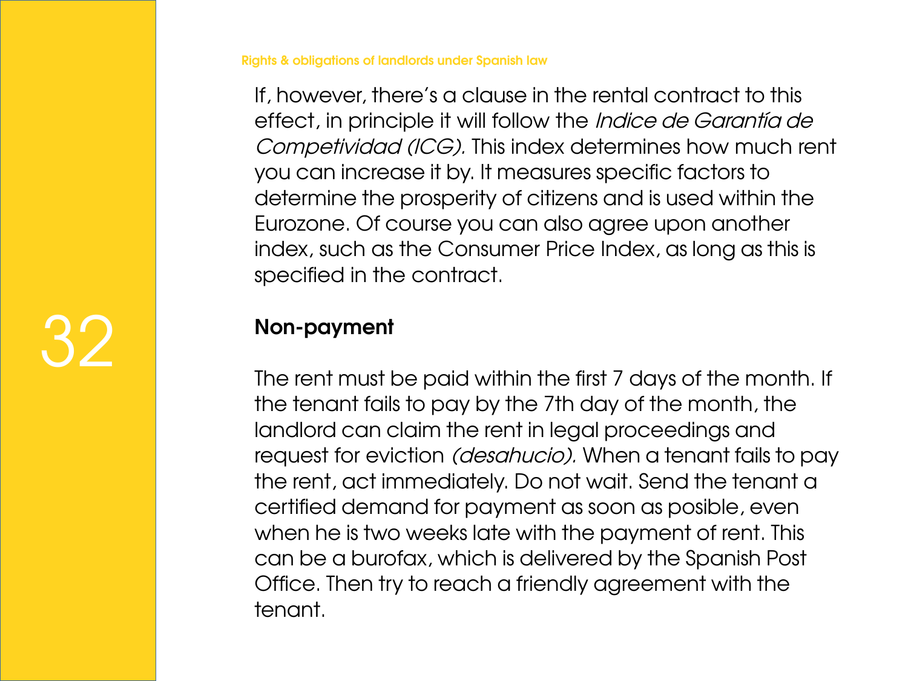If, however, there's a clause in the rental contract to this effect, in principle it will follow the *Indice de Garantía de Competividad (ICG).* This index determines how much rent you can increase it by. It measures specific factors to determine the prosperity of citizens and is used within the Eurozone. Of course you can also agree upon another index, such as the Consumer Price Index, as long as this is specified in the contract.

### Non-payment

The rent must be paid within the first 7 days of the month. If the tenant fails to pay by the 7th day of the month, the landlord can claim the rent in legal proceedings and request for eviction *(desahucio).* When a tenant fails to pay the rent, act immediately. Do not wait. Send the tenant a certified demand for payment as soon as posible, even when he is two weeks late with the payment of rent. This can be a burofax, which is delivered by the Spanish Post Office. Then try to reach a friendly agreement with the tenant.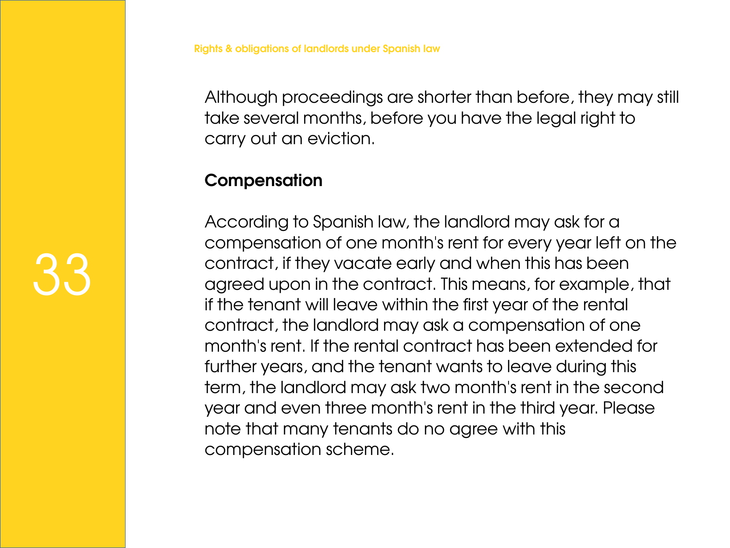Although proceedings are shorter than before, they may still take several months, before you have the legal right to carry out an eviction.

## Compensation

According to Spanish law, the landlord may ask for a compensation of one month's rent for every year left on the contract, if they vacate early and when this has been agreed upon in the contract. This means, for example, that if the tenant will leave within the first year of the rental contract, the landlord may ask a compensation of one month's rent. If the rental contract has been extended for further years, and the tenant wants to leave during this term, the landlord may ask two month's rent in the second year and even three month's rent in the third year. Please note that many tenants do no agree with this compensation scheme.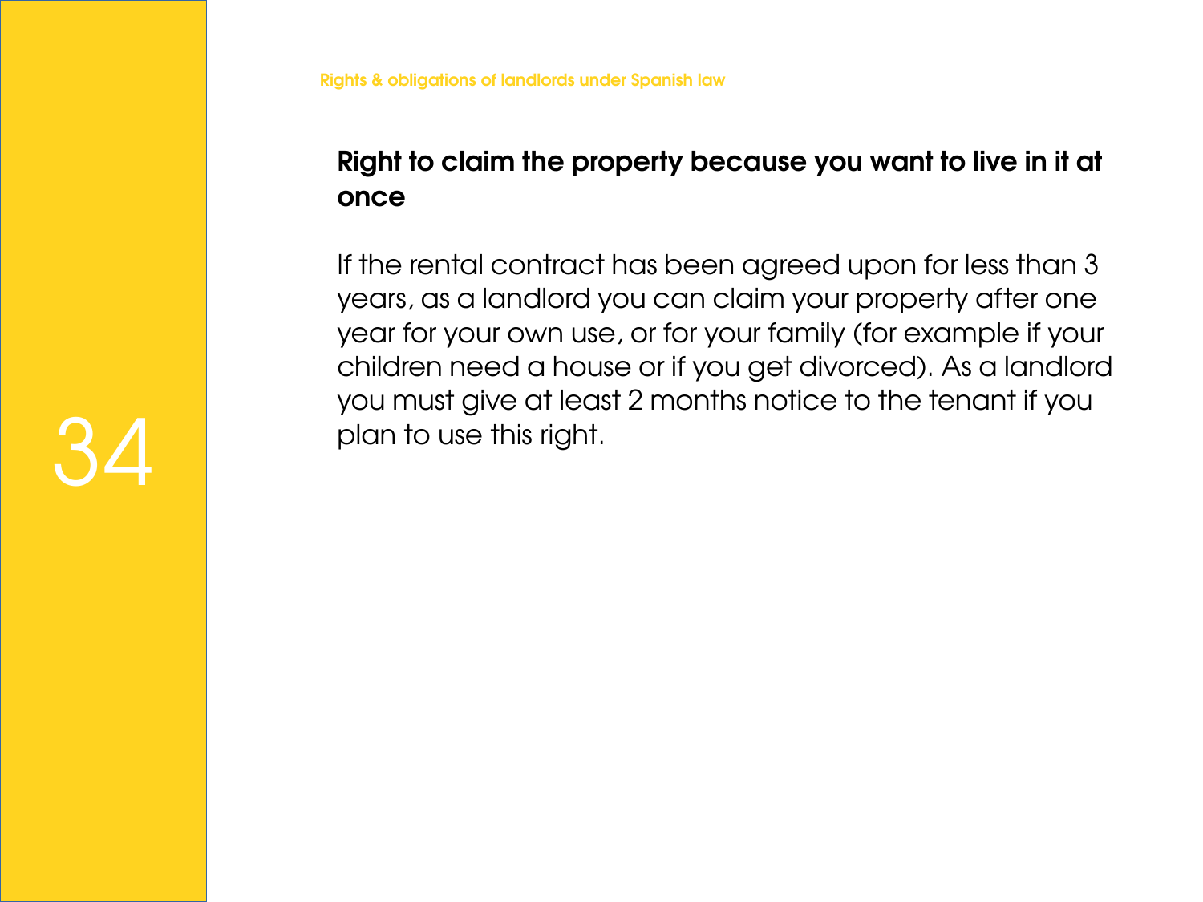## Right to claim the property because you want to live in it at once

If the rental contract has been agreed upon for less than 3 years, as a landlord you can claim your property after one year for your own use, or for your family (for example if your children need a house or if you get divorced). As a landlord you must give at least 2 months notice to the tenant if you plan to use this right.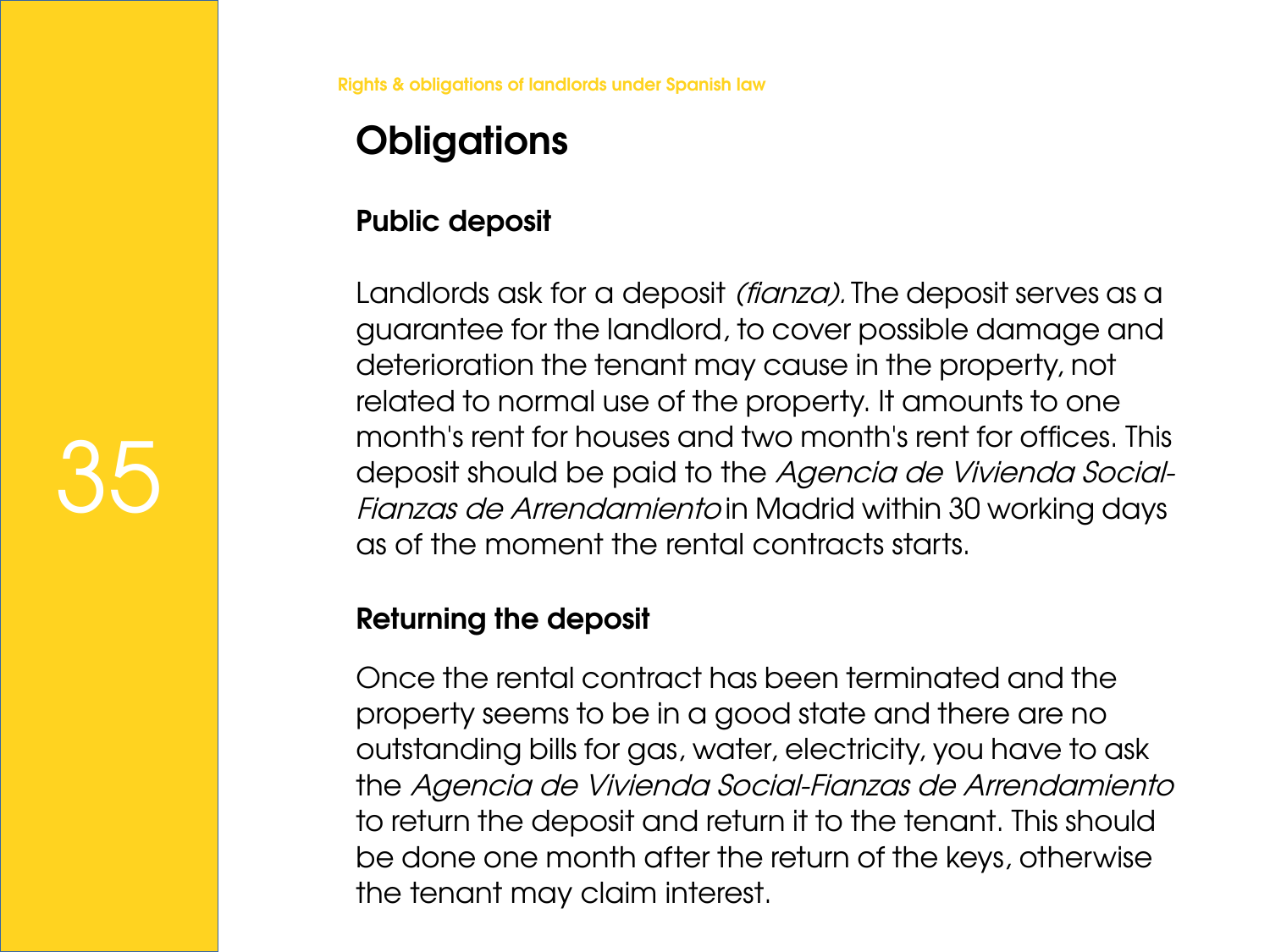## Obligations

### Public deposit

Landlords ask for a deposit *(fianza).* The deposit serves as a guarantee for the landlord, to cover possible damage and deterioration the tenant may cause in the property, not related to normal use of the property. It amounts to one month's rent for houses and two month's rent for offices. This deposit should be paid to the *Agencia de Vivienda Social-Fianzas de Arrendamiento* in Madrid within 30 working days as of the moment the rental contracts starts.

### Returning the deposit

Once the rental contract has been terminated and the property seems to be in a good state and there are no outstanding bills for gas, water, electricity, you have to ask the *Agencia de Vivienda Social-Fianzas de Arrendamiento* to return the deposit and return it to the tenant. This should be done one month after the return of the keys, otherwise the tenant may claim interest.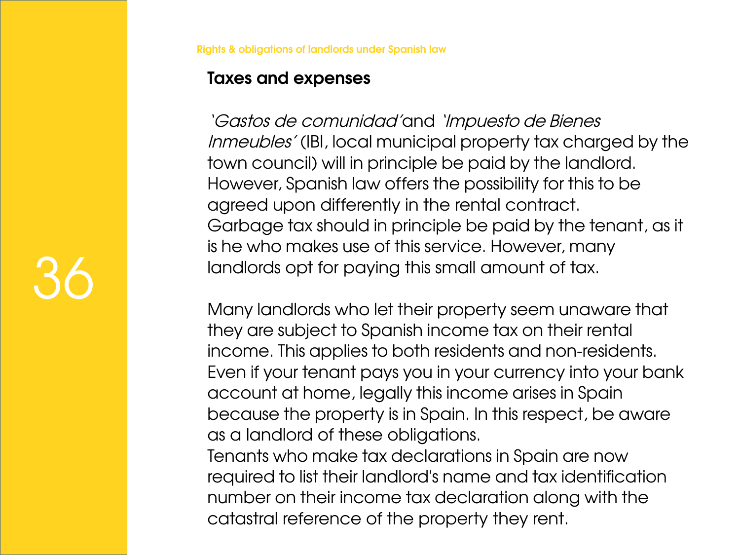## Taxes and expenses

*'Gastos de comunidad'* and *'Impuesto de Bienes Inmuebles'* (IBI, local municipal property tax charged by the town council) will in principle be paid by the landlord. However, Spanish law offers the possibility for this to be agreed upon differently in the rental contract.
Garbage tax should in principle be paid by the tenant, as it is he who makes use of this service. However, many landlords opt for paying this small amount of tax.

Many landlords who let their property seem unaware that they are subject to Spanish income tax on their rental income. This applies to both residents and non-residents. Even if your tenant pays you in your currency into your bank account at home, legally this income arises in Spain because the property is in Spain. In this respect, be aware as a landlord of these obligations.
Tenants who make tax declarations in Spain are now required to list their landlord's name and tax identification number on their income tax declaration along with the catastral reference of the property they rent.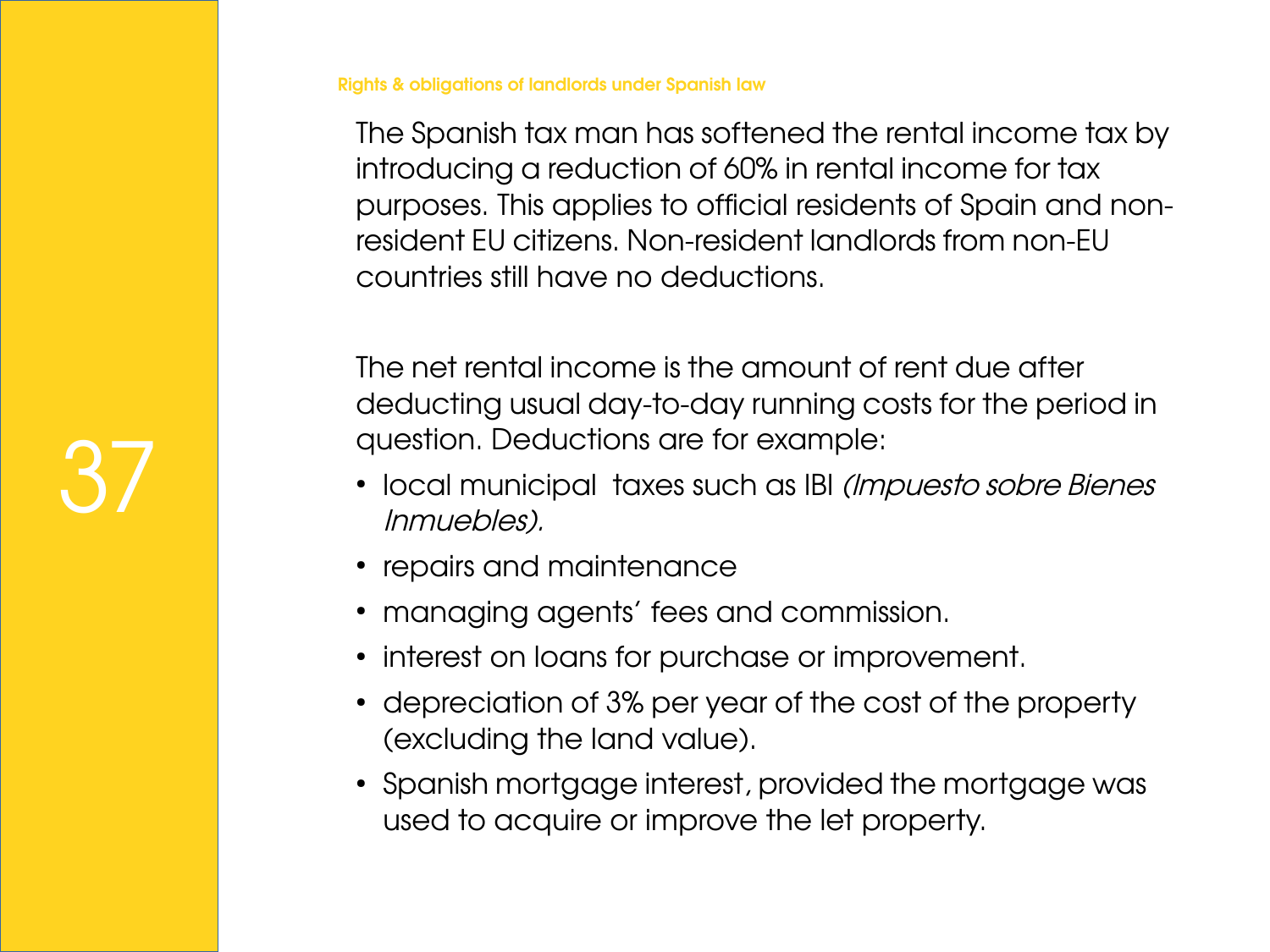The Spanish tax man has softened the rental income tax by introducing a reduction of 60% in rental income for tax purposes. This applies to official residents of Spain and non-resident EU citizens. Non-resident landlords from non-EU countries still have no deductions.

The net rental income is the amount of rent due after deducting usual day-to-day running costs for the period in question. Deductions are for example:

- local municipal  taxes such as IBI *(Impuesto sobre Bienes Inmuebles).*
- repairs and maintenance
- managing agents' fees and commission.
- interest on loans for purchase or improvement.
- depreciation of 3% per year of the cost of the property (excluding the land value).
- Spanish mortgage interest, provided the mortgage was used to acquire or improve the let property.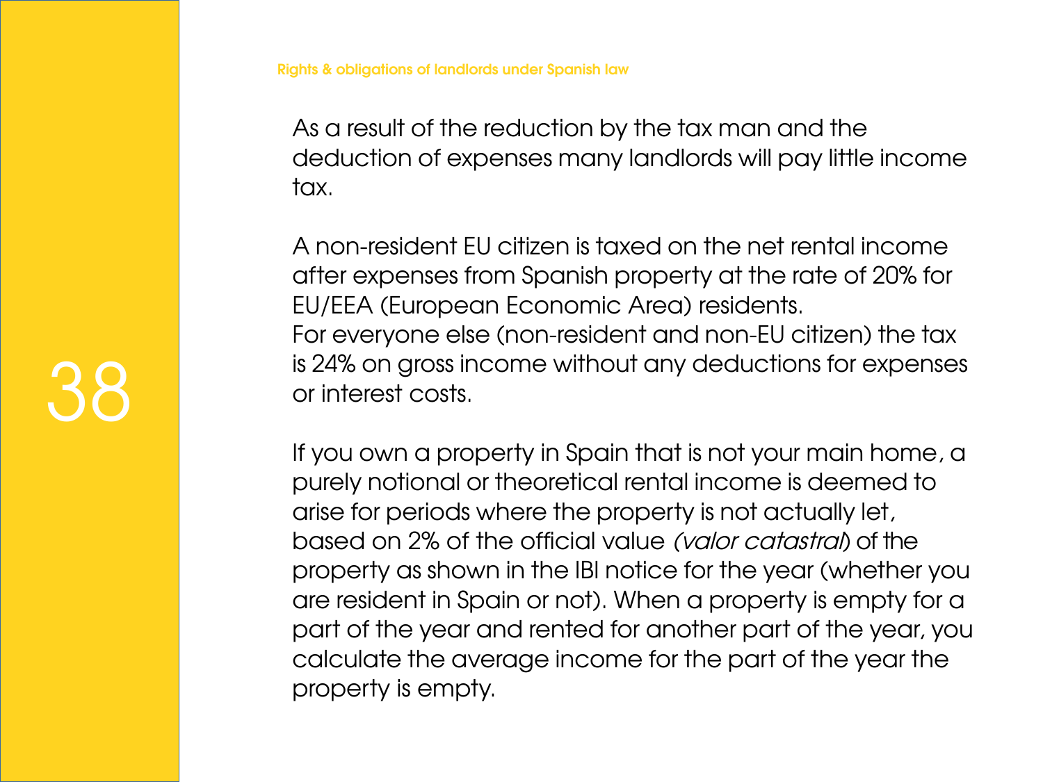As a result of the reduction by the tax man and the deduction of expenses many landlords will pay little income tax.

A non-resident EU citizen is taxed on the net rental income after expenses from Spanish property at the rate of 20% for EU/EEA (European Economic Area) residents.
For everyone else (non-resident and non-EU citizen) the tax is 24% on gross income without any deductions for expenses or interest costs.

If you own a property in Spain that is not your main home, a purely notional or theoretical rental income is deemed to arise for periods where the property is not actually let, based on 2% of the official value *(valor catastral)* of the property as shown in the IBI notice for the year (whether you are resident in Spain or not). When a property is empty for a part of the year and rented for another part of the year, you calculate the average income for the part of the year the property is empty.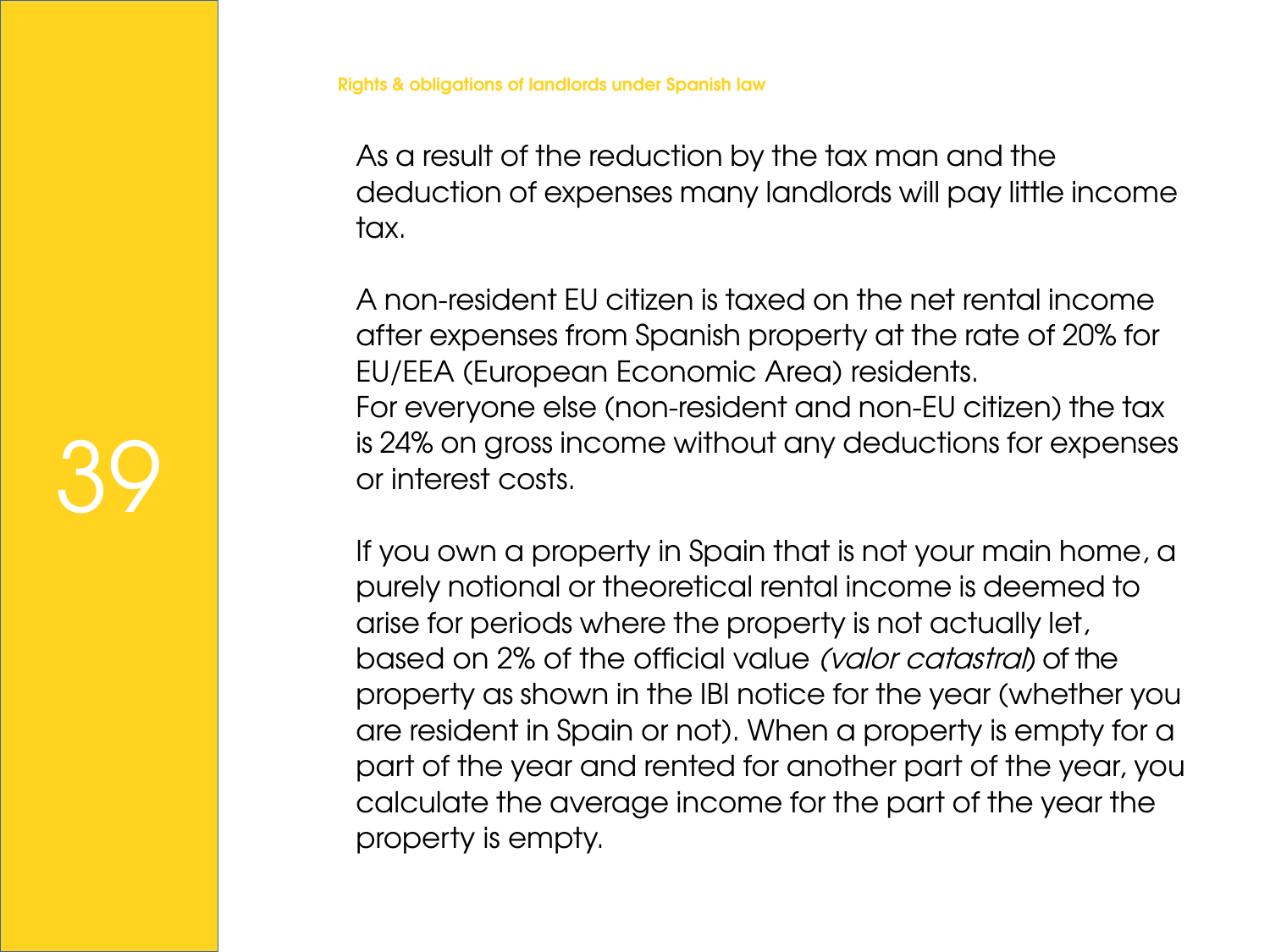As a result of the reduction by the tax man and the deduction of expenses many landlords will pay little income tax.

A non-resident EU citizen is taxed on the net rental income after expenses from Spanish property at the rate of 20% for EU/EEA (European Economic Area) residents.
For everyone else (non-resident and non-EU citizen) the tax is 24% on gross income without any deductions for expenses or interest costs.

If you own a property in Spain that is not your main home, a purely notional or theoretical rental income is deemed to arise for periods where the property is not actually let, based on 2% of the official value *(valor catastral)* of the property as shown in the IBI notice for the year (whether you are resident in Spain or not). When a property is empty for a part of the year and rented for another part of the year, you calculate the average income for the part of the year the property is empty.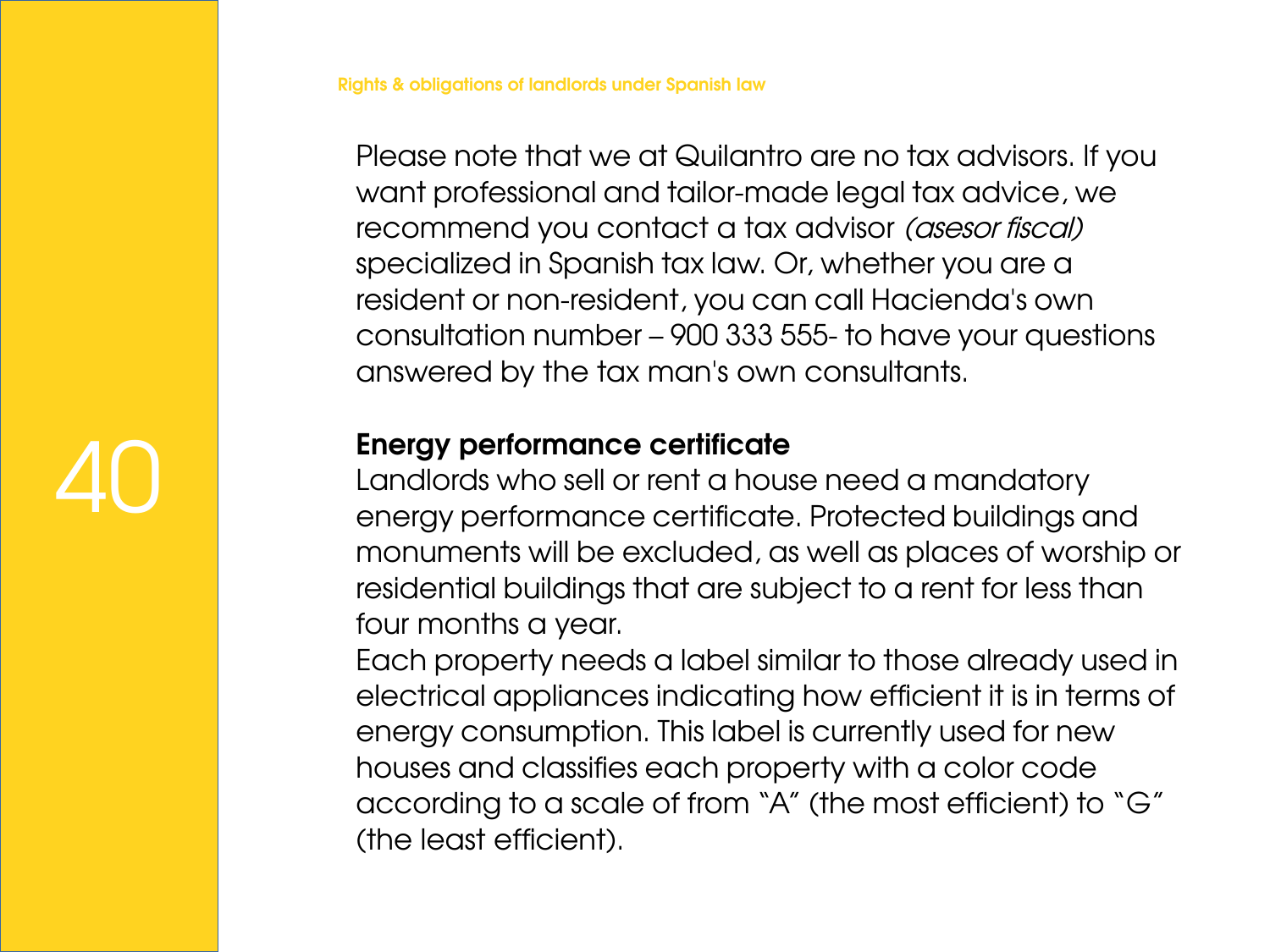Please note that we at Quilantro are no tax advisors. If you want professional and tailor-made legal tax advice, we recommend you contact a tax advisor *(asesor fiscal)* specialized in Spanish tax law. Or, whether you are a resident or non-resident, you can call Hacienda's own consultation number – 900 333 555- to have your questions answered by the tax man's own consultants.

**Energy performance certificate**

Landlords who sell or rent a house need a mandatory energy performance certificate. Protected buildings and monuments will be excluded, as well as places of worship or residential buildings that are subject to a rent for less than four months a year.

Each property needs a label similar to those already used in electrical appliances indicating how efficient it is in terms of energy consumption. This label is currently used for new houses and classifies each property with a color code according to a scale of from "A" (the most efficient) to "G" (the least efficient).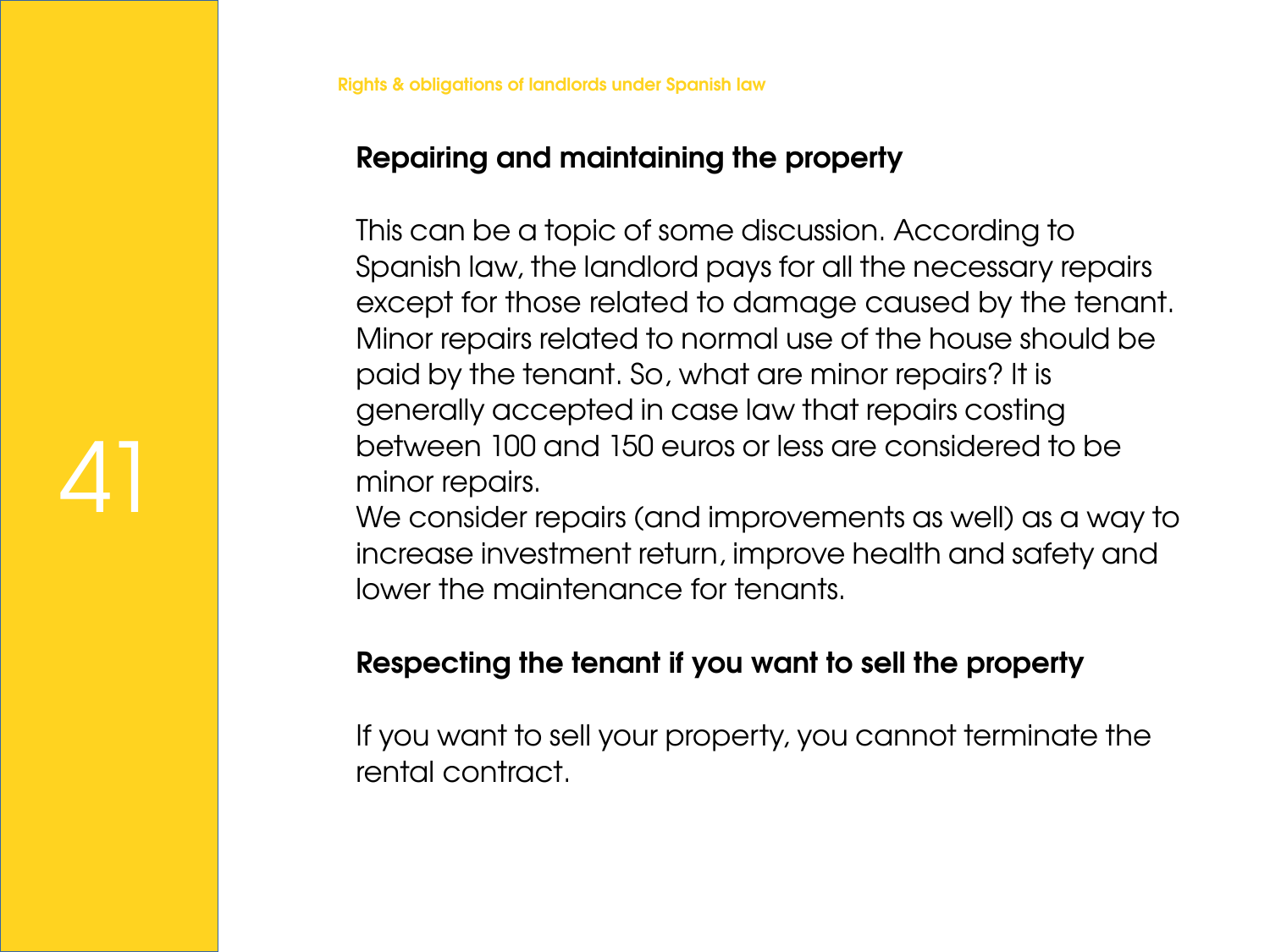## Repairing and maintaining the property

This can be a topic of some discussion. According to Spanish law, the landlord pays for all the necessary repairs except for those related to damage caused by the tenant. Minor repairs related to normal use of the house should be paid by the tenant. So, what are minor repairs? It is generally accepted in case law that repairs costing between 100 and 150 euros or less are considered to be minor repairs.
We consider repairs (and improvements as well) as a way to increase investment return, improve health and safety and lower the maintenance for tenants.

## Respecting the tenant if you want to sell the property

If you want to sell your property, you cannot terminate the rental contract.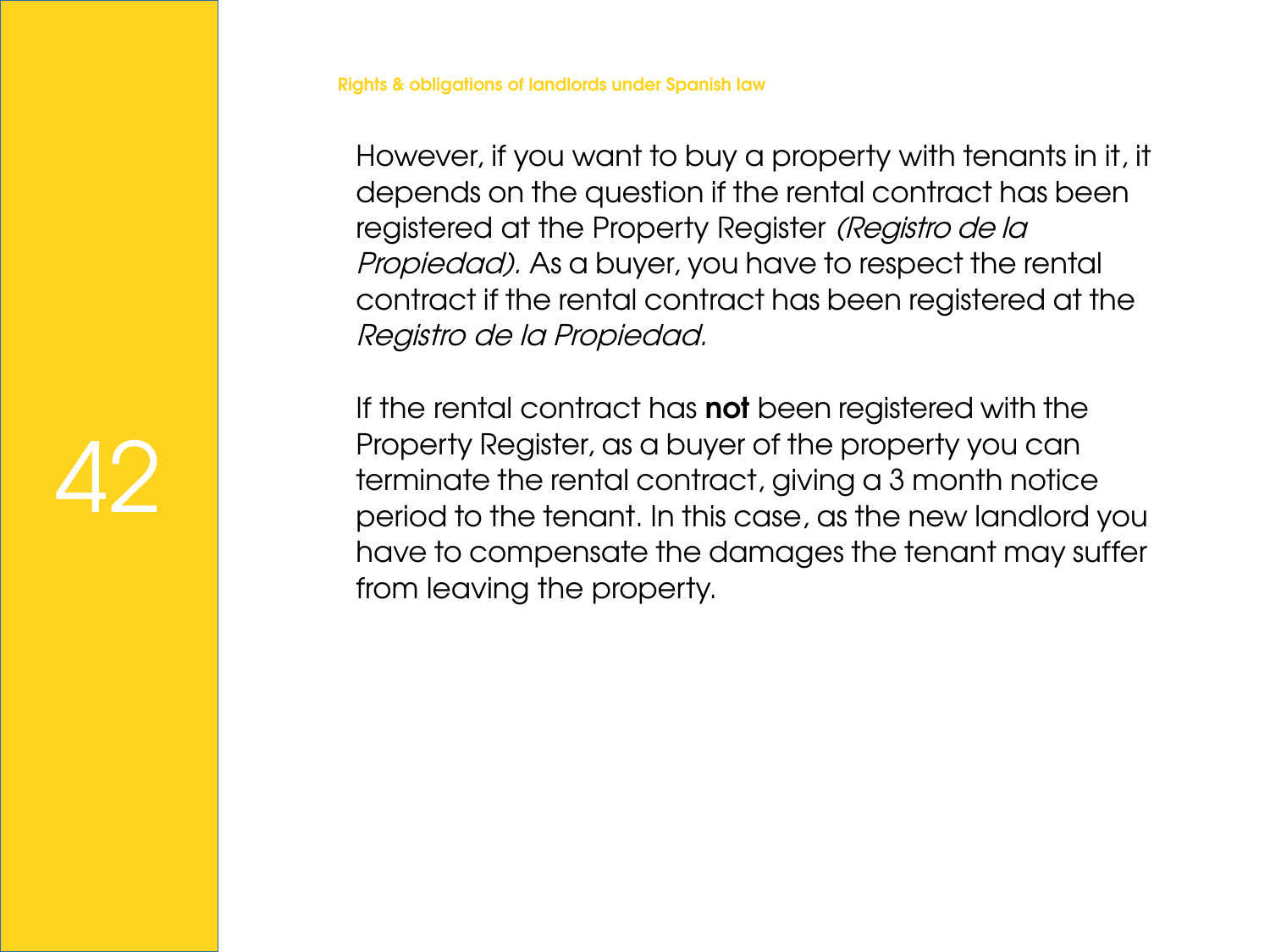However, if you want to buy a property with tenants in it, it depends on the question if the rental contract has been registered at the Property Register *(Registro de la Propiedad).* As a buyer, you have to respect the rental contract if the rental contract has been registered at the *Registro de la Propiedad.*

If the rental contract has **not** been registered with the Property Register, as a buyer of the property you can terminate the rental contract, giving a 3 month notice period to the tenant. In this case, as the new landlord you have to compensate the damages the tenant may suffer from leaving the property.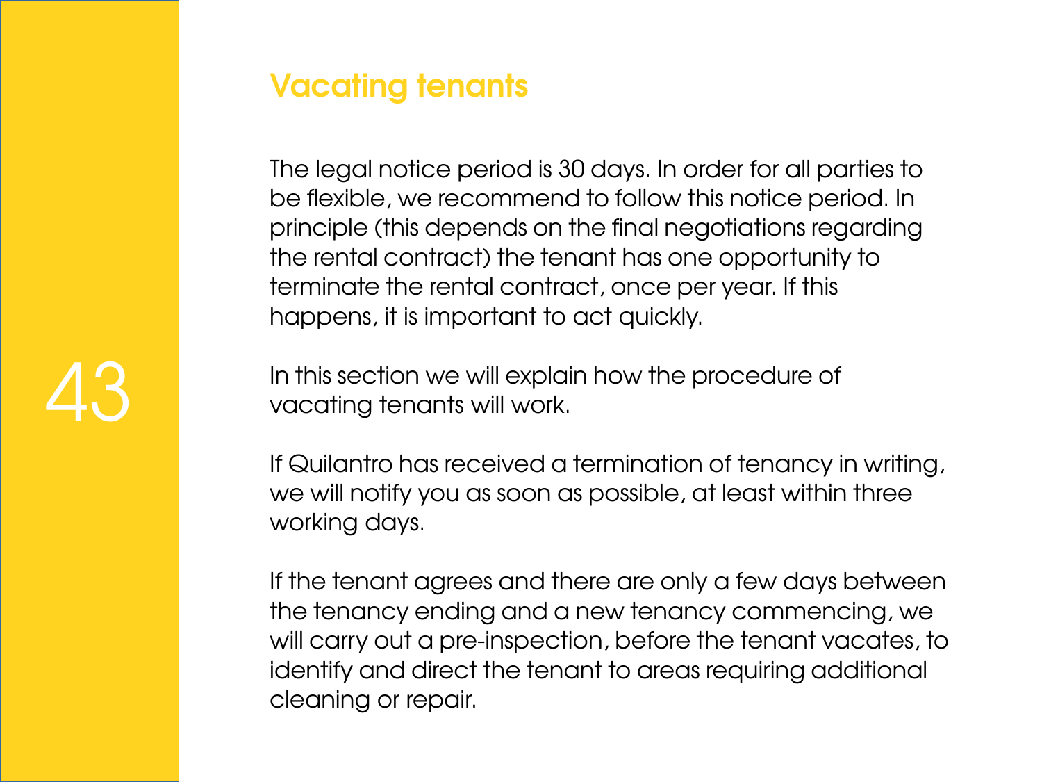## Vacating tenants

The legal notice period is 30 days. In order for all parties to be flexible, we recommend to follow this notice period. In principle (this depends on the final negotiations regarding the rental contract) the tenant has one opportunity to terminate the rental contract, once per year. If this happens, it is important to act quickly.

In this section we will explain how the procedure of vacating tenants will work.

If Quilantro has received a termination of tenancy in writing, we will notify you as soon as possible, at least within three working days.

If the tenant agrees and there are only a few days between the tenancy ending and a new tenancy commencing, we will carry out a pre-inspection, before the tenant vacates, to identify and direct the tenant to areas requiring additional cleaning or repair.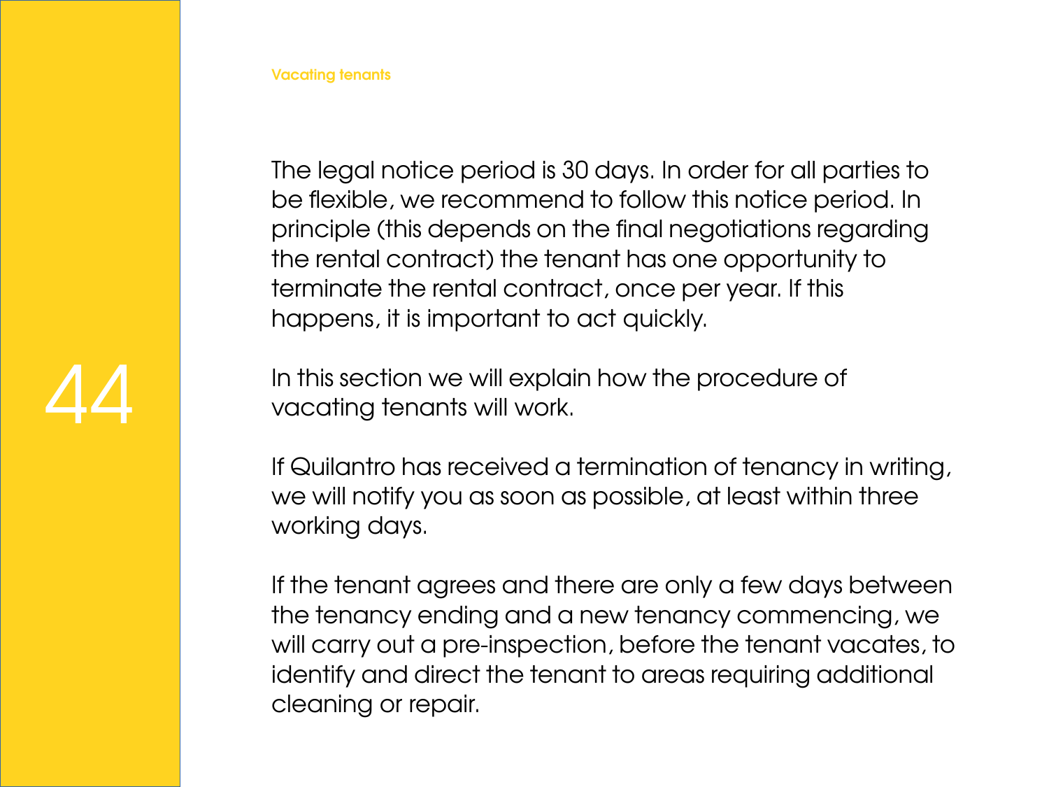The legal notice period is 30 days. In order for all parties to be flexible, we recommend to follow this notice period. In principle (this depends on the final negotiations regarding the rental contract) the tenant has one opportunity to terminate the rental contract, once per year. If this happens, it is important to act quickly.

In this section we will explain how the procedure of vacating tenants will work.

If Quilantro has received a termination of tenancy in writing, we will notify you as soon as possible, at least within three working days.

If the tenant agrees and there are only a few days between the tenancy ending and a new tenancy commencing, we will carry out a pre-inspection, before the tenant vacates, to identify and direct the tenant to areas requiring additional cleaning or repair.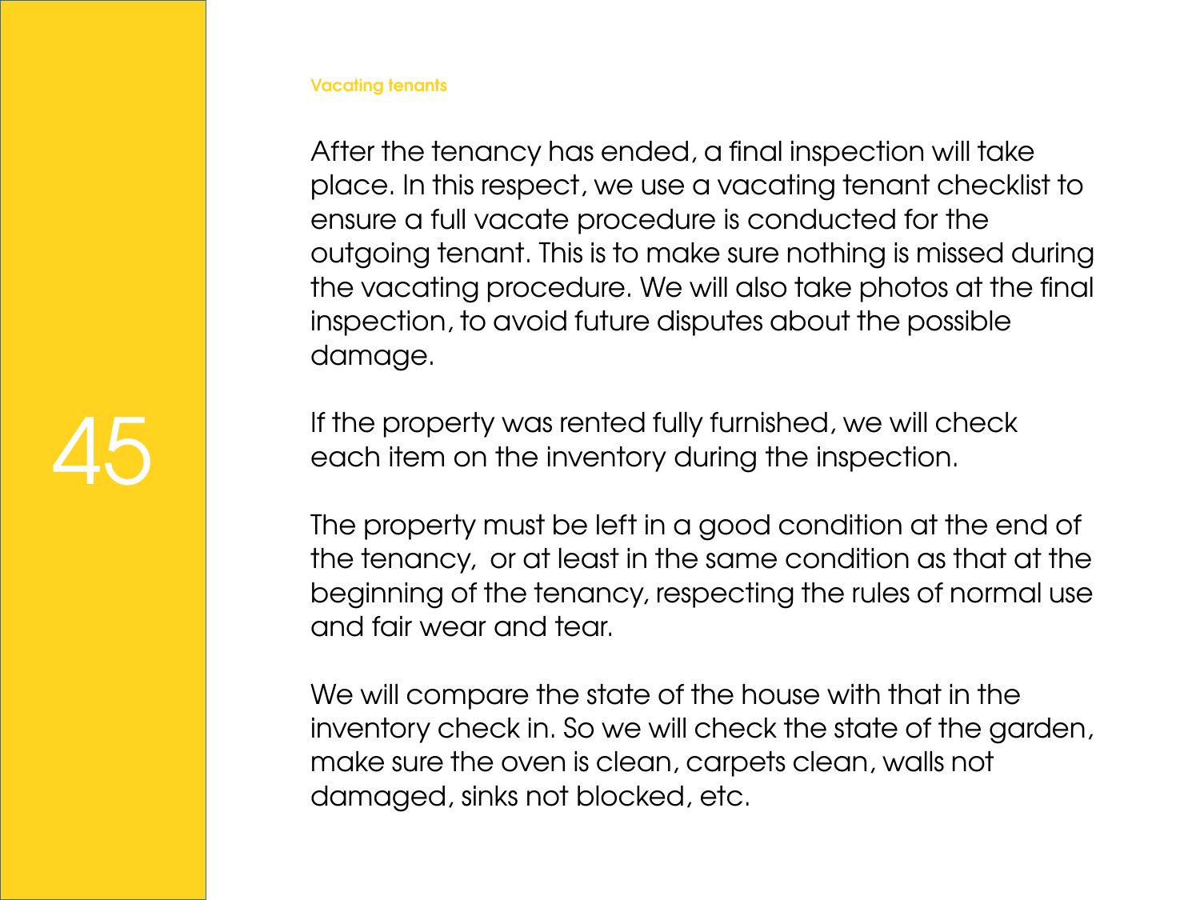## Vacating tenants

After the tenancy has ended, a final inspection will take place. In this respect, we use a vacating tenant checklist to ensure a full vacate procedure is conducted for the outgoing tenant. This is to make sure nothing is missed during the vacating procedure. We will also take photos at the final inspection, to avoid future disputes about the possible damage.

If the property was rented fully furnished, we will check each item on the inventory during the inspection.

The property must be left in a good condition at the end of the tenancy,  or at least in the same condition as that at the beginning of the tenancy, respecting the rules of normal use and fair wear and tear.

We will compare the state of the house with that in the inventory check in. So we will check the state of the garden, make sure the oven is clean, carpets clean, walls not damaged, sinks not blocked, etc.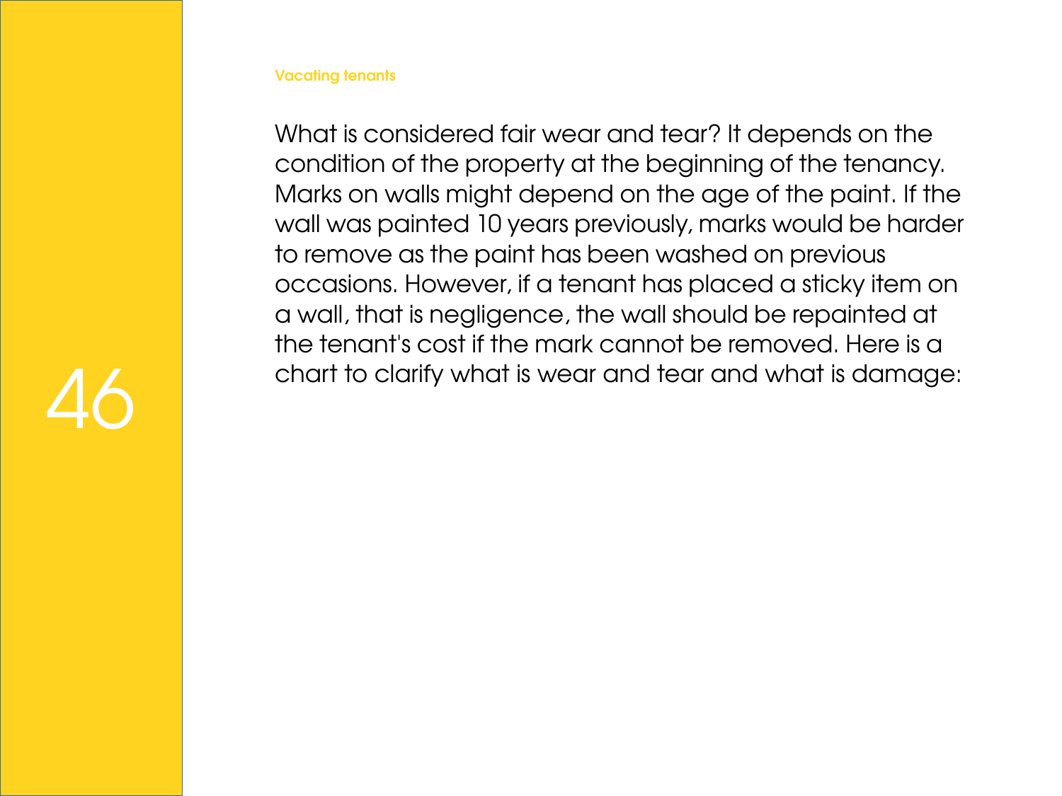What is considered fair wear and tear? It depends on the condition of the property at the beginning of the tenancy. Marks on walls might depend on the age of the paint. If the wall was painted 10 years previously, marks would be harder to remove as the paint has been washed on previous occasions. However, if a tenant has placed a sticky item on a wall, that is negligence, the wall should be repainted at the tenant's cost if the mark cannot be removed. Here is a chart to clarify what is wear and tear and what is damage: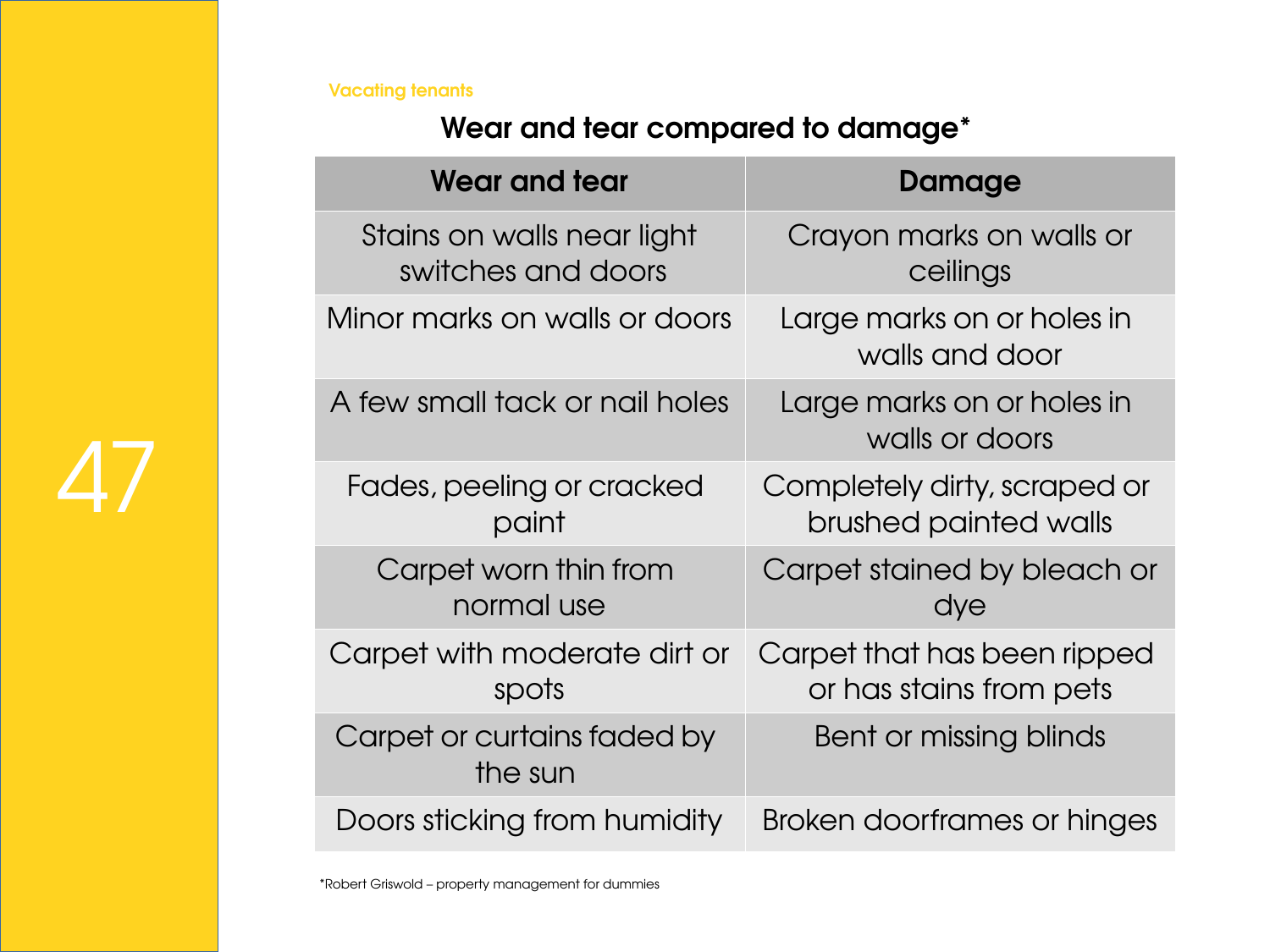Vacating tenants

## Wear and tear compared to damage*

| Wear and tear | Damage |
| --- | --- |
| Stains on walls near light switches and doors | Crayon marks on walls or ceilings |
| Minor marks on walls or doors | Large marks on or holes in walls and door |
| A few small tack or nail holes | Large marks on or holes in walls or doors |
| Fades, peeling or cracked paint | Completely dirty, scraped or brushed painted walls |
| Carpet worn thin from normal use | Carpet stained by bleach or dye |
| Carpet with moderate dirt or spots | Carpet that has been ripped or has stains from pets |
| Carpet or curtains faded by the sun | Bent or missing blinds |
| Doors sticking from humidity | Broken doorframes or hinges |

*Robert Griswold – property management for dummies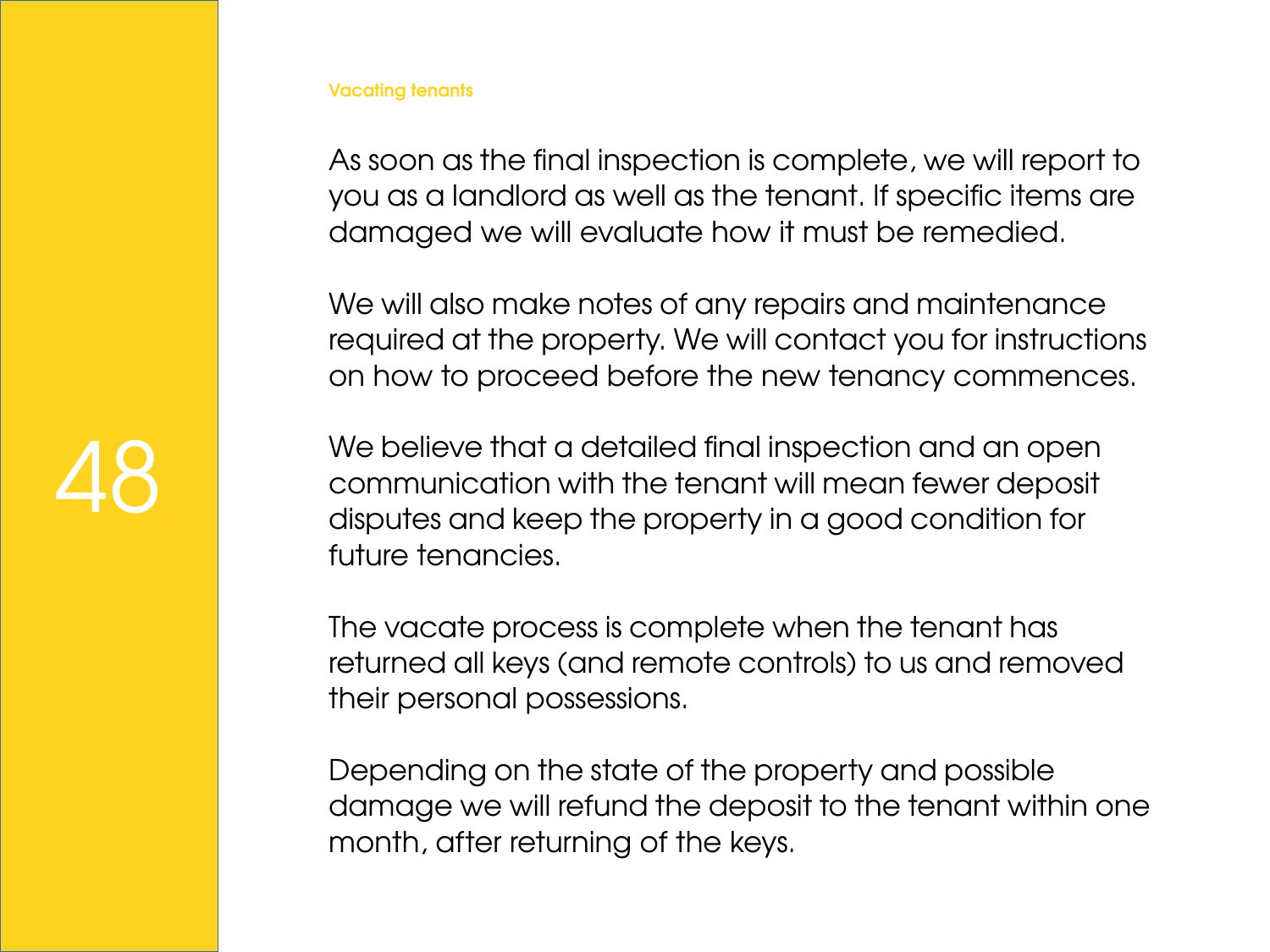## Vacating tenants

As soon as the final inspection is complete, we will report to you as a landlord as well as the tenant. If specific items are damaged we will evaluate how it must be remedied.

We will also make notes of any repairs and maintenance required at the property. We will contact you for instructions on how to proceed before the new tenancy commences.

We believe that a detailed final inspection and an open communication with the tenant will mean fewer deposit disputes and keep the property in a good condition for future tenancies.

The vacate process is complete when the tenant has returned all keys (and remote controls) to us and removed their personal possessions.

Depending on the state of the property and possible damage we will refund the deposit to the tenant within one month, after returning of the keys.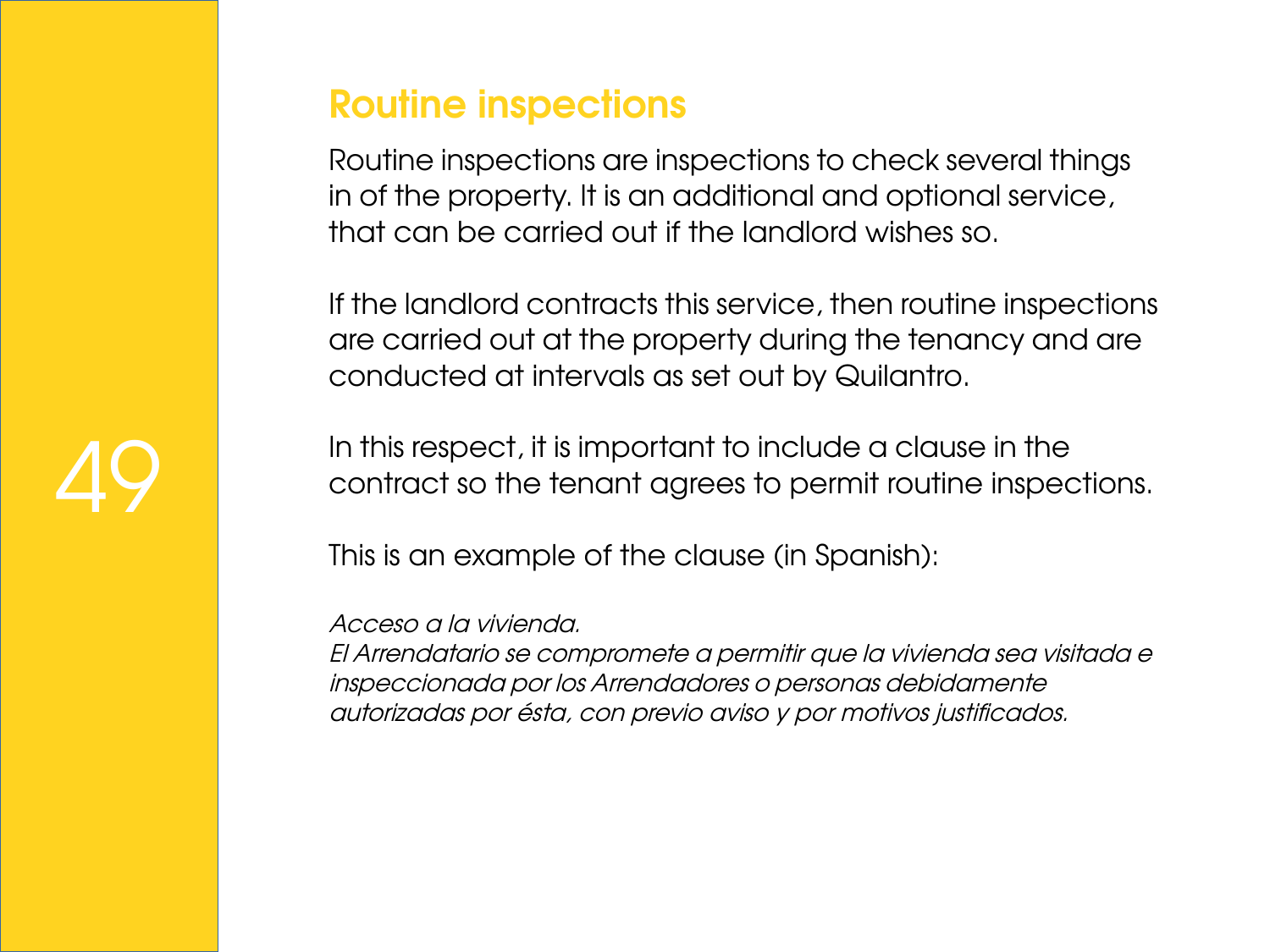## Routine inspections

Routine inspections are inspections to check several things in of the property. It is an additional and optional service, that can be carried out if the landlord wishes so.

If the landlord contracts this service, then routine inspections are carried out at the property during the tenancy and are conducted at intervals as set out by Quilantro.

In this respect, it is important to include a clause in the contract so the tenant agrees to permit routine inspections.

This is an example of the clause (in Spanish):

*Acceso a la vivienda.*
*El Arrendatario se compromete a permitir que la vivienda sea visitada e inspeccionada por los Arrendadores o personas debidamente autorizadas por ésta, con previo aviso y por motivos justificados.*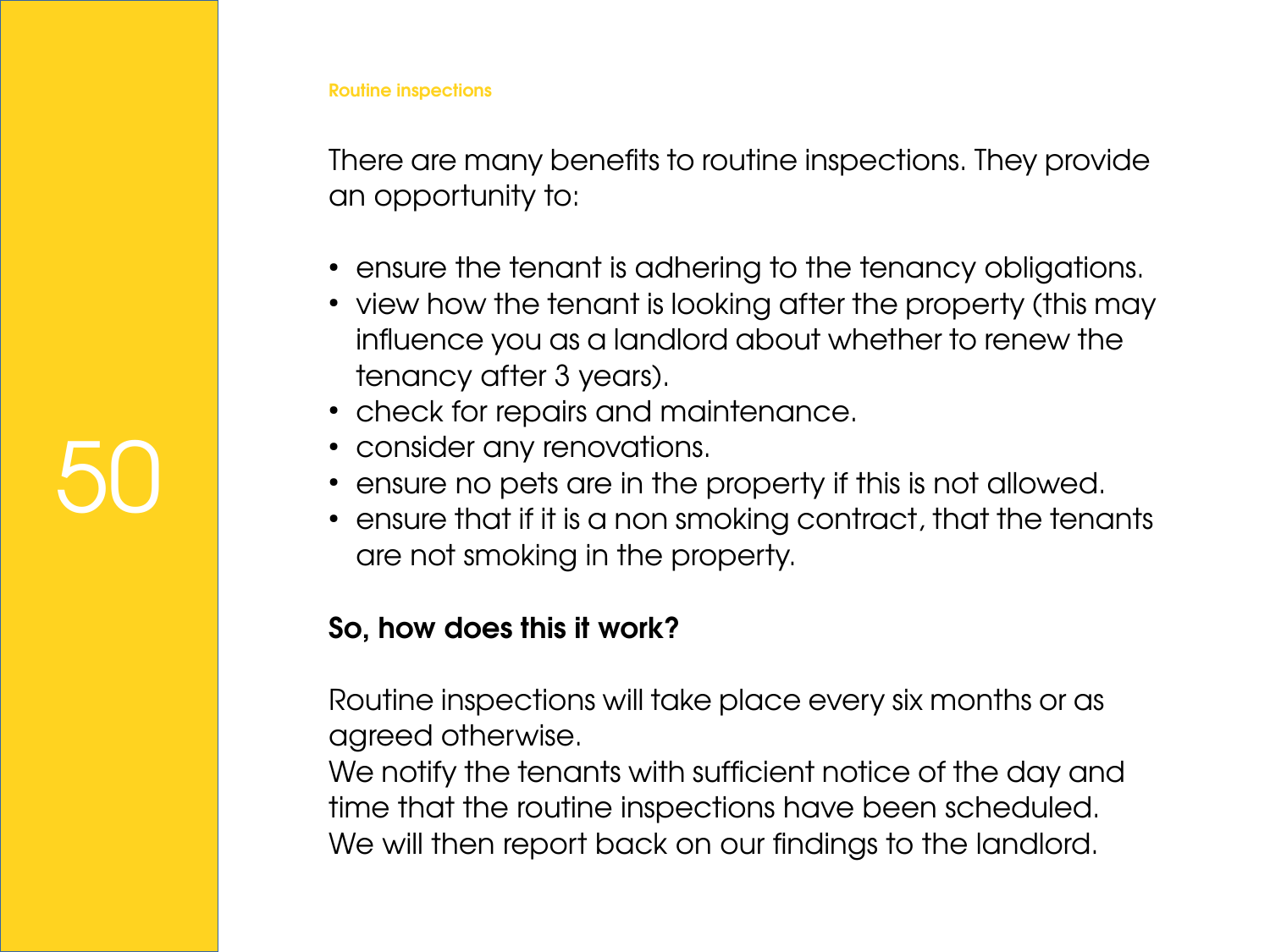Routine inspections

There are many benefits to routine inspections. They provide an opportunity to:

- ensure the tenant is adhering to the tenancy obligations.
- view how the tenant is looking after the property (this may influence you as a landlord about whether to renew the tenancy after 3 years).
- check for repairs and maintenance.
- consider any renovations.
- ensure no pets are in the property if this is not allowed.
- ensure that if it is a non smoking contract, that the tenants are not smoking in the property.

**So, how does this it work?**

Routine inspections will take place every six months or as agreed otherwise.
We notify the tenants with sufficient notice of the day and time that the routine inspections have been scheduled.
We will then report back on our findings to the landlord.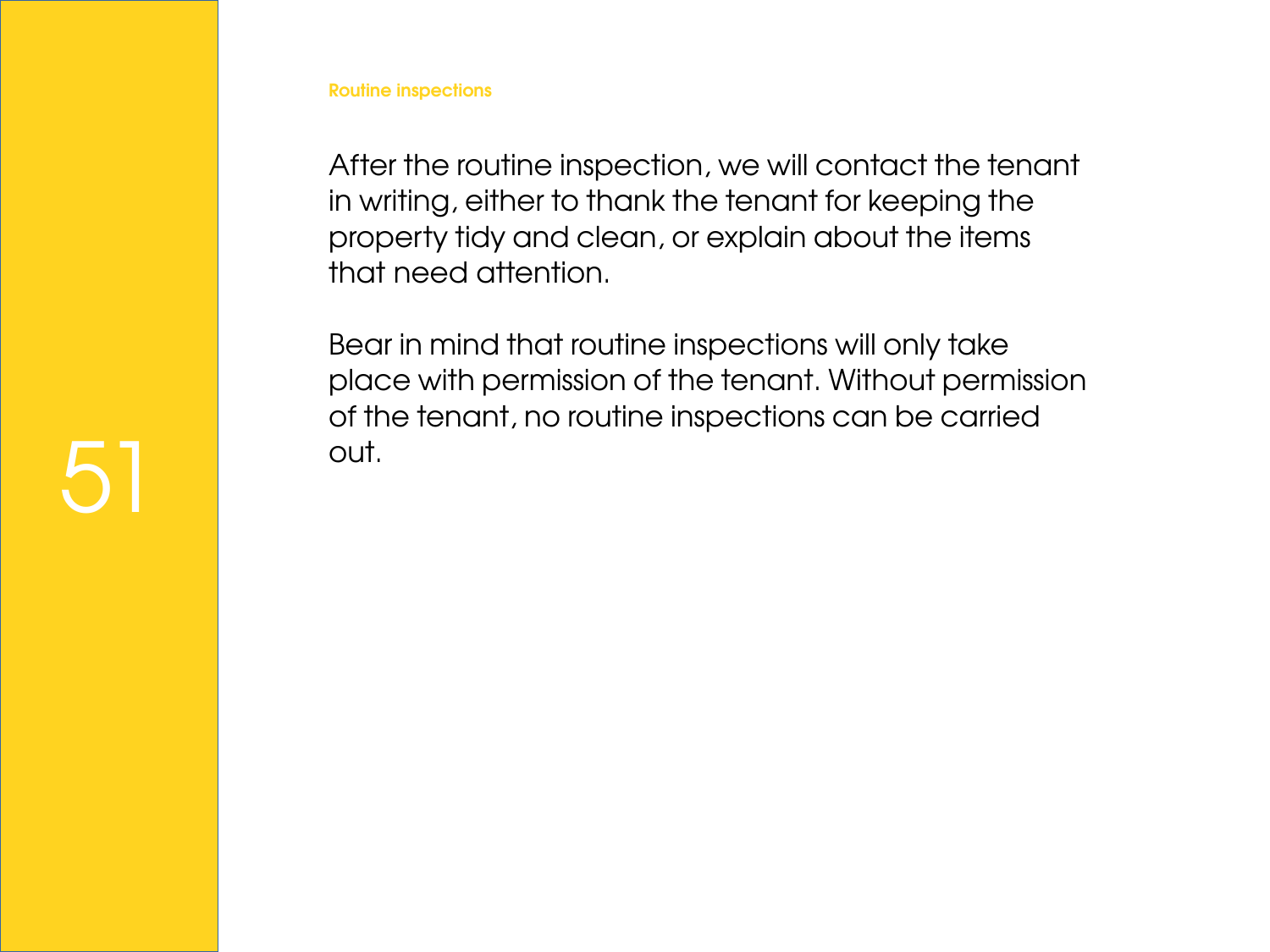Routine inspections

After the routine inspection, we will contact the tenant in writing, either to thank the tenant for keeping the property tidy and clean, or explain about the items that need attention.

Bear in mind that routine inspections will only take place with permission of the tenant. Without permission of the tenant, no routine inspections can be carried out.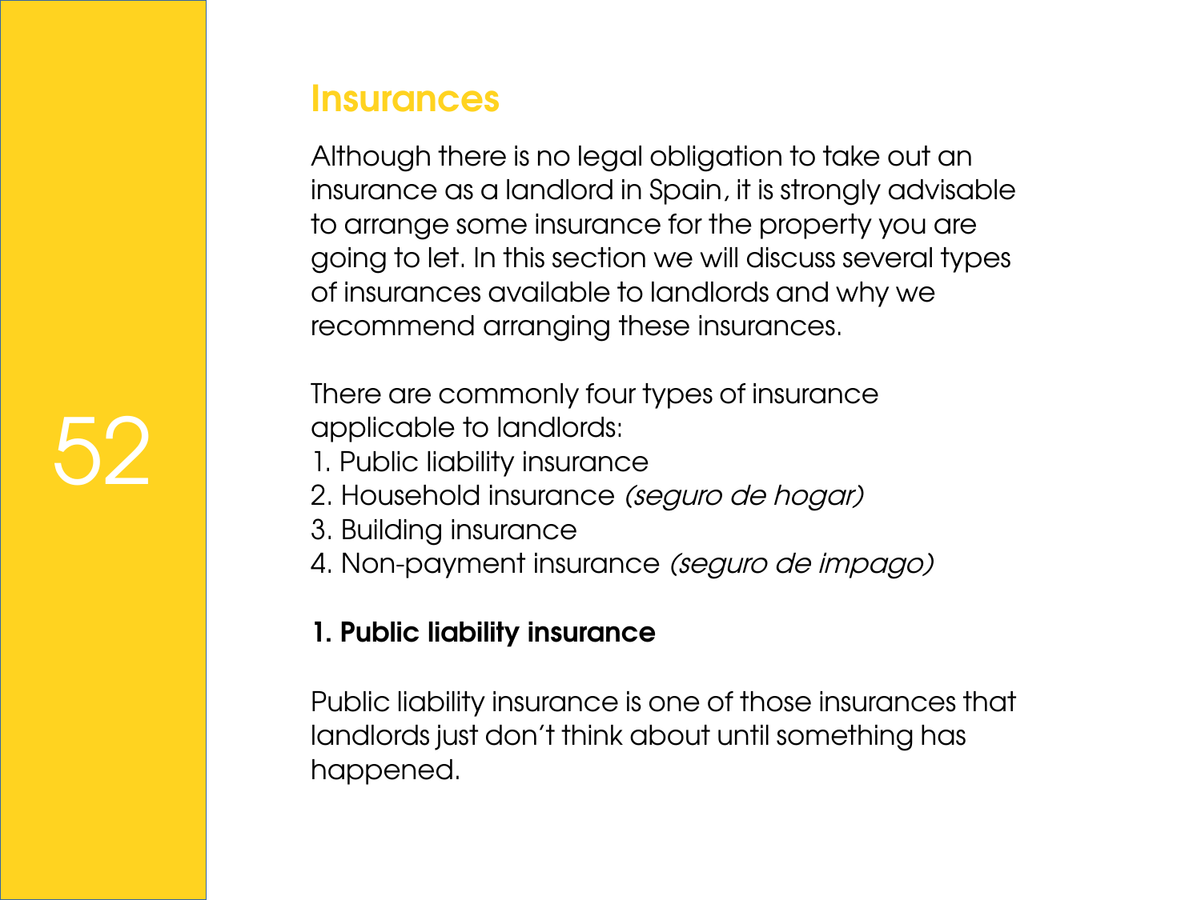## Insurances

Although there is no legal obligation to take out an insurance as a landlord in Spain, it is strongly advisable to arrange some insurance for the property you are going to let. In this section we will discuss several types of insurances available to landlords and why we recommend arranging these insurances.

There are commonly four types of insurance applicable to landlords:

1. Public liability insurance
2. Household insurance *(seguro de hogar)*
3. Building insurance
4. Non-payment insurance *(seguro de impago)*

### 1. Public liability insurance

Public liability insurance is one of those insurances that landlords just don't think about until something has happened.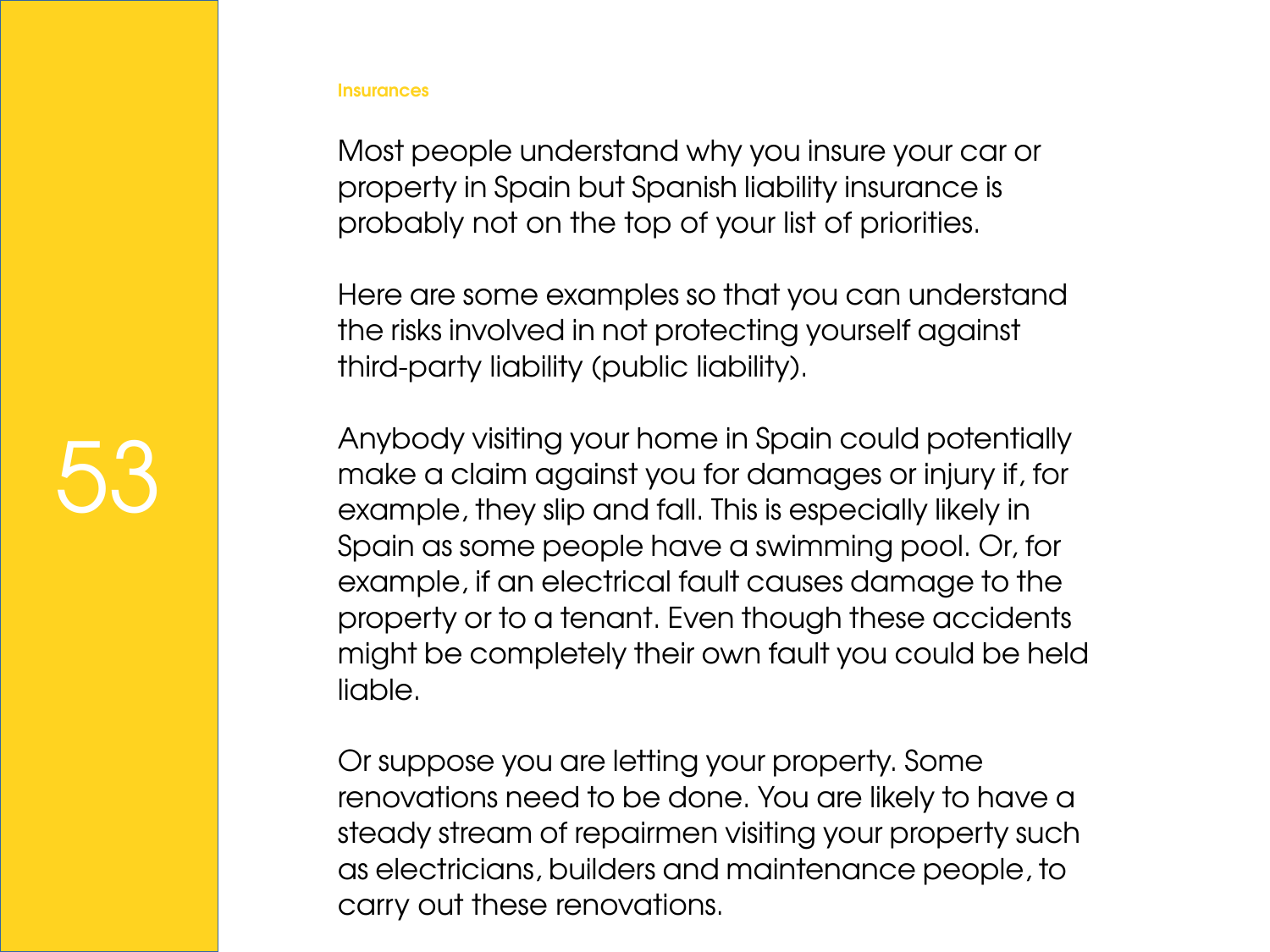Insurances

Most people understand why you insure your car or property in Spain but Spanish liability insurance is probably not on the top of your list of priorities.

Here are some examples so that you can understand the risks involved in not protecting yourself against third-party liability (public liability).

Anybody visiting your home in Spain could potentially make a claim against you for damages or injury if, for example, they slip and fall. This is especially likely in Spain as some people have a swimming pool. Or, for example, if an electrical fault causes damage to the property or to a tenant. Even though these accidents might be completely their own fault you could be held liable.

Or suppose you are letting your property. Some renovations need to be done. You are likely to have a steady stream of repairmen visiting your property such as electricians, builders and maintenance people, to carry out these renovations.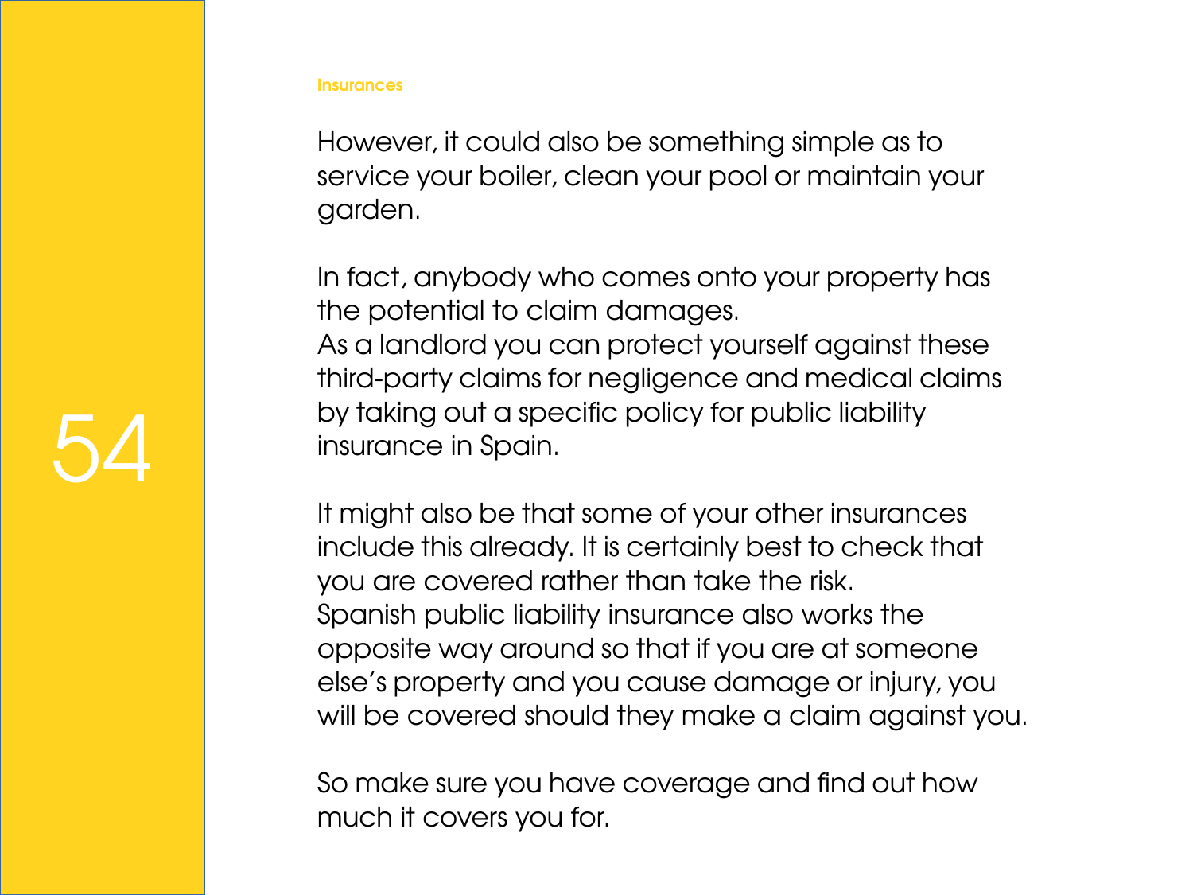However, it could also be something simple as to service your boiler, clean your pool or maintain your garden.

In fact, anybody who comes onto your property has the potential to claim damages.
As a landlord you can protect yourself against these third-party claims for negligence and medical claims by taking out a specific policy for public liability insurance in Spain.

It might also be that some of your other insurances include this already. It is certainly best to check that you are covered rather than take the risk.
Spanish public liability insurance also works the opposite way around so that if you are at someone else's property and you cause damage or injury, you will be covered should they make a claim against you.

So make sure you have coverage and find out how much it covers you for.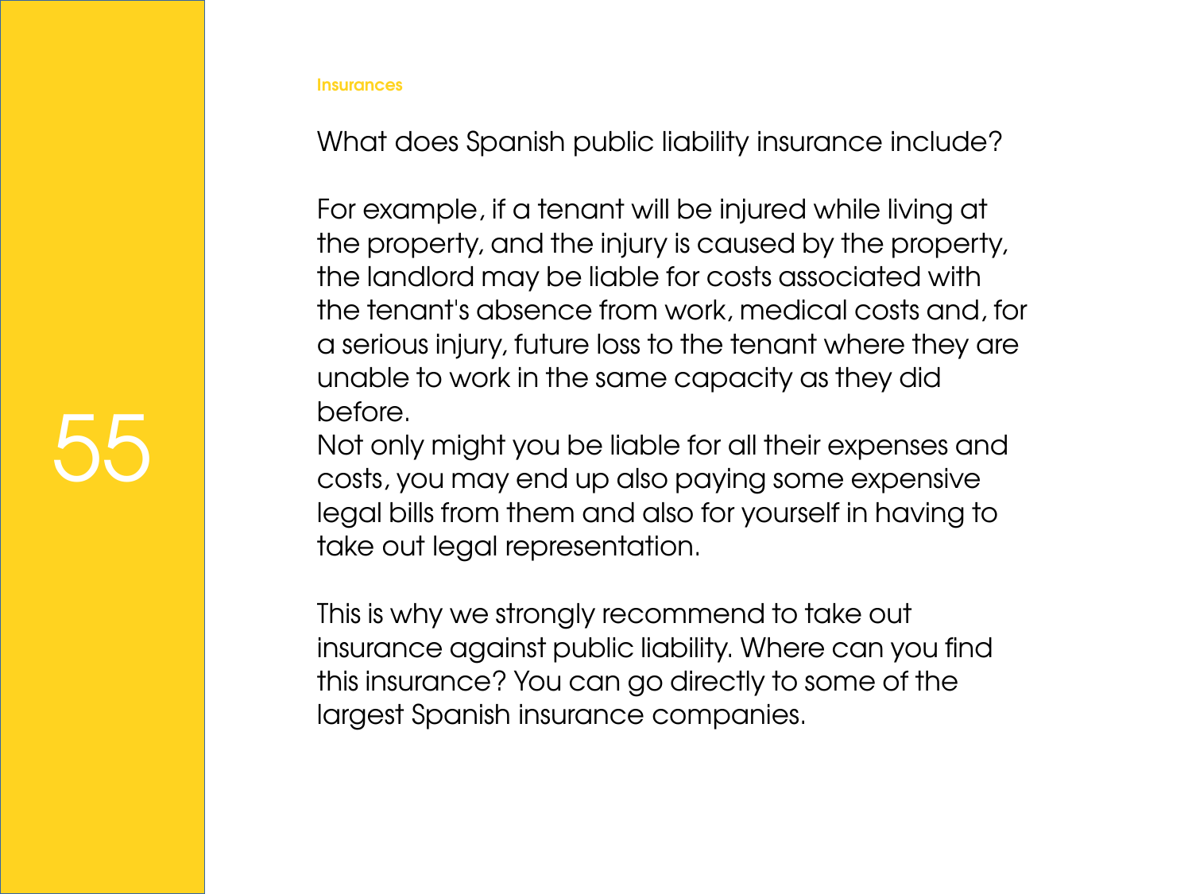Insurances

## What does Spanish public liability insurance include?

For example, if a tenant will be injured while living at the property, and the injury is caused by the property, the landlord may be liable for costs associated with the tenant's absence from work, medical costs and, for a serious injury, future loss to the tenant where they are unable to work in the same capacity as they did before.
Not only might you be liable for all their expenses and costs, you may end up also paying some expensive legal bills from them and also for yourself in having to take out legal representation.

This is why we strongly recommend to take out insurance against public liability. Where can you find this insurance? You can go directly to some of the largest Spanish insurance companies.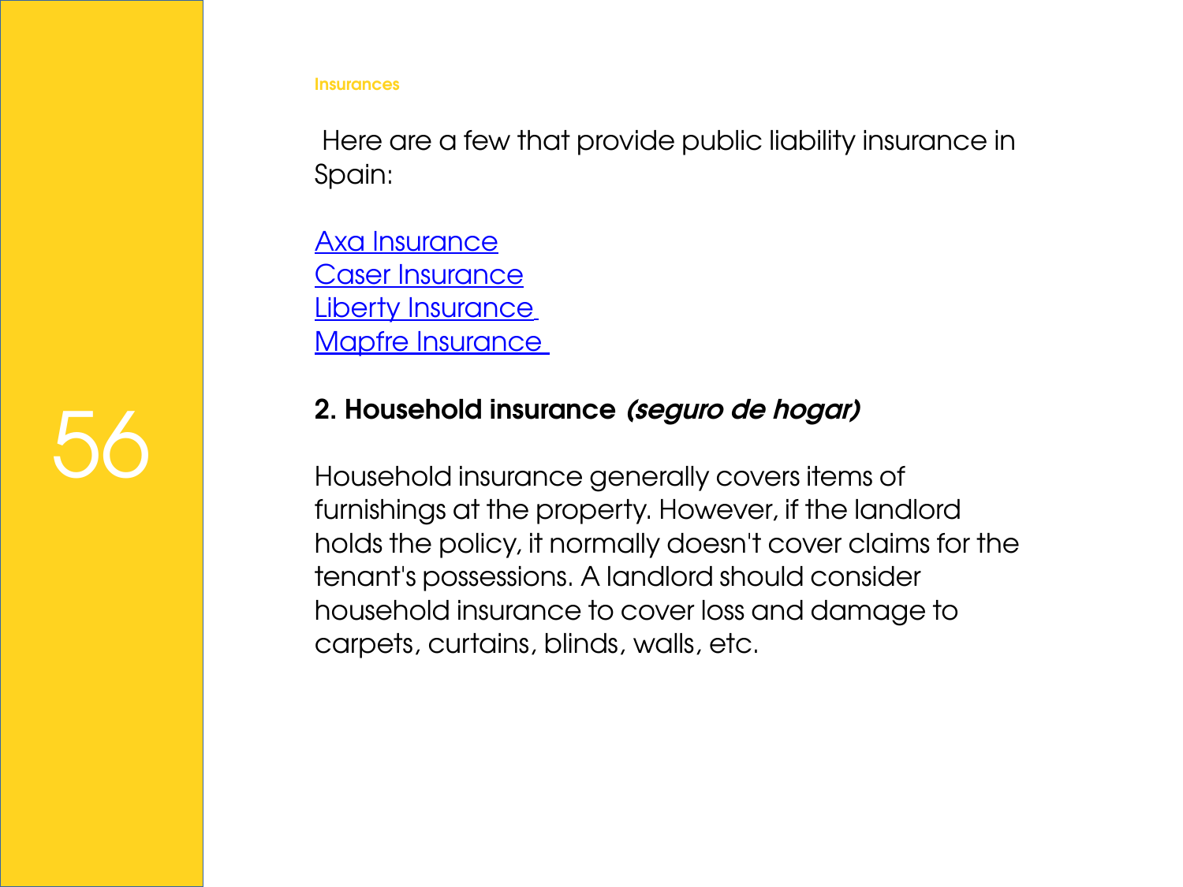Here are a few that provide public liability insurance in Spain:

Axa Insurance
Caser Insurance
Liberty Insurance
Mapfre Insurance

## 2. Household insurance *(seguro de hogar)*

Household insurance generally covers items of furnishings at the property. However, if the landlord holds the policy, it normally doesn't cover claims for the tenant's possessions. A landlord should consider household insurance to cover loss and damage to carpets, curtains, blinds, walls, etc.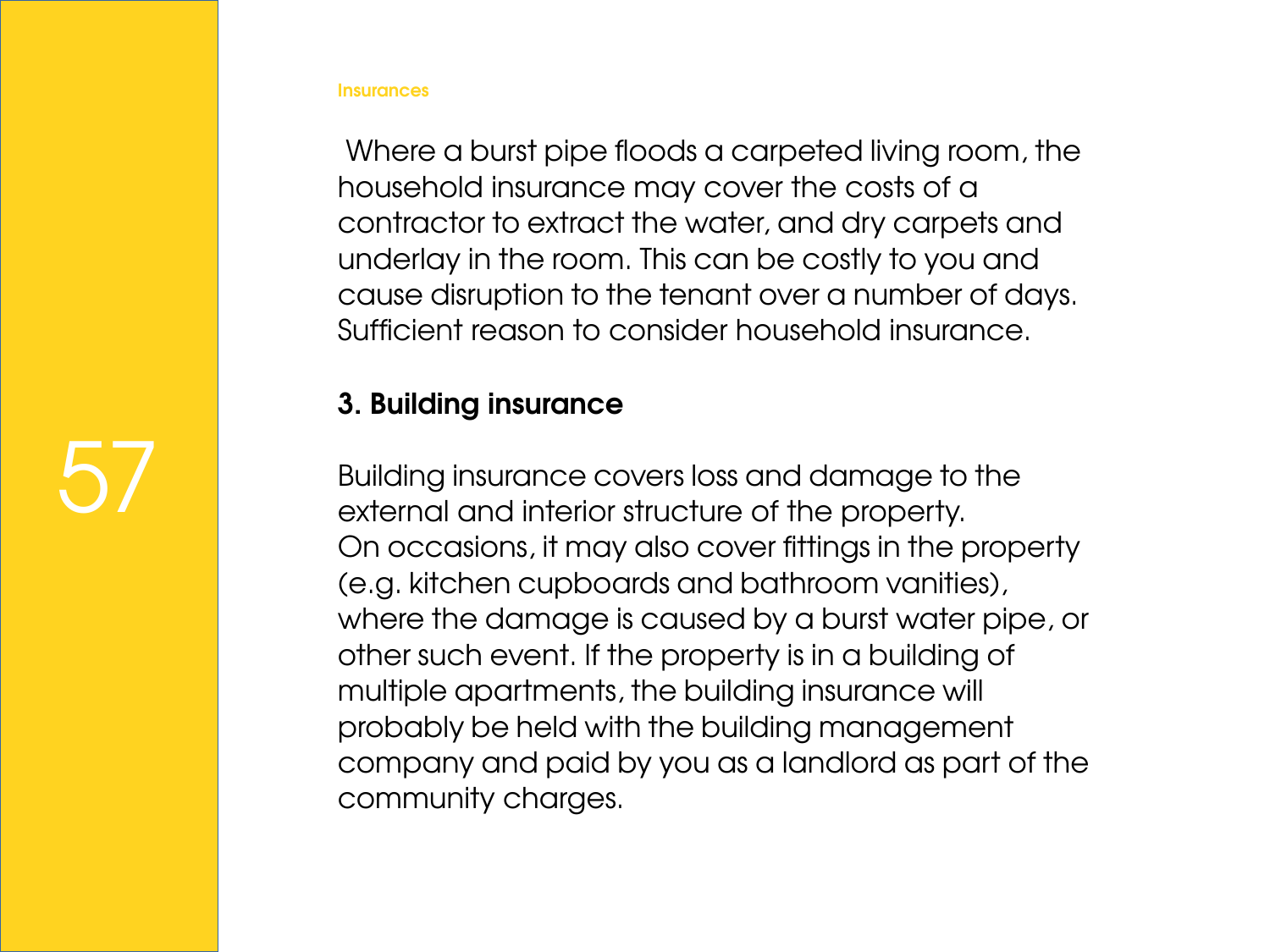Where a burst pipe floods a carpeted living room, the household insurance may cover the costs of a contractor to extract the water, and dry carpets and underlay in the room. This can be costly to you and cause disruption to the tenant over a number of days. Sufficient reason to consider household insurance.

### 3. Building insurance

Building insurance covers loss and damage to the external and interior structure of the property. On occasions, it may also cover fittings in the property (e.g. kitchen cupboards and bathroom vanities), where the damage is caused by a burst water pipe, or other such event. If the property is in a building of multiple apartments, the building insurance will probably be held with the building management company and paid by you as a landlord as part of the community charges.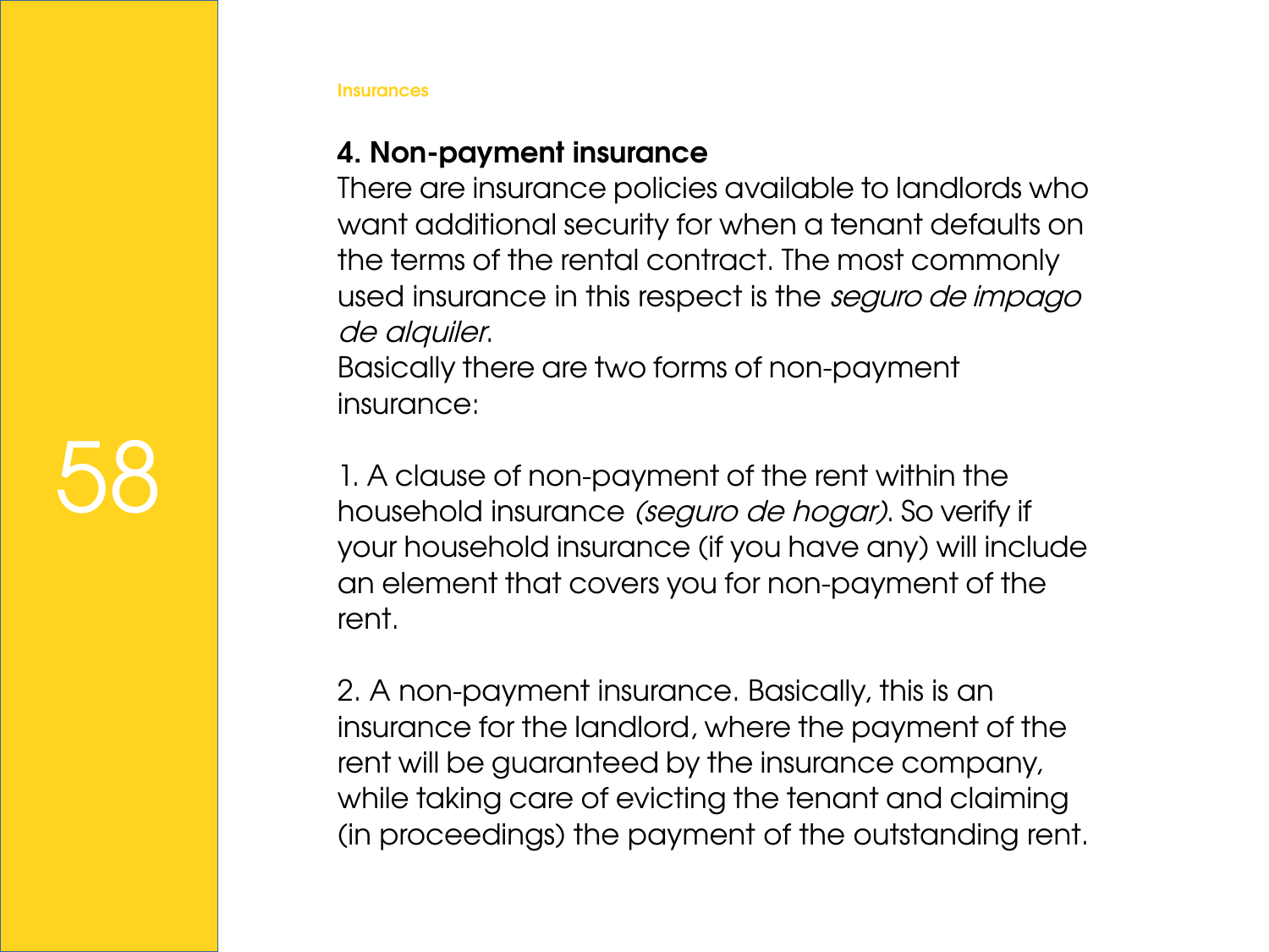Insurances

## 4. Non-payment insurance

There are insurance policies available to landlords who want additional security for when a tenant defaults on the terms of the rental contract. The most commonly used insurance in this respect is the *seguro de impago de alquiler*.
Basically there are two forms of non-payment insurance:

1. A clause of non-payment of the rent within the household insurance *(seguro de hogar)*. So verify if your household insurance (if you have any) will include an element that covers you for non-payment of the rent.

2. A non-payment insurance. Basically, this is an insurance for the landlord, where the payment of the rent will be guaranteed by the insurance company, while taking care of evicting the tenant and claiming (in proceedings) the payment of the outstanding rent.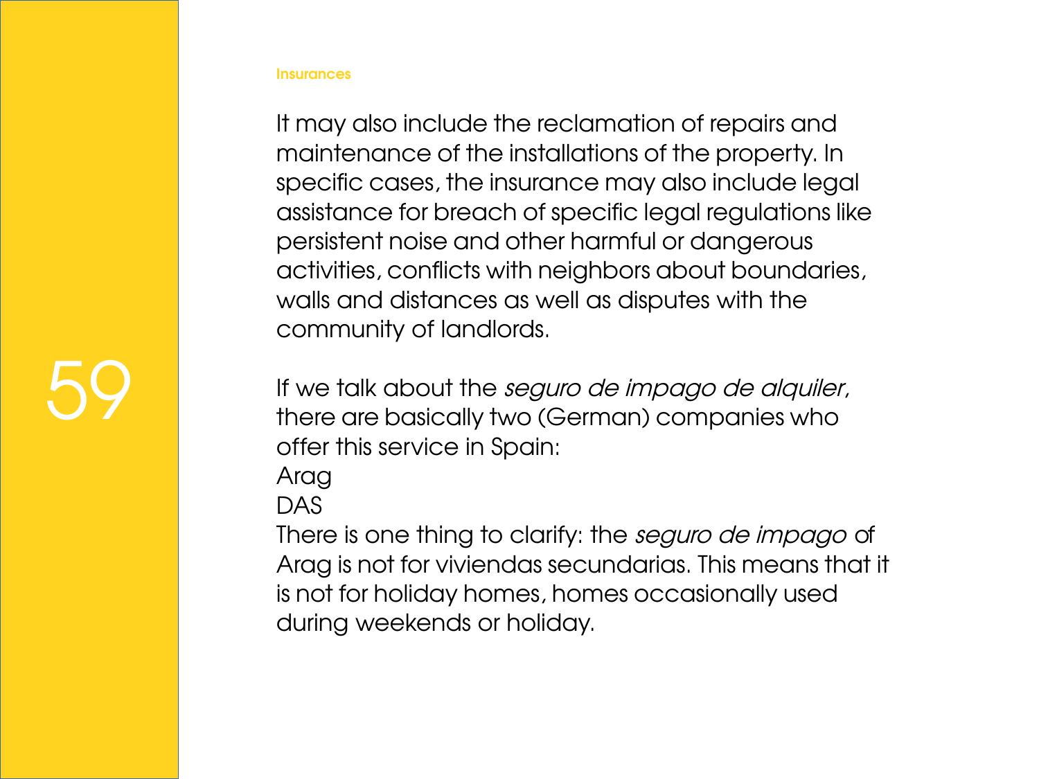It may also include the reclamation of repairs and maintenance of the installations of the property. In specific cases, the insurance may also include legal assistance for breach of specific legal regulations like persistent noise and other harmful or dangerous activities, conflicts with neighbors about boundaries, walls and distances as well as disputes with the community of landlords.

If we talk about the *seguro de impago de alquiler*, there are basically two (German) companies who offer this service in Spain:

Arag

DAS

There is one thing to clarify: the *seguro de impago* of Arag is not for viviendas secundarias. This means that it is not for holiday homes, homes occasionally used during weekends or holiday.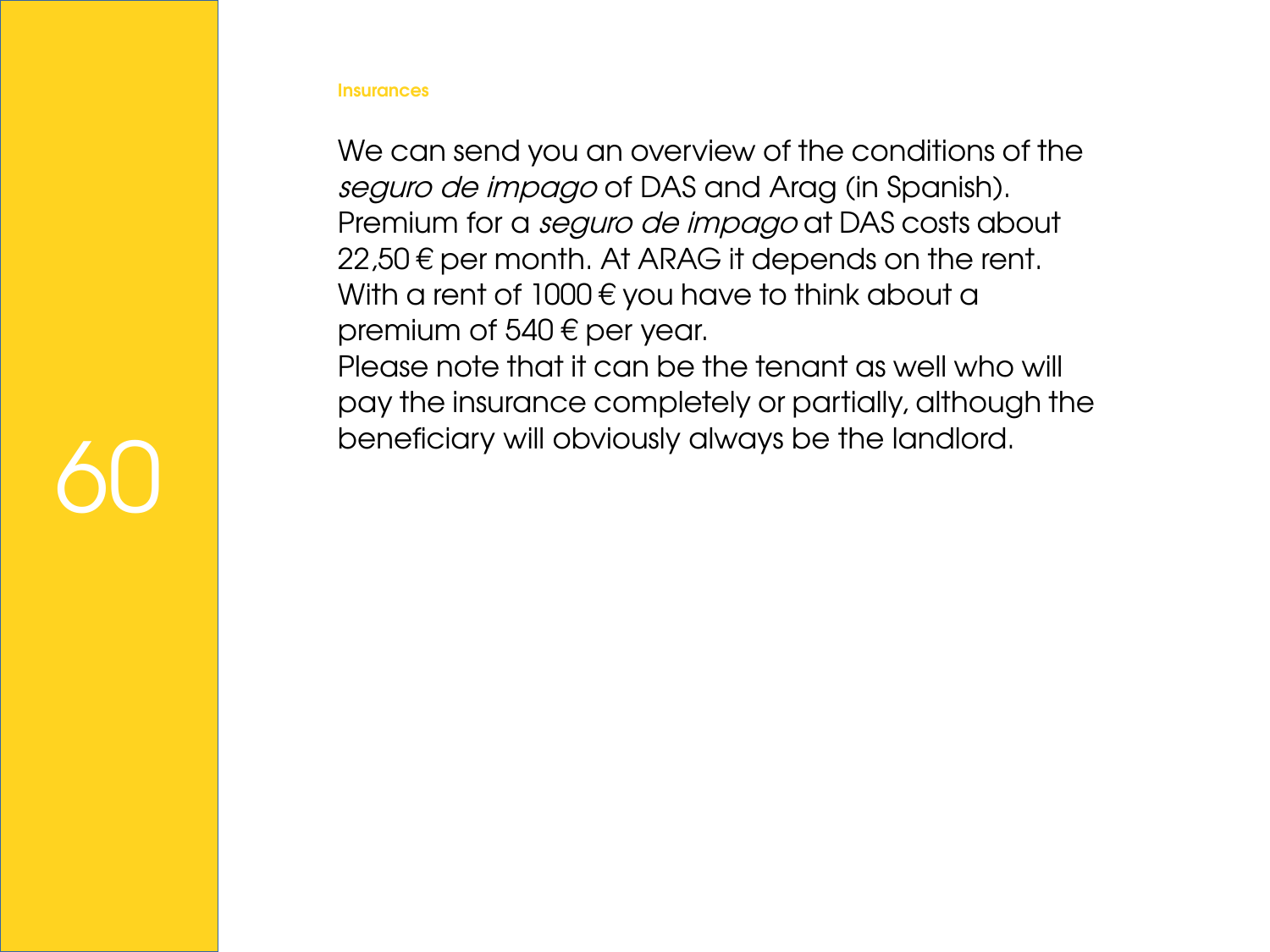Insurances

We can send you an overview of the conditions of the *seguro de impago* of DAS and Arag (in Spanish). Premium for a *seguro de impago* at DAS costs about 22,50 € per month. At ARAG it depends on the rent. With a rent of 1000 € you have to think about a premium of 540 € per year.
Please note that it can be the tenant as well who will pay the insurance completely or partially, although the beneficiary will obviously always be the landlord.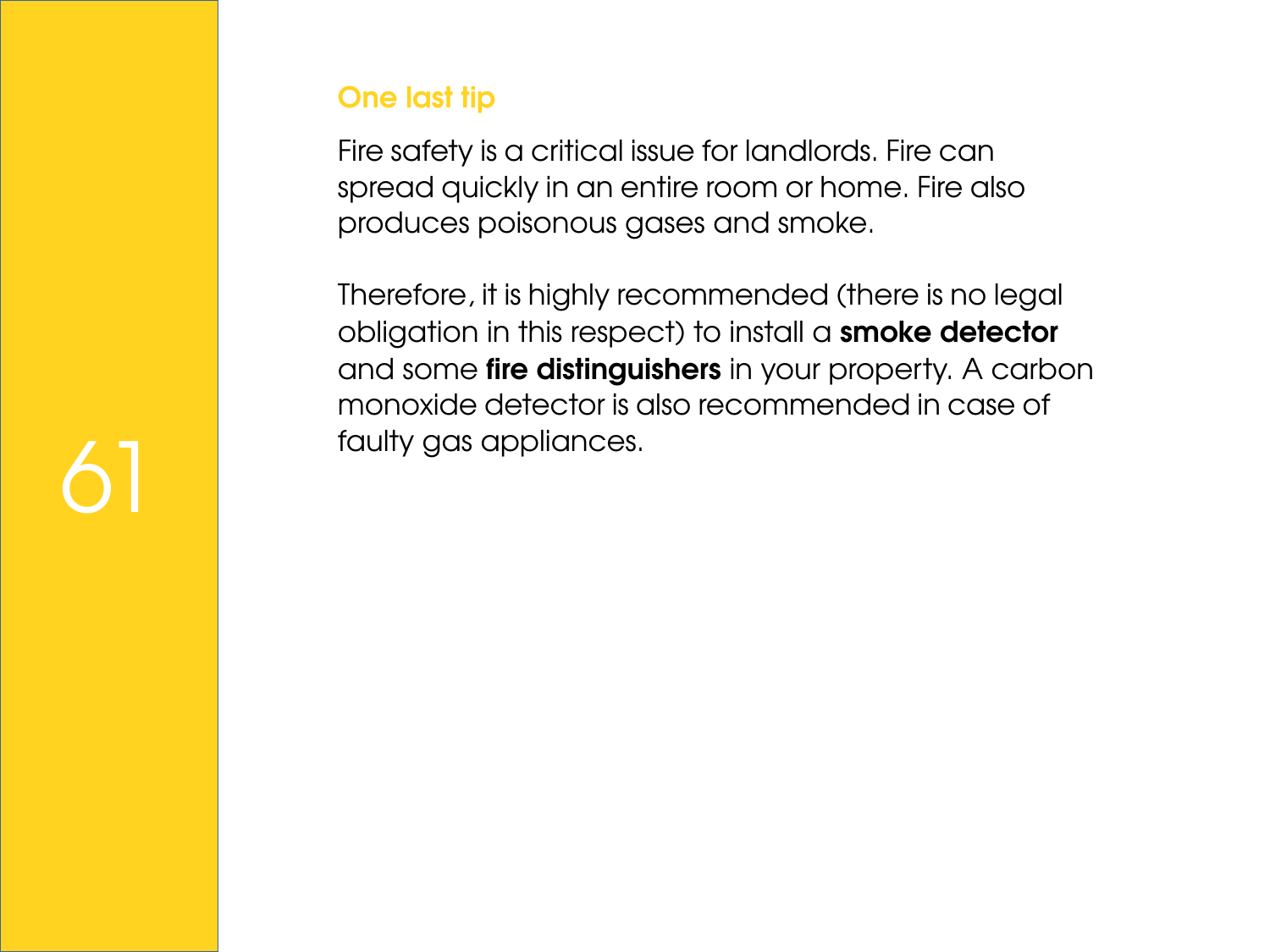## One last tip

Fire safety is a critical issue for landlords. Fire can spread quickly in an entire room or home. Fire also produces poisonous gases and smoke.

Therefore, it is highly recommended (there is no legal obligation in this respect) to install a **smoke detector** and some **fire distinguishers** in your property. A carbon monoxide detector is also recommended in case of faulty gas appliances.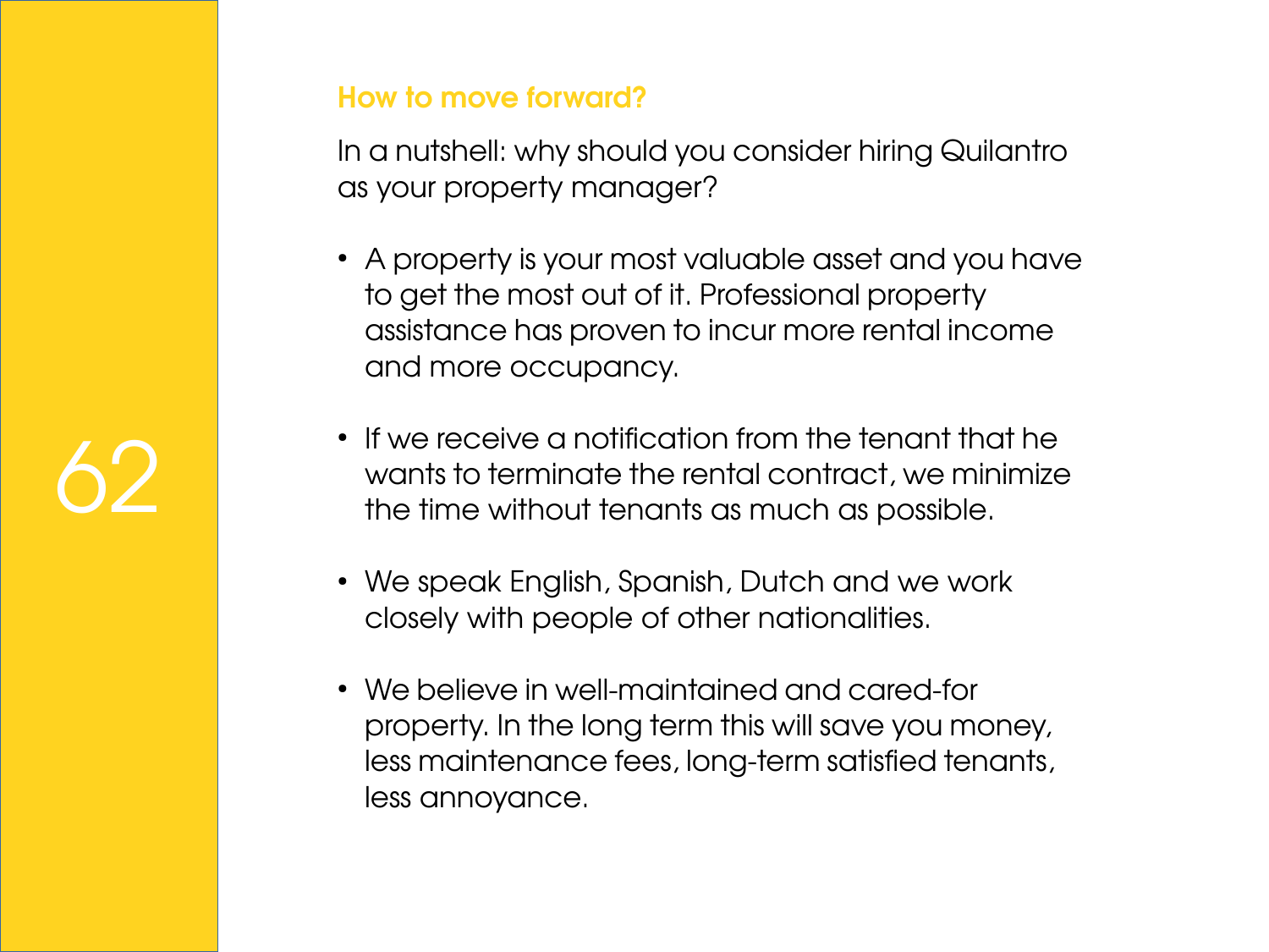## How to move forward?

In a nutshell: why should you consider hiring Quilantro as your property manager?

- A property is your most valuable asset and you have to get the most out of it. Professional property assistance has proven to incur more rental income and more occupancy.
- If we receive a notification from the tenant that he wants to terminate the rental contract, we minimize the time without tenants as much as possible.
- We speak English, Spanish, Dutch and we work closely with people of other nationalities.
- We believe in well-maintained and cared-for property. In the long term this will save you money, less maintenance fees, long-term satisfied tenants, less annoyance.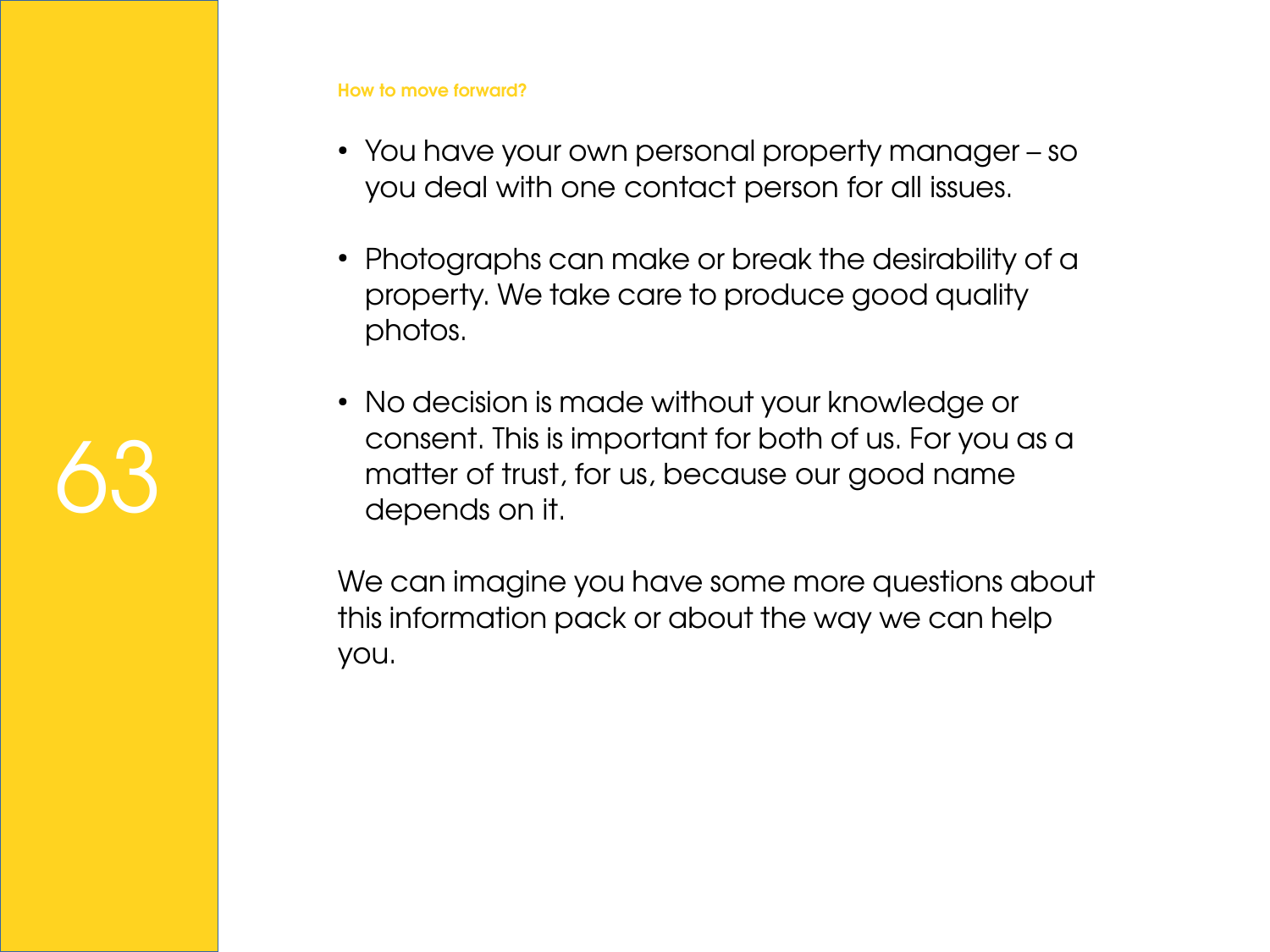### How to move forward?

- You have your own personal property manager – so you deal with one contact person for all issues.

- Photographs can make or break the desirability of a property. We take care to produce good quality photos.

- No decision is made without your knowledge or consent. This is important for both of us. For you as a matter of trust, for us, because our good name depends on it.

We can imagine you have some more questions about this information pack or about the way we can help you.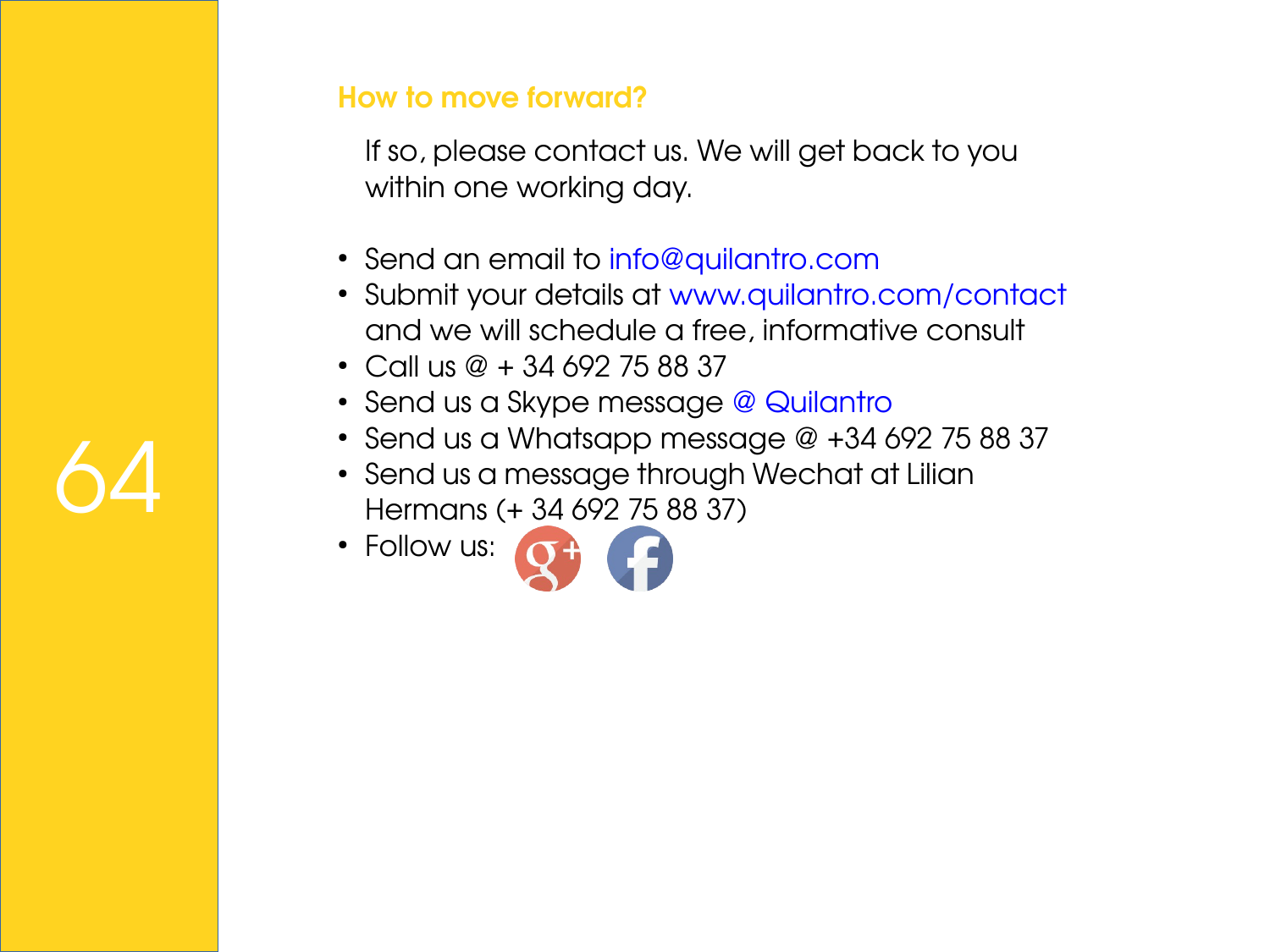## How to move forward?

If so, please contact us. We will get back to you within one working day.

- Send an email to info@quilantro.com
- Submit your details at www.quilantro.com/contact and we will schedule a free, informative consult
- Call us @ + 34 692 75 88 37
- Send us a Skype message @ Quilantro
- Send us a Whatsapp message @ +34 692 75 88 37
- Send us a message through Wechat at Lilian Hermans (+ 34 692 75 88 37)
- Follow us: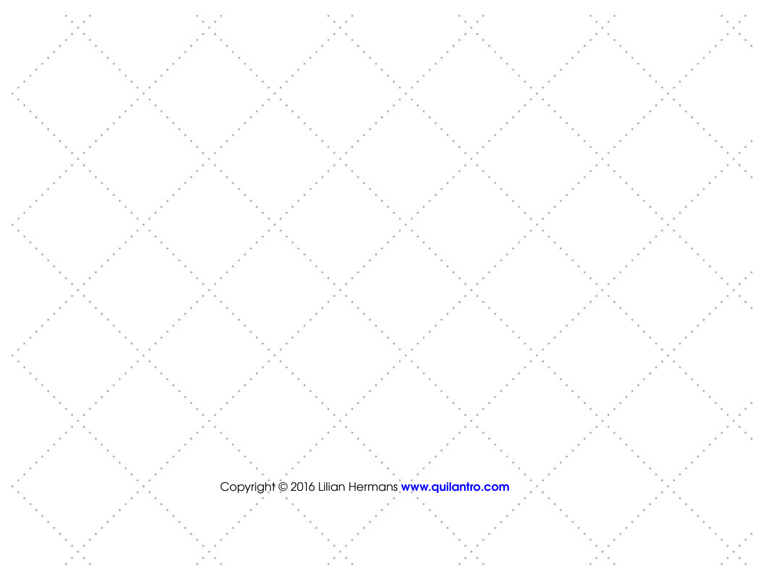Copyright © 2016 Lilian Hermans **www.quilantro.com**